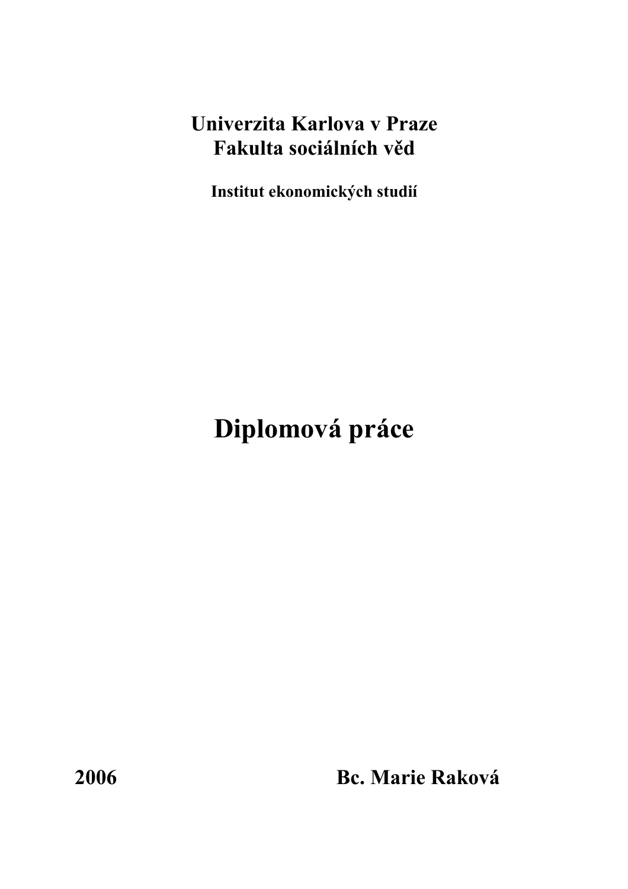**Univerzita Karlova v Praze**
**Fakulta sociálních věd**

**Institut ekonomických studií**

# Diplomová práce

**2006** **Bc. Marie Raková**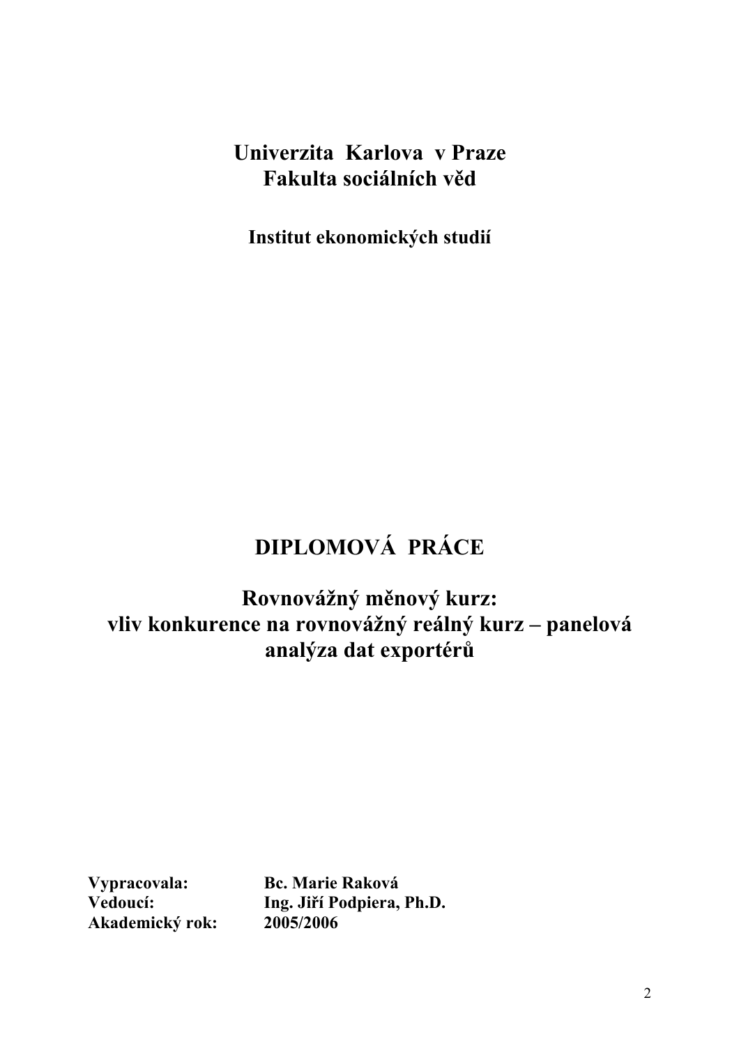**Univerzita Karlova v Praze**
**Fakulta sociálních věd**

**Institut ekonomických studií**

# DIPLOMOVÁ PRÁCE

## Rovnovážný měnový kurz: vliv konkurence na rovnovážný reálný kurz – panelová analýza dat exportérů

| | |
|---|---|
| **Vypracovala:** | **Bc. Marie Raková** |
| **Vedoucí:** | **Ing. Jiří Podpiera, Ph.D.** |
| **Akademický rok:** | **2005/2006** |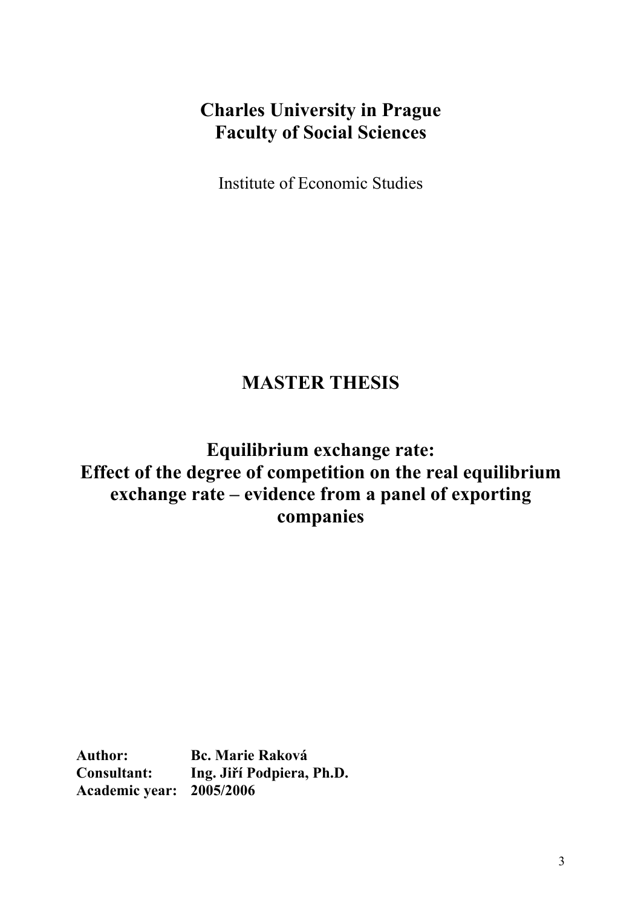**Charles University in Prague**
**Faculty of Social Sciences**

Institute of Economic Studies

# MASTER THESIS

## Equilibrium exchange rate: Effect of the degree of competition on the real equilibrium exchange rate – evidence from a panel of exporting companies

**Author:** Bc. Marie Raková
**Consultant:** Ing. Jiří Podpiera, Ph.D.
**Academic year:** 2005/2006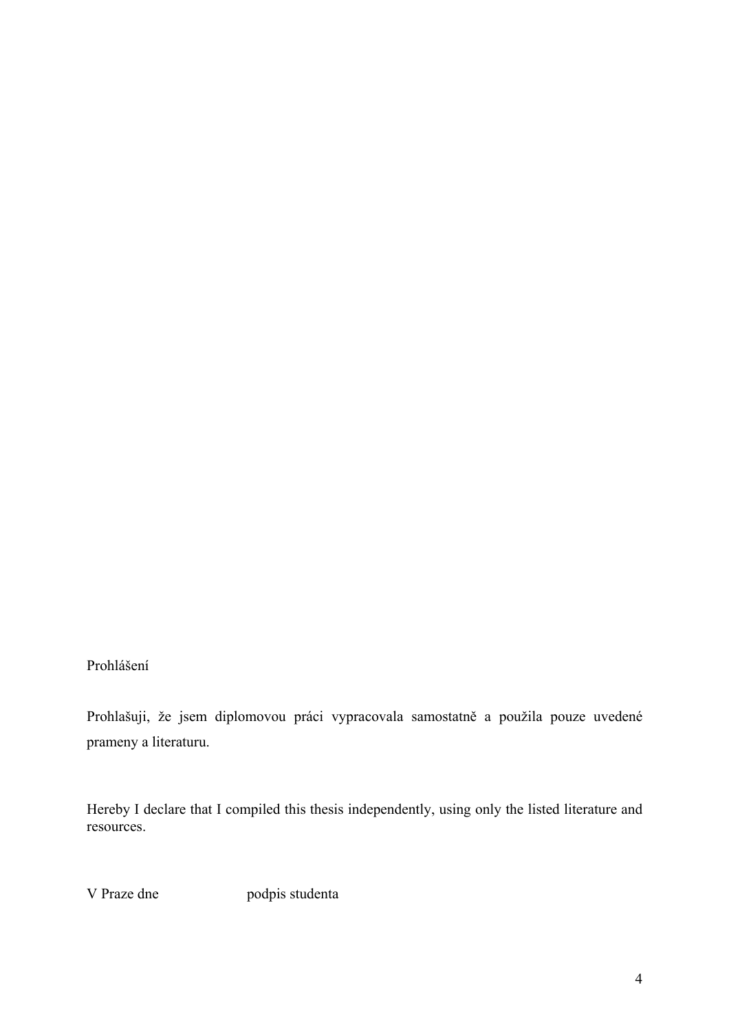Prohlášení

Prohlašuji, že jsem diplomovou práci vypracovala samostatně a použila pouze uvedené prameny a literaturu.

Hereby I declare that I compiled this thesis independently, using only the listed literature and resources.

V Praze dne podpis studenta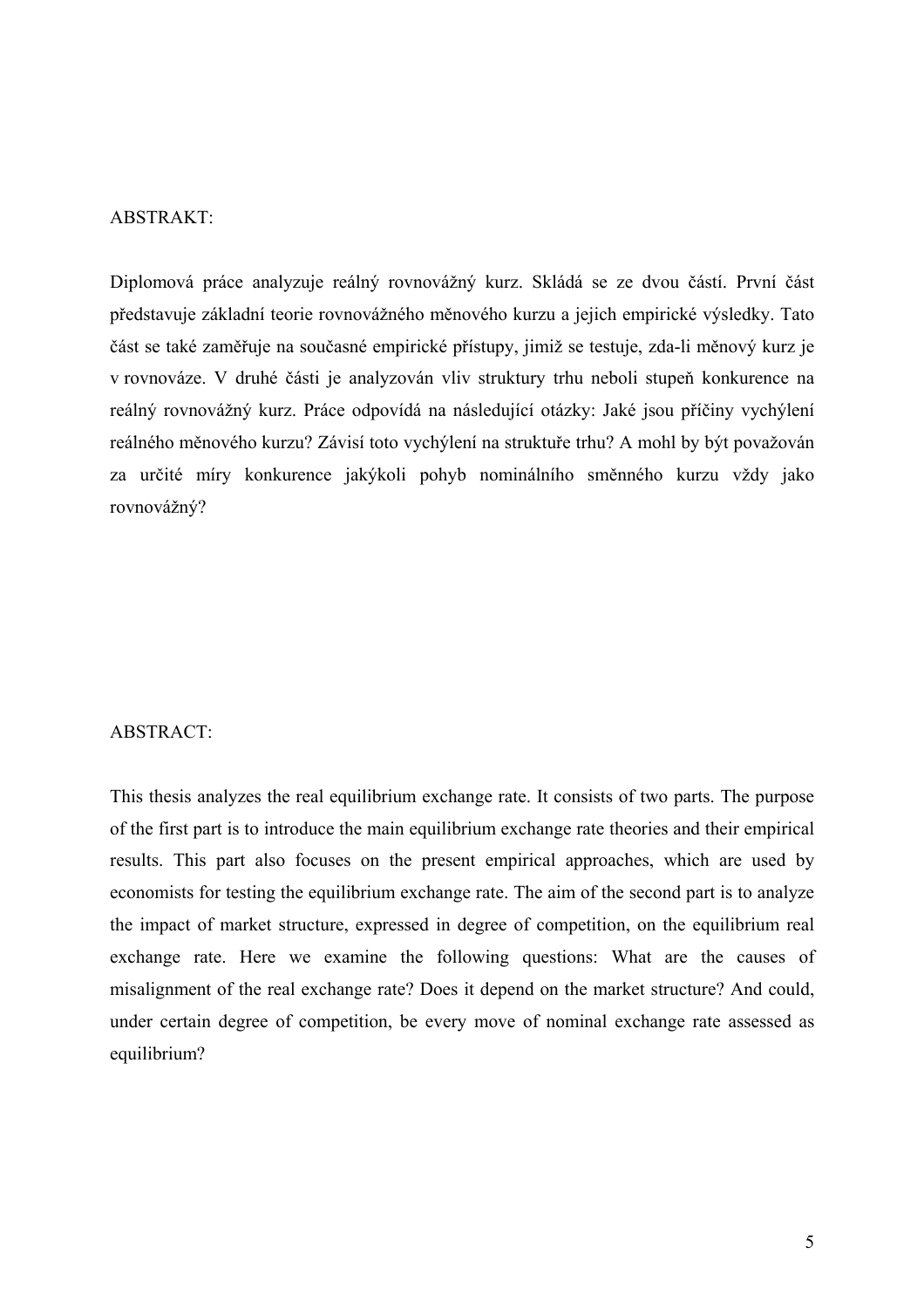## ABSTRAKT:

Diplomová práce analyzuje reálný rovnovážný kurz. Skládá se ze dvou částí. První část představuje základní teorie rovnovážného měnového kurzu a jejich empirické výsledky. Tato část se také zaměřuje na současné empirické přístupy, jimiž se testuje, zda-li měnový kurz je v rovnováze. V druhé části je analyzován vliv struktury trhu neboli stupeň konkurence na reálný rovnovážný kurz. Práce odpovídá na následující otázky: Jaké jsou příčiny vychýlení reálného měnového kurzu? Závisí toto vychýlení na struktuře trhu? A mohl by být považován za určité míry konkurence jakýkoli pohyb nominálního směnného kurzu vždy jako rovnovážný?

## ABSTRACT:

This thesis analyzes the real equilibrium exchange rate. It consists of two parts. The purpose of the first part is to introduce the main equilibrium exchange rate theories and their empirical results. This part also focuses on the present empirical approaches, which are used by economists for testing the equilibrium exchange rate. The aim of the second part is to analyze the impact of market structure, expressed in degree of competition, on the equilibrium real exchange rate. Here we examine the following questions: What are the causes of misalignment of the real exchange rate? Does it depend on the market structure? And could, under certain degree of competition, be every move of nominal exchange rate assessed as equilibrium?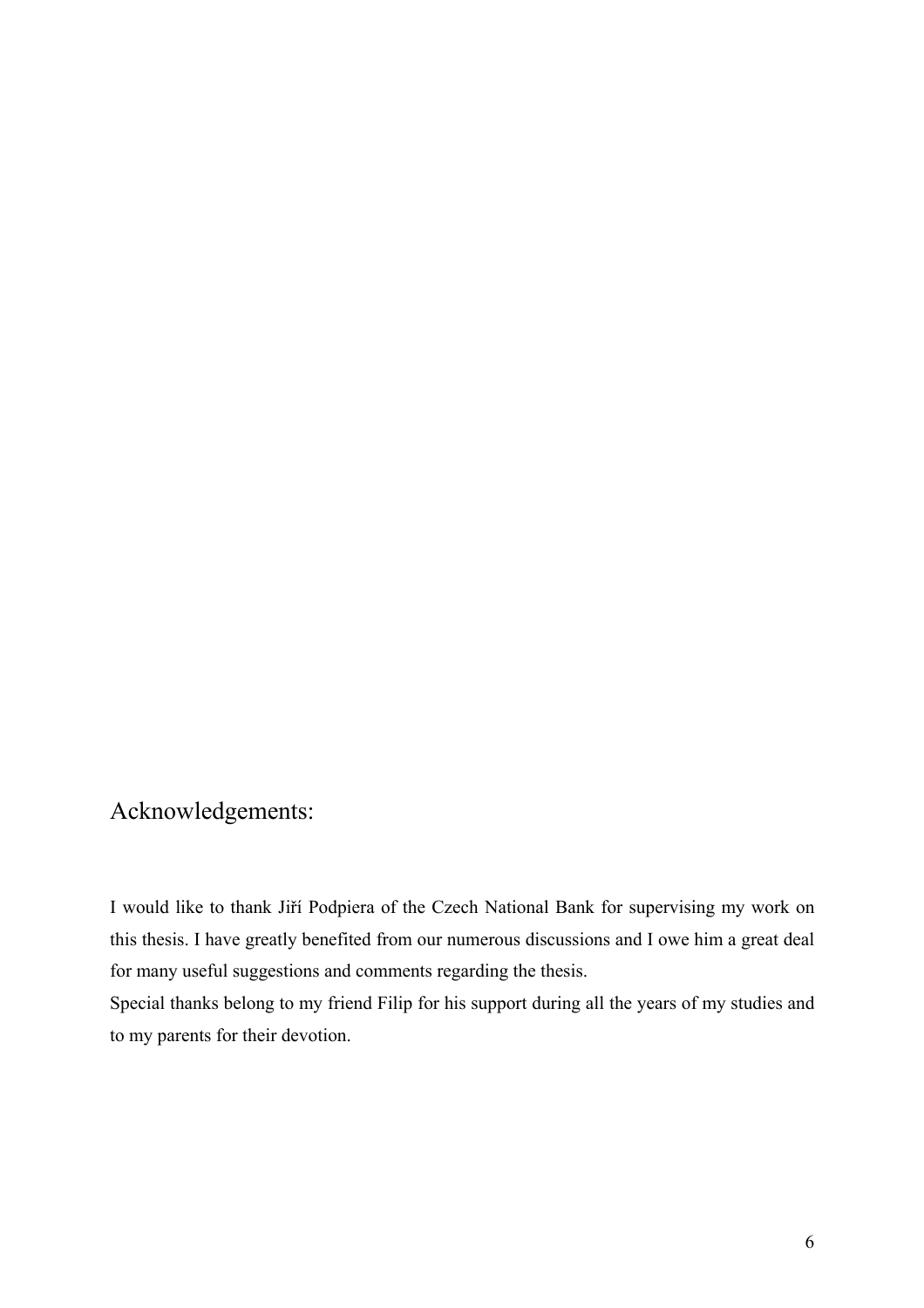# Acknowledgements:

I would like to thank Jiří Podpiera of the Czech National Bank for supervising my work on this thesis. I have greatly benefited from our numerous discussions and I owe him a great deal for many useful suggestions and comments regarding the thesis.

Special thanks belong to my friend Filip for his support during all the years of my studies and to my parents for their devotion.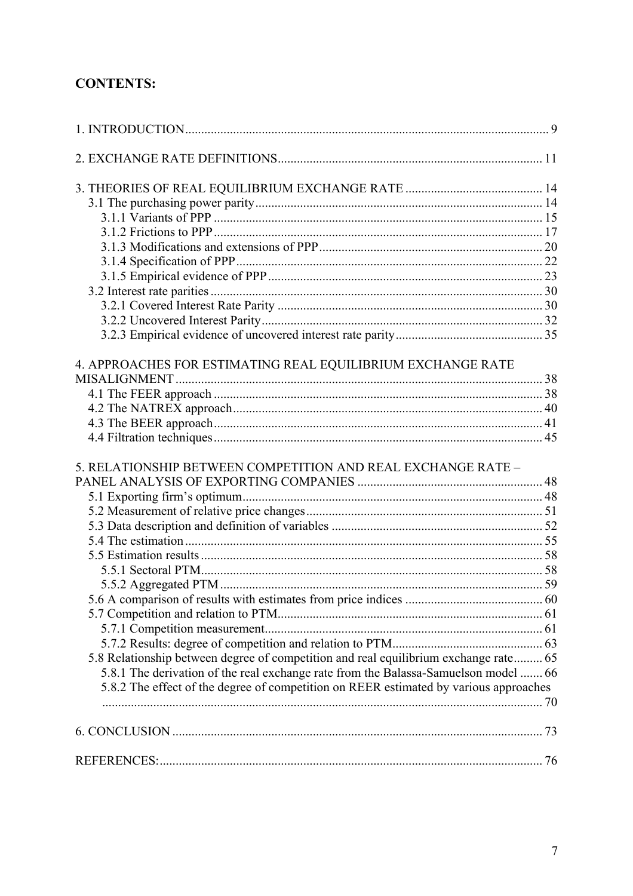**CONTENTS:**

1. INTRODUCTION ..... 9

2. EXCHANGE RATE DEFINITIONS ..... 11

3. THEORIES OF REAL EQUILIBRIUM EXCHANGE RATE ..... 14
   - 3.1 The purchasing power parity ..... 14
     - 3.1.1 Variants of PPP ..... 15
     - 3.1.2 Frictions to PPP ..... 17
     - 3.1.3 Modifications and extensions of PPP ..... 20
     - 3.1.4 Specification of PPP ..... 22
     - 3.1.5 Empirical evidence of PPP ..... 23
   - 3.2 Interest rate parities ..... 30
     - 3.2.1 Covered Interest Rate Parity ..... 30
     - 3.2.2 Uncovered Interest Parity ..... 32
     - 3.2.3 Empirical evidence of uncovered interest rate parity ..... 35

4. APPROACHES FOR ESTIMATING REAL EQUILIBRIUM EXCHANGE RATE MISALIGNMENT ..... 38
   - 4.1 The FEER approach ..... 38
   - 4.2 The NATREX approach ..... 40
   - 4.3 The BEER approach ..... 41
   - 4.4 Filtration techniques ..... 45

5. RELATIONSHIP BETWEEN COMPETITION AND REAL EXCHANGE RATE – PANEL ANALYSIS OF EXPORTING COMPANIES ..... 48
   - 5.1 Exporting firm's optimum ..... 48
   - 5.2 Measurement of relative price changes ..... 51
   - 5.3 Data description and definition of variables ..... 52
   - 5.4 The estimation ..... 55
   - 5.5 Estimation results ..... 58
     - 5.5.1 Sectoral PTM ..... 58
     - 5.5.2 Aggregated PTM ..... 59
   - 5.6 A comparison of results with estimates from price indices ..... 60
   - 5.7 Competition and relation to PTM ..... 61
     - 5.7.1 Competition measurement ..... 61
     - 5.7.2 Results: degree of competition and relation to PTM ..... 63
   - 5.8 Relationship between degree of competition and real equilibrium exchange rate ..... 65
     - 5.8.1 The derivation of the real exchange rate from the Balassa-Samuelson model ..... 66
     - 5.8.2 The effect of the degree of competition on REER estimated by various approaches ..... 70

6. CONCLUSION ..... 73

REFERENCES: ..... 76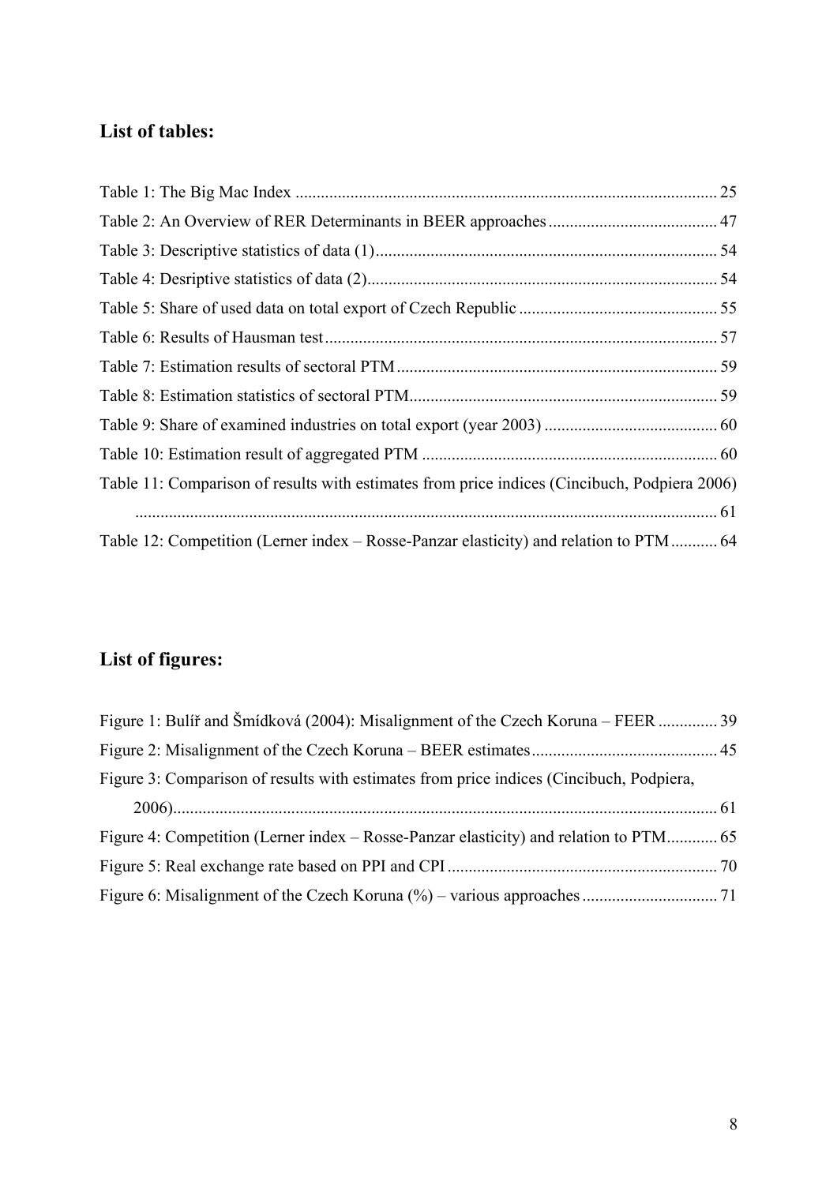## List of tables:

Table 1: The Big Mac Index ..................................................................................................... 25
Table 2: An Overview of RER Determinants in BEER approaches ......................................... 47
Table 3: Descriptive statistics of data (1) .................................................................................. 54
Table 4: Desriptive statistics of data (2) .................................................................................... 54
Table 5: Share of used data on total export of Czech Republic ............................................... 55
Table 6: Results of Hausman test ............................................................................................. 57
Table 7: Estimation results of sectoral PTM ............................................................................ 59
Table 8: Estimation statistics of sectoral PTM ......................................................................... 59
Table 9: Share of examined industries on total export (year 2003) ......................................... 60
Table 10: Estimation result of aggregated PTM ...................................................................... 60
Table 11: Comparison of results with estimates from price indices (Cincibuch, Podpiera 2006) ........................................................................................................................................... 61
Table 12: Competition (Lerner index – Rosse-Panzar elasticity) and relation to PTM ........... 64

## List of figures:

Figure 1: Bulíř and Šmídková (2004): Misalignment of the Czech Koruna – FEER .............. 39
Figure 2: Misalignment of the Czech Koruna – BEER estimates ............................................ 45
Figure 3: Comparison of results with estimates from price indices (Cincibuch, Podpiera, 2006) ................................................................................................................................. 61
Figure 4: Competition (Lerner index – Rosse-Panzar elasticity) and relation to PTM ............ 65
Figure 5: Real exchange rate based on PPI and CPI ................................................................ 70
Figure 6: Misalignment of the Czech Koruna (%) – various approaches ................................ 71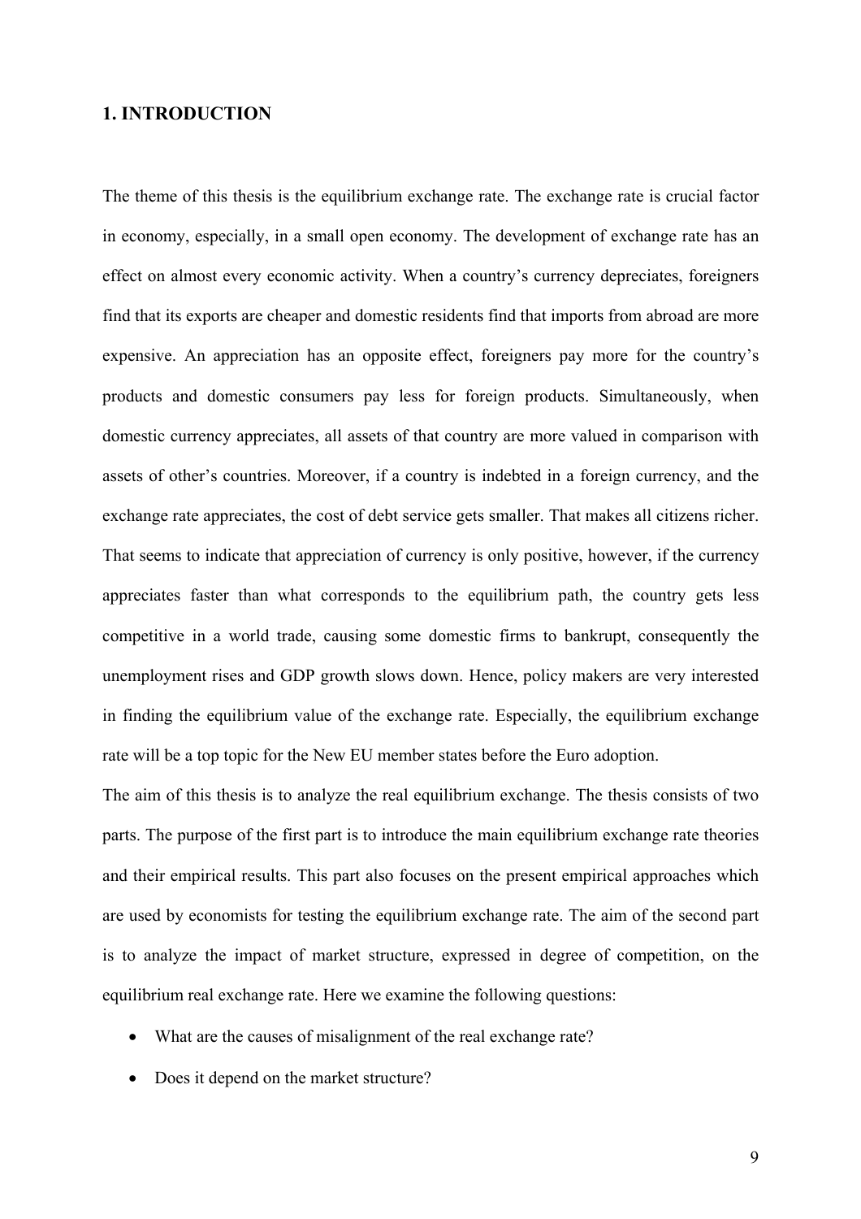# 1. INTRODUCTION

The theme of this thesis is the equilibrium exchange rate. The exchange rate is crucial factor in economy, especially, in a small open economy. The development of exchange rate has an effect on almost every economic activity. When a country's currency depreciates, foreigners find that its exports are cheaper and domestic residents find that imports from abroad are more expensive. An appreciation has an opposite effect, foreigners pay more for the country's products and domestic consumers pay less for foreign products. Simultaneously, when domestic currency appreciates, all assets of that country are more valued in comparison with assets of other's countries. Moreover, if a country is indebted in a foreign currency, and the exchange rate appreciates, the cost of debt service gets smaller. That makes all citizens richer. That seems to indicate that appreciation of currency is only positive, however, if the currency appreciates faster than what corresponds to the equilibrium path, the country gets less competitive in a world trade, causing some domestic firms to bankrupt, consequently the unemployment rises and GDP growth slows down. Hence, policy makers are very interested in finding the equilibrium value of the exchange rate. Especially, the equilibrium exchange rate will be a top topic for the New EU member states before the Euro adoption.

The aim of this thesis is to analyze the real equilibrium exchange. The thesis consists of two parts. The purpose of the first part is to introduce the main equilibrium exchange rate theories and their empirical results. This part also focuses on the present empirical approaches which are used by economists for testing the equilibrium exchange rate. The aim of the second part is to analyze the impact of market structure, expressed in degree of competition, on the equilibrium real exchange rate. Here we examine the following questions:

- What are the causes of misalignment of the real exchange rate?
- Does it depend on the market structure?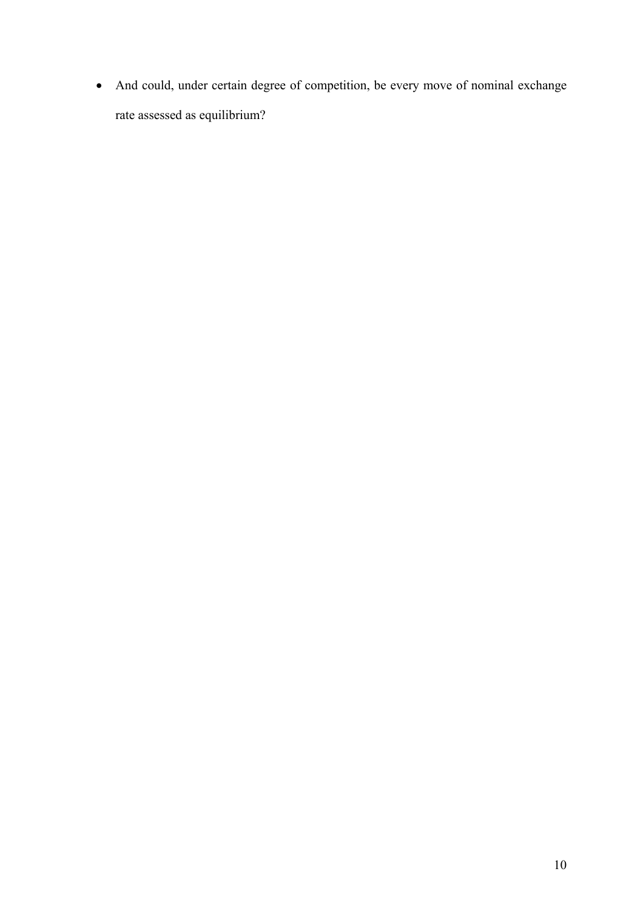- And could, under certain degree of competition, be every move of nominal exchange rate assessed as equilibrium?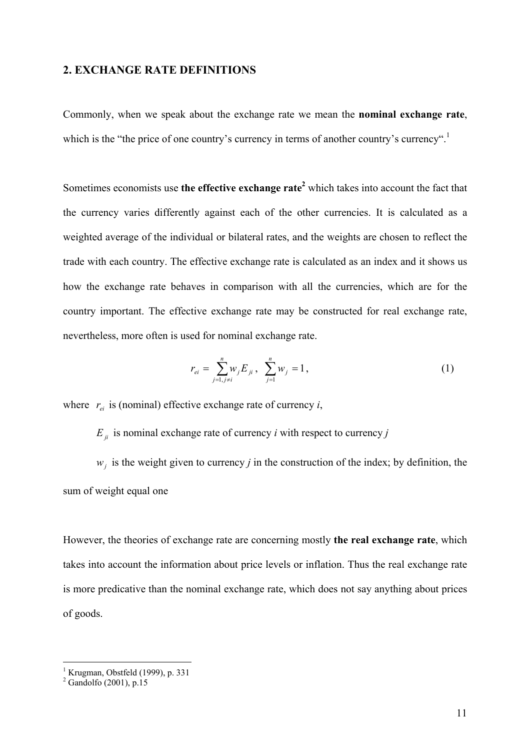## 2. EXCHANGE RATE DEFINITIONS

Commonly, when we speak about the exchange rate we mean the **nominal exchange rate**, which is the "the price of one country's currency in terms of another country's currency".[1]

Sometimes economists use **the effective exchange rate**[2] which takes into account the fact that the currency varies differently against each of the other currencies. It is calculated as a weighted average of the individual or bilateral rates, and the weights are chosen to reflect the trade with each country. The effective exchange rate is calculated as an index and it shows us how the exchange rate behaves in comparison with all the currencies, which are for the country important. The effective exchange rate may be constructed for real exchange rate, nevertheless, more often is used for nominal exchange rate.

$$r_{ei} = \sum_{j=1, j \neq i}^{n} w_j E_{ji}, \quad \sum_{j=1}^{n} w_j = 1, \tag{1}$$

where $r_{ei}$ is (nominal) effective exchange rate of currency *i*,

$E_{ji}$ is nominal exchange rate of currency *i* with respect to currency *j*

$w_j$ is the weight given to currency *j* in the construction of the index; by definition, the sum of weight equal one

However, the theories of exchange rate are concerning mostly **the real exchange rate**, which takes into account the information about price levels or inflation. Thus the real exchange rate is more predicative than the nominal exchange rate, which does not say anything about prices of goods.

---

[1] Krugman, Obstfeld (1999), p. 331

[2] Gandolfo (2001), p.15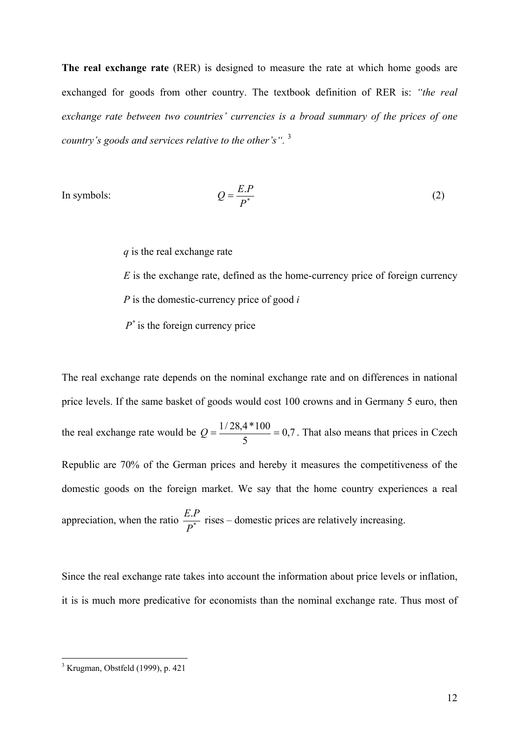**The real exchange rate** (RER) is designed to measure the rate at which home goods are exchanged for goods from other country. The textbook definition of RER is: *"the real exchange rate between two countries' currencies is a broad summary of the prices of one country's goods and services relative to the other's".* [3]

In symbols: 

$$Q = \frac{E.P}{P^*} \tag{2}$$

$q$ is the real exchange rate

$E$ is the exchange rate, defined as the home-currency price of foreign currency

$P$ is the domestic-currency price of good $i$

$P^*$ is the foreign currency price

The real exchange rate depends on the nominal exchange rate and on differences in national price levels. If the same basket of goods would cost 100 crowns and in Germany 5 euro, then the real exchange rate would be $Q = \frac{1/28{,}4*100}{5} = 0{,}7$. That also means that prices in Czech Republic are 70% of the German prices and hereby it measures the competitiveness of the domestic goods on the foreign market. We say that the home country experiences a real appreciation, when the ratio $\frac{E.P}{P^*}$ rises – domestic prices are relatively increasing.

Since the real exchange rate takes into account the information about price levels or inflation, it is is much more predicative for economists than the nominal exchange rate. Thus most of

[3] Krugman, Obstfeld (1999), p. 421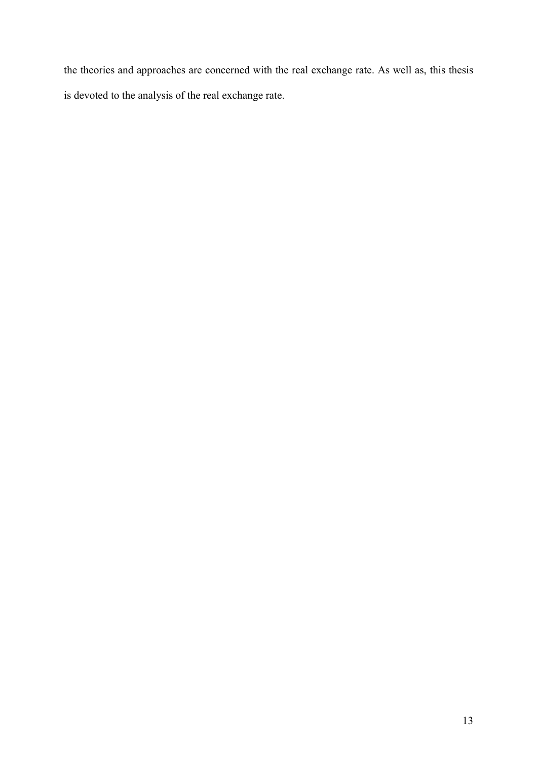the theories and approaches are concerned with the real exchange rate. As well as, this thesis is devoted to the analysis of the real exchange rate.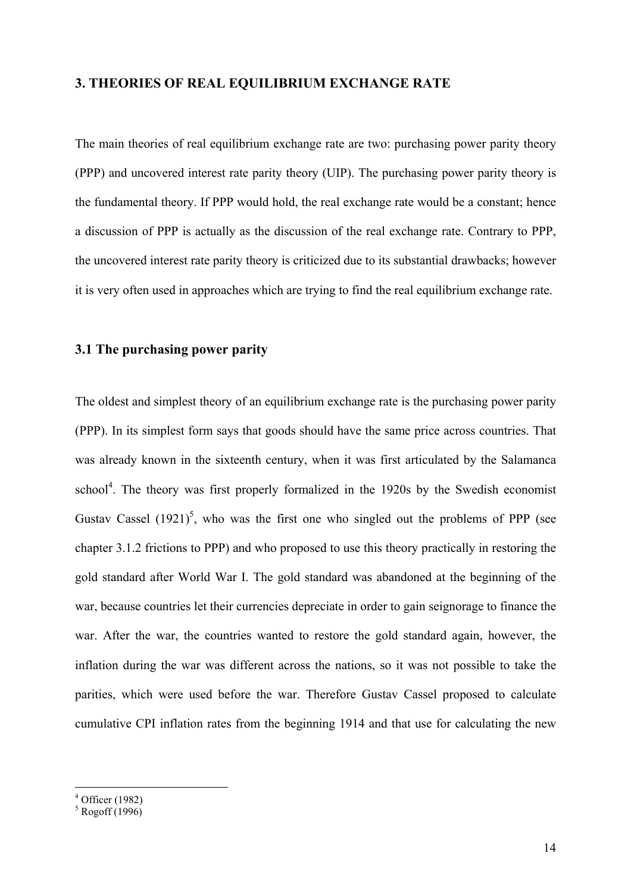## 3. THEORIES OF REAL EQUILIBRIUM EXCHANGE RATE

The main theories of real equilibrium exchange rate are two: purchasing power parity theory (PPP) and uncovered interest rate parity theory (UIP). The purchasing power parity theory is the fundamental theory. If PPP would hold, the real exchange rate would be a constant; hence a discussion of PPP is actually as the discussion of the real exchange rate. Contrary to PPP, the uncovered interest rate parity theory is criticized due to its substantial drawbacks; however it is very often used in approaches which are trying to find the real equilibrium exchange rate.

### 3.1 The purchasing power parity

The oldest and simplest theory of an equilibrium exchange rate is the purchasing power parity (PPP). In its simplest form says that goods should have the same price across countries. That was already known in the sixteenth century, when it was first articulated by the Salamanca school[4]. The theory was first properly formalized in the 1920s by the Swedish economist Gustav Cassel (1921)[5], who was the first one who singled out the problems of PPP (see chapter 3.1.2 frictions to PPP) and who proposed to use this theory practically in restoring the gold standard after World War I. The gold standard was abandoned at the beginning of the war, because countries let their currencies depreciate in order to gain seignorage to finance the war. After the war, the countries wanted to restore the gold standard again, however, the inflation during the war was different across the nations, so it was not possible to take the parities, which were used before the war. Therefore Gustav Cassel proposed to calculate cumulative CPI inflation rates from the beginning 1914 and that use for calculating the new

[4] Officer (1982)
[5] Rogoff (1996)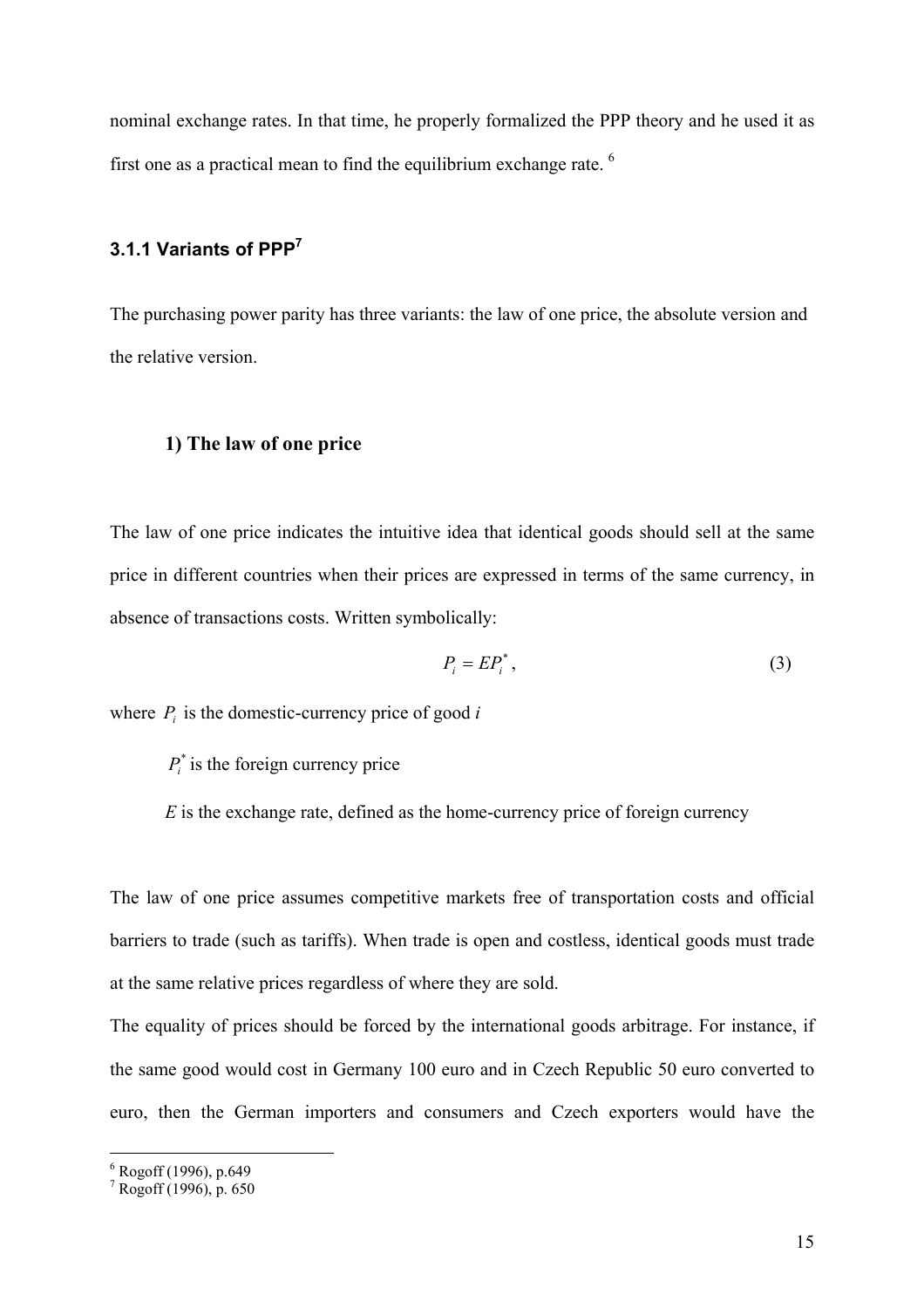nominal exchange rates. In that time, he properly formalized the PPP theory and he used it as first one as a practical mean to find the equilibrium exchange rate. [6]

### 3.1.1 Variants of PPP[7]

The purchasing power parity has three variants: the law of one price, the absolute version and the relative version.

#### 1) The law of one price

The law of one price indicates the intuitive idea that identical goods should sell at the same price in different countries when their prices are expressed in terms of the same currency, in absence of transactions costs. Written symbolically:

$$P_i = EP_i^*, \tag{3}$$

where $P_i$ is the domestic-currency price of good *i*

$P_i^*$ is the foreign currency price

$E$ is the exchange rate, defined as the home-currency price of foreign currency

The law of one price assumes competitive markets free of transportation costs and official barriers to trade (such as tariffs). When trade is open and costless, identical goods must trade at the same relative prices regardless of where they are sold.

The equality of prices should be forced by the international goods arbitrage. For instance, if the same good would cost in Germany 100 euro and in Czech Republic 50 euro converted to euro, then the German importers and consumers and Czech exporters would have the

[6] Rogoff (1996), p.649

[7] Rogoff (1996), p. 650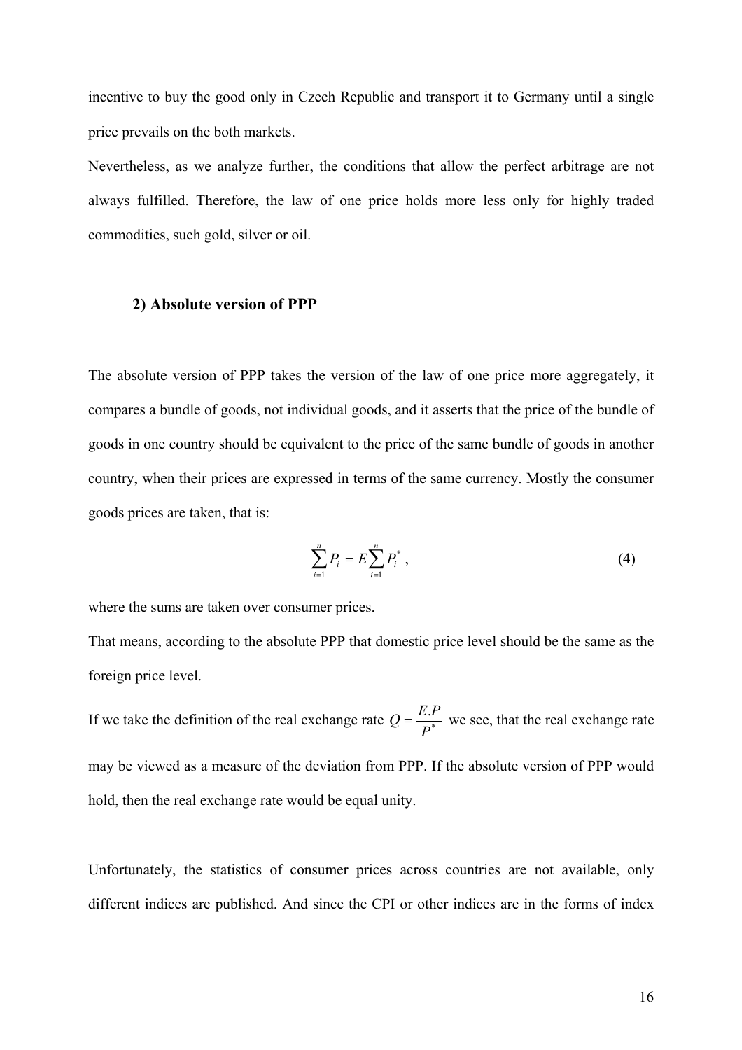incentive to buy the good only in Czech Republic and transport it to Germany until a single price prevails on the both markets.

Nevertheless, as we analyze further, the conditions that allow the perfect arbitrage are not always fulfilled. Therefore, the law of one price holds more less only for highly traded commodities, such gold, silver or oil.

### 2) Absolute version of PPP

The absolute version of PPP takes the version of the law of one price more aggregately, it compares a bundle of goods, not individual goods, and it asserts that the price of the bundle of goods in one country should be equivalent to the price of the same bundle of goods in another country, when their prices are expressed in terms of the same currency. Mostly the consumer goods prices are taken, that is:

$$\sum_{i=1}^{n} P_i = E \sum_{i=1}^{n} P_i^* \,, \tag{4}$$

where the sums are taken over consumer prices.

That means, according to the absolute PPP that domestic price level should be the same as the foreign price level.

If we take the definition of the real exchange rate $Q = \frac{E.P}{P^*}$ we see, that the real exchange rate may be viewed as a measure of the deviation from PPP. If the absolute version of PPP would hold, then the real exchange rate would be equal unity.

Unfortunately, the statistics of consumer prices across countries are not available, only different indices are published. And since the CPI or other indices are in the forms of index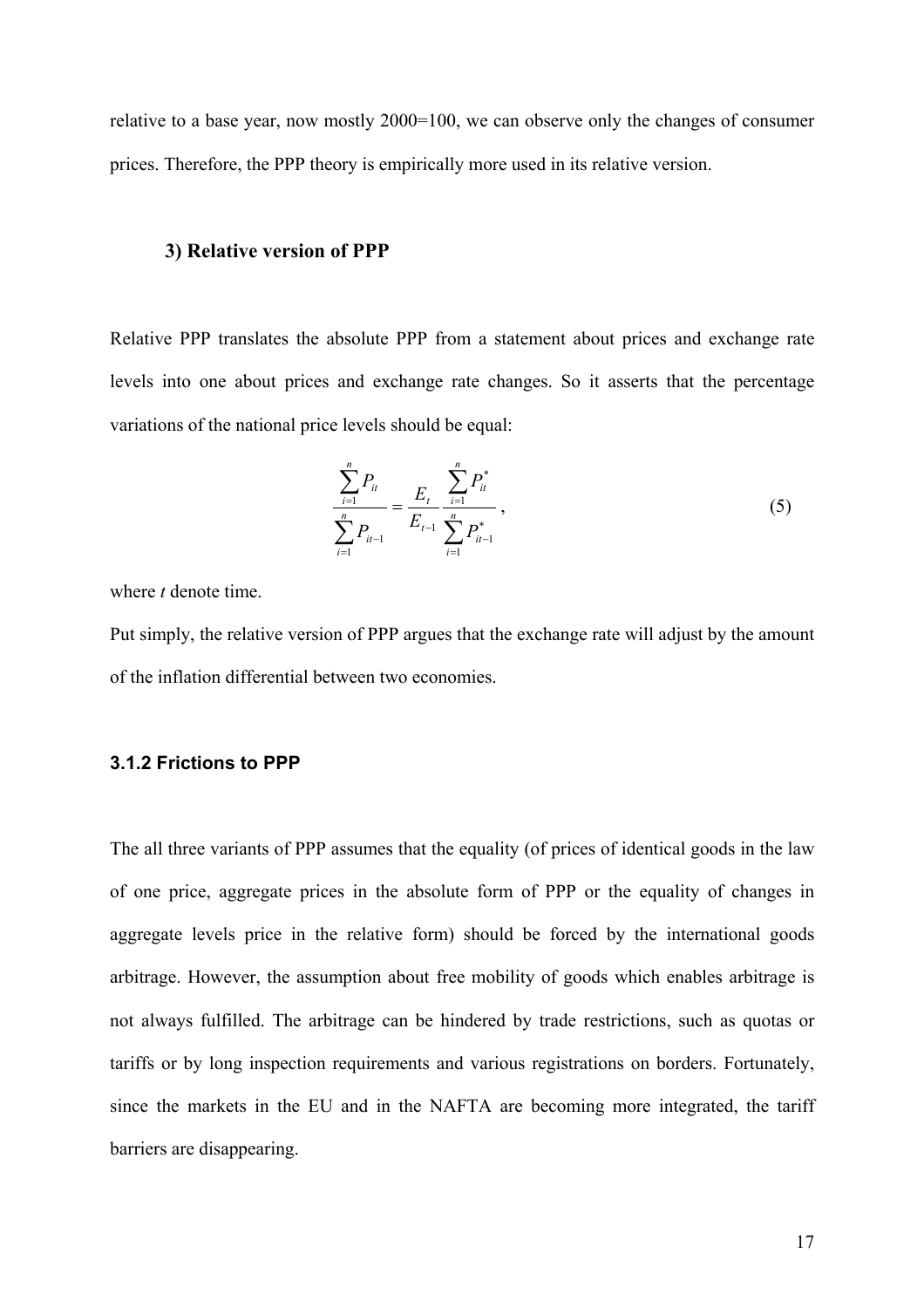relative to a base year, now mostly 2000=100, we can observe only the changes of consumer prices. Therefore, the PPP theory is empirically more used in its relative version.

### 3) Relative version of PPP

Relative PPP translates the absolute PPP from a statement about prices and exchange rate levels into one about prices and exchange rate changes. So it asserts that the percentage variations of the national price levels should be equal:

$$\frac{\sum_{i=1}^{n} P_{it}}{\sum_{i=1}^{n} P_{it-1}} = \frac{E_t}{E_{t-1}} \frac{\sum_{i=1}^{n} P_{it}^{*}}{\sum_{i=1}^{n} P_{it-1}^{*}}, \tag{5}$$

where *t* denote time.

Put simply, the relative version of PPP argues that the exchange rate will adjust by the amount of the inflation differential between two economies.

## 3.1.2 Frictions to PPP

The all three variants of PPP assumes that the equality (of prices of identical goods in the law of one price, aggregate prices in the absolute form of PPP or the equality of changes in aggregate levels price in the relative form) should be forced by the international goods arbitrage. However, the assumption about free mobility of goods which enables arbitrage is not always fulfilled. The arbitrage can be hindered by trade restrictions, such as quotas or tariffs or by long inspection requirements and various registrations on borders. Fortunately, since the markets in the EU and in the NAFTA are becoming more integrated, the tariff barriers are disappearing.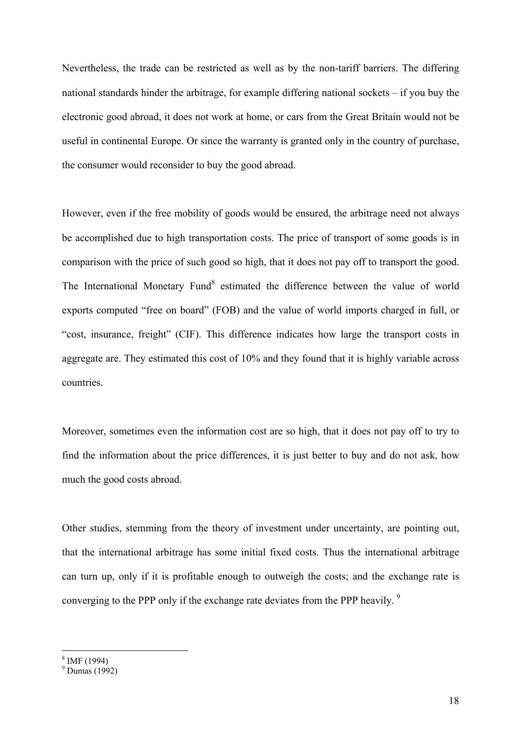Nevertheless, the trade can be restricted as well as by the non-tariff barriers. The differing national standards hinder the arbitrage, for example differing national sockets – if you buy the electronic good abroad, it does not work at home, or cars from the Great Britain would not be useful in continental Europe. Or since the warranty is granted only in the country of purchase, the consumer would reconsider to buy the good abroad.

However, even if the free mobility of goods would be ensured, the arbitrage need not always be accomplished due to high transportation costs. The price of transport of some goods is in comparison with the price of such good so high, that it does not pay off to transport the good. The International Monetary Fund[8] estimated the difference between the value of world exports computed "free on board" (FOB) and the value of world imports charged in full, or "cost, insurance, freight" (CIF). This difference indicates how large the transport costs in aggregate are. They estimated this cost of 10% and they found that it is highly variable across countries.

Moreover, sometimes even the information cost are so high, that it does not pay off to try to find the information about the price differences, it is just better to buy and do not ask, how much the good costs abroad.

Other studies, stemming from the theory of investment under uncertainty, are pointing out, that the international arbitrage has some initial fixed costs. Thus the international arbitrage can turn up, only if it is profitable enough to outweigh the costs; and the exchange rate is converging to the PPP only if the exchange rate deviates from the PPP heavily. [9]

---

[8] IMF (1994)

[9] Dumas (1992)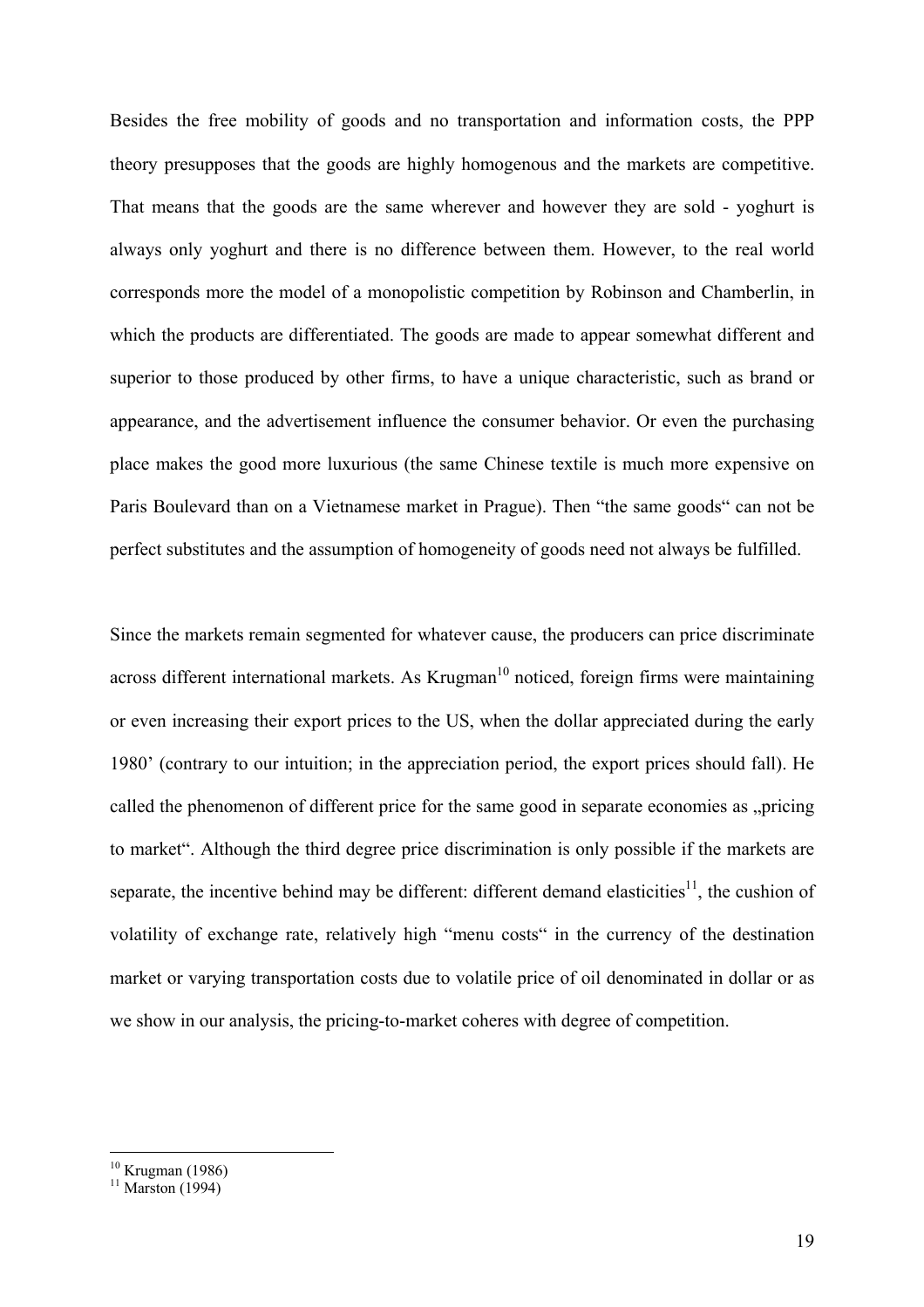Besides the free mobility of goods and no transportation and information costs, the PPP theory presupposes that the goods are highly homogenous and the markets are competitive. That means that the goods are the same wherever and however they are sold - yoghurt is always only yoghurt and there is no difference between them. However, to the real world corresponds more the model of a monopolistic competition by Robinson and Chamberlin, in which the products are differentiated. The goods are made to appear somewhat different and superior to those produced by other firms, to have a unique characteristic, such as brand or appearance, and the advertisement influence the consumer behavior. Or even the purchasing place makes the good more luxurious (the same Chinese textile is much more expensive on Paris Boulevard than on a Vietnamese market in Prague). Then "the same goods" can not be perfect substitutes and the assumption of homogeneity of goods need not always be fulfilled.

Since the markets remain segmented for whatever cause, the producers can price discriminate across different international markets. As Krugman[10] noticed, foreign firms were maintaining or even increasing their export prices to the US, when the dollar appreciated during the early 1980' (contrary to our intuition; in the appreciation period, the export prices should fall). He called the phenomenon of different price for the same good in separate economies as „pricing to market". Although the third degree price discrimination is only possible if the markets are separate, the incentive behind may be different: different demand elasticities[11], the cushion of volatility of exchange rate, relatively high "menu costs" in the currency of the destination market or varying transportation costs due to volatile price of oil denominated in dollar or as we show in our analysis, the pricing-to-market coheres with degree of competition.

---

[10] Krugman (1986)

[11] Marston (1994)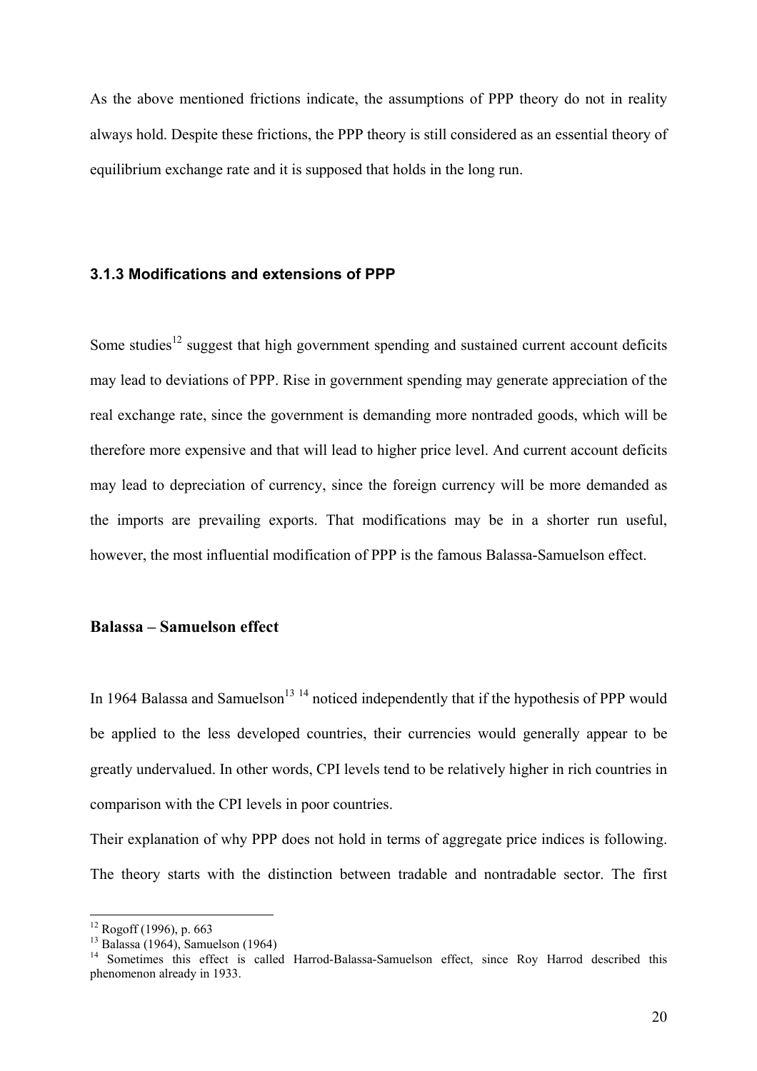As the above mentioned frictions indicate, the assumptions of PPP theory do not in reality always hold. Despite these frictions, the PPP theory is still considered as an essential theory of equilibrium exchange rate and it is supposed that holds in the long run.

### 3.1.3 Modifications and extensions of PPP

Some studies[12] suggest that high government spending and sustained current account deficits may lead to deviations of PPP. Rise in government spending may generate appreciation of the real exchange rate, since the government is demanding more nontraded goods, which will be therefore more expensive and that will lead to higher price level. And current account deficits may lead to depreciation of currency, since the foreign currency will be more demanded as the imports are prevailing exports. That modifications may be in a shorter run useful, however, the most influential modification of PPP is the famous Balassa-Samuelson effect.

#### Balassa – Samuelson effect

In 1964 Balassa and Samuelson[13] [14] noticed independently that if the hypothesis of PPP would be applied to the less developed countries, their currencies would generally appear to be greatly undervalued. In other words, CPI levels tend to be relatively higher in rich countries in comparison with the CPI levels in poor countries.

Their explanation of why PPP does not hold in terms of aggregate price indices is following. The theory starts with the distinction between tradable and nontradable sector. The first

[12] Rogoff (1996), p. 663

[13] Balassa (1964), Samuelson (1964)

[14] Sometimes this effect is called Harrod-Balassa-Samuelson effect, since Roy Harrod described this phenomenon already in 1933.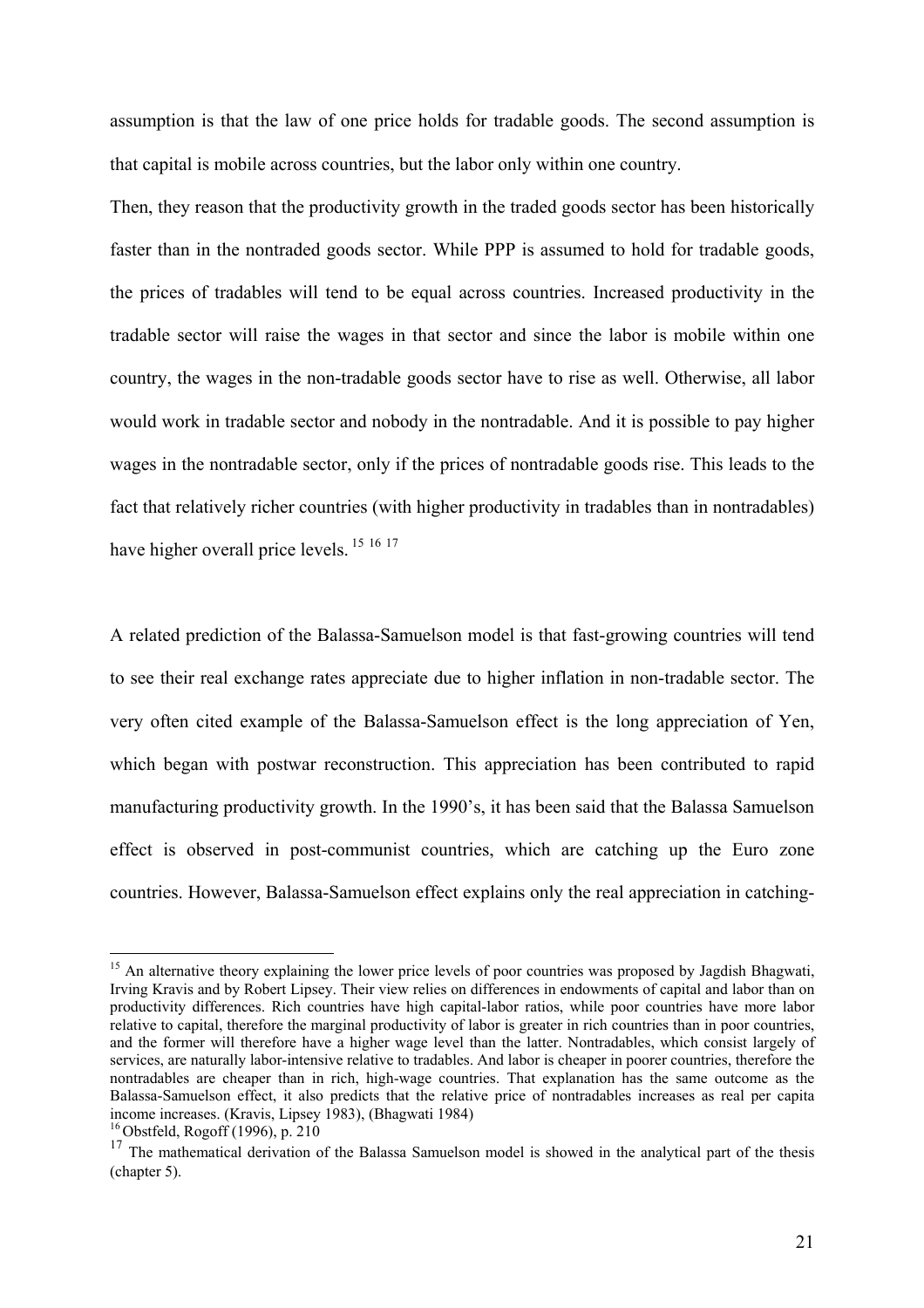assumption is that the law of one price holds for tradable goods. The second assumption is that capital is mobile across countries, but the labor only within one country.

Then, they reason that the productivity growth in the traded goods sector has been historically faster than in the nontraded goods sector. While PPP is assumed to hold for tradable goods, the prices of tradables will tend to be equal across countries. Increased productivity in the tradable sector will raise the wages in that sector and since the labor is mobile within one country, the wages in the non-tradable goods sector have to rise as well. Otherwise, all labor would work in tradable sector and nobody in the nontradable. And it is possible to pay higher wages in the nontradable sector, only if the prices of nontradable goods rise. This leads to the fact that relatively richer countries (with higher productivity in tradables than in nontradables) have higher overall price levels. [15] [16] [17]

A related prediction of the Balassa-Samuelson model is that fast-growing countries will tend to see their real exchange rates appreciate due to higher inflation in non-tradable sector. The very often cited example of the Balassa-Samuelson effect is the long appreciation of Yen, which began with postwar reconstruction. This appreciation has been contributed to rapid manufacturing productivity growth. In the 1990's, it has been said that the Balassa Samuelson effect is observed in post-communist countries, which are catching up the Euro zone countries. However, Balassa-Samuelson effect explains only the real appreciation in catching-

---

[15] An alternative theory explaining the lower price levels of poor countries was proposed by Jagdish Bhagwati, Irving Kravis and by Robert Lipsey. Their view relies on differences in endowments of capital and labor than on productivity differences. Rich countries have high capital-labor ratios, while poor countries have more labor relative to capital, therefore the marginal productivity of labor is greater in rich countries than in poor countries, and the former will therefore have a higher wage level than the latter. Nontradables, which consist largely of services, are naturally labor-intensive relative to tradables. And labor is cheaper in poorer countries, therefore the nontradables are cheaper than in rich, high-wage countries. That explanation has the same outcome as the Balassa-Samuelson effect, it also predicts that the relative price of nontradables increases as real per capita income increases. (Kravis, Lipsey 1983), (Bhagwati 1984)

[16] Obstfeld, Rogoff (1996), p. 210

[17] The mathematical derivation of the Balassa Samuelson model is showed in the analytical part of the thesis (chapter 5).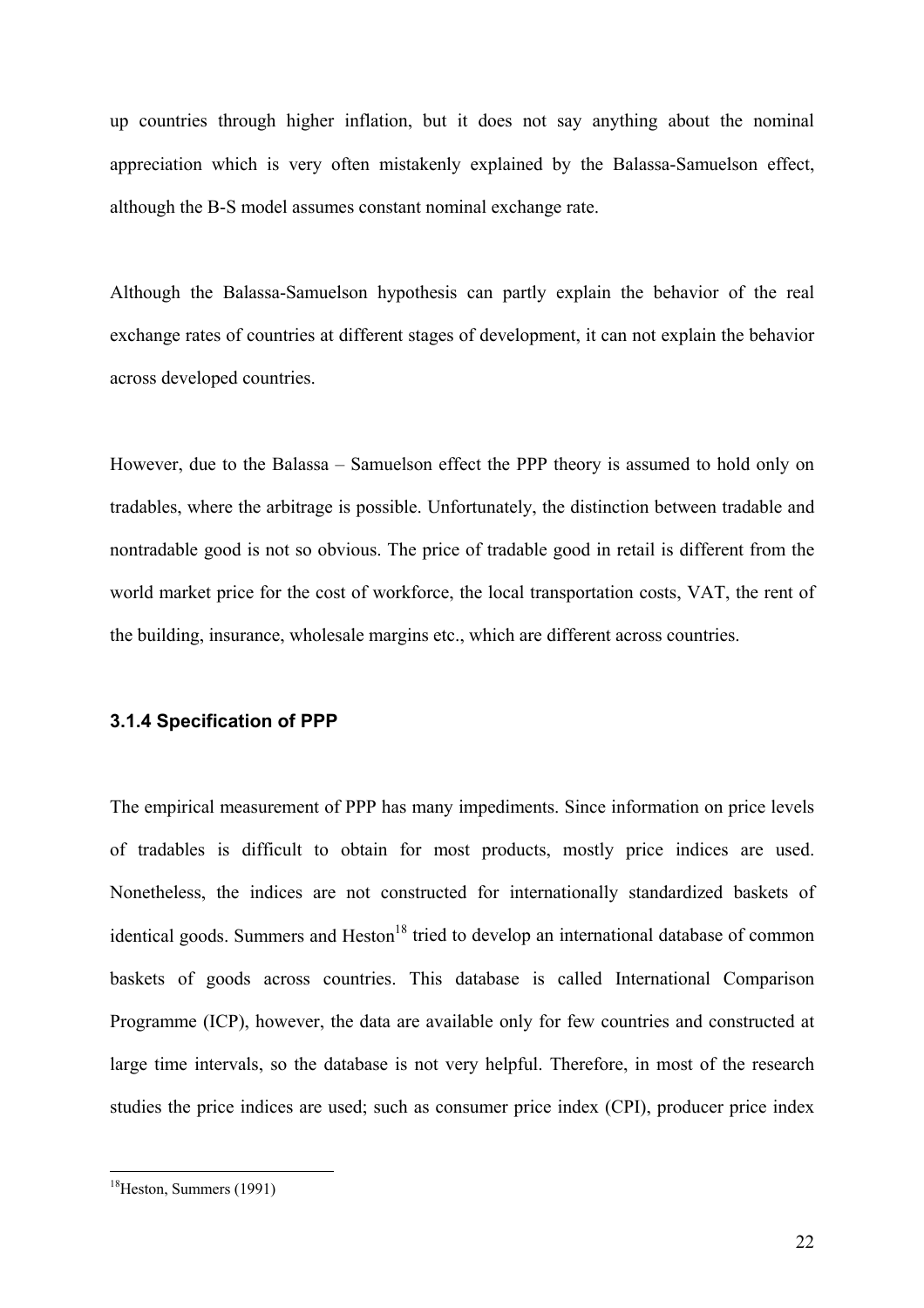up countries through higher inflation, but it does not say anything about the nominal appreciation which is very often mistakenly explained by the Balassa-Samuelson effect, although the B-S model assumes constant nominal exchange rate.

Although the Balassa-Samuelson hypothesis can partly explain the behavior of the real exchange rates of countries at different stages of development, it can not explain the behavior across developed countries.

However, due to the Balassa – Samuelson effect the PPP theory is assumed to hold only on tradables, where the arbitrage is possible. Unfortunately, the distinction between tradable and nontradable good is not so obvious. The price of tradable good in retail is different from the world market price for the cost of workforce, the local transportation costs, VAT, the rent of the building, insurance, wholesale margins etc., which are different across countries.

### 3.1.4 Specification of PPP

The empirical measurement of PPP has many impediments. Since information on price levels of tradables is difficult to obtain for most products, mostly price indices are used. Nonetheless, the indices are not constructed for internationally standardized baskets of identical goods. Summers and Heston[18] tried to develop an international database of common baskets of goods across countries. This database is called International Comparison Programme (ICP), however, the data are available only for few countries and constructed at large time intervals, so the database is not very helpful. Therefore, in most of the research studies the price indices are used; such as consumer price index (CPI), producer price index

[18] Heston, Summers (1991)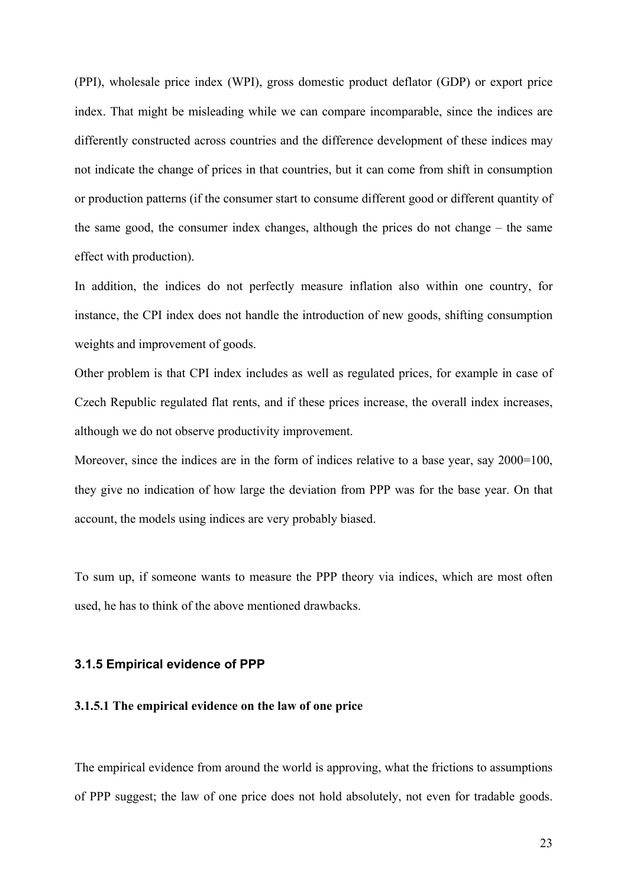(PPI), wholesale price index (WPI), gross domestic product deflator (GDP) or export price index. That might be misleading while we can compare incomparable, since the indices are differently constructed across countries and the difference development of these indices may not indicate the change of prices in that countries, but it can come from shift in consumption or production patterns (if the consumer start to consume different good or different quantity of the same good, the consumer index changes, although the prices do not change – the same effect with production).

In addition, the indices do not perfectly measure inflation also within one country, for instance, the CPI index does not handle the introduction of new goods, shifting consumption weights and improvement of goods.

Other problem is that CPI index includes as well as regulated prices, for example in case of Czech Republic regulated flat rents, and if these prices increase, the overall index increases, although we do not observe productivity improvement.

Moreover, since the indices are in the form of indices relative to a base year, say 2000=100, they give no indication of how large the deviation from PPP was for the base year. On that account, the models using indices are very probably biased.

To sum up, if someone wants to measure the PPP theory via indices, which are most often used, he has to think of the above mentioned drawbacks.

### 3.1.5 Empirical evidence of PPP

#### 3.1.5.1 The empirical evidence on the law of one price

The empirical evidence from around the world is approving, what the frictions to assumptions of PPP suggest; the law of one price does not hold absolutely, not even for tradable goods.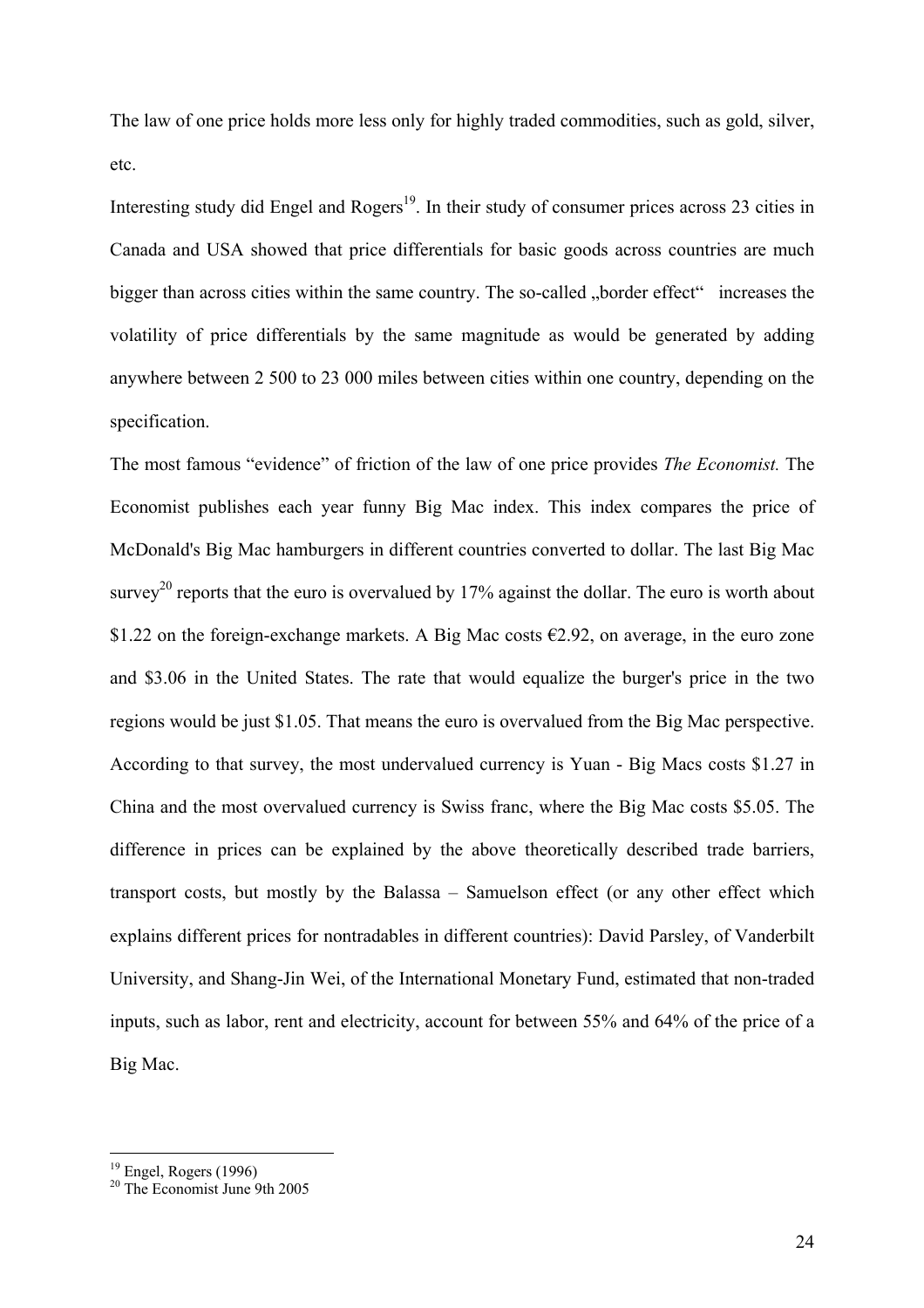The law of one price holds more less only for highly traded commodities, such as gold, silver, etc.

Interesting study did Engel and Rogers[19]. In their study of consumer prices across 23 cities in Canada and USA showed that price differentials for basic goods across countries are much bigger than across cities within the same country. The so-called „border effect" increases the volatility of price differentials by the same magnitude as would be generated by adding anywhere between 2 500 to 23 000 miles between cities within one country, depending on the specification.

The most famous "evidence" of friction of the law of one price provides *The Economist.* The Economist publishes each year funny Big Mac index. This index compares the price of McDonald's Big Mac hamburgers in different countries converted to dollar. The last Big Mac survey[20] reports that the euro is overvalued by 17% against the dollar. The euro is worth about \$1.22 on the foreign-exchange markets. A Big Mac costs €2.92, on average, in the euro zone and \$3.06 in the United States. The rate that would equalize the burger's price in the two regions would be just \$1.05. That means the euro is overvalued from the Big Mac perspective. According to that survey, the most undervalued currency is Yuan - Big Macs costs \$1.27 in China and the most overvalued currency is Swiss franc, where the Big Mac costs \$5.05. The difference in prices can be explained by the above theoretically described trade barriers, transport costs, but mostly by the Balassa – Samuelson effect (or any other effect which explains different prices for nontradables in different countries): David Parsley, of Vanderbilt University, and Shang-Jin Wei, of the International Monetary Fund, estimated that non-traded inputs, such as labor, rent and electricity, account for between 55% and 64% of the price of a Big Mac.

---

[19] Engel, Rogers (1996)

[20] The Economist June 9th 2005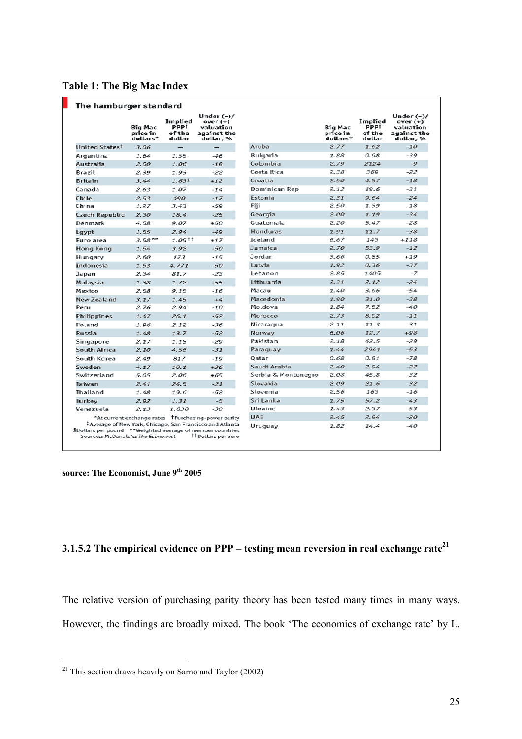**Table 1: The Big Mac Index**

**The hamburger standard**

| | Big Mac price in dollars* | Implied PPP† of the dollar | Under (-)/ over (+) valuation against the dollar, % | | Big Mac price in dollars* | Implied PPP† of the dollar | Under (-)/ over (+) valuation against the dollar, % |
|---|---|---|---|---|---|---|---|
| United States‡ | 3.06 | – | – | Aruba | 2.77 | 1.62 | -10 |
| Argentina | 1.64 | 1.55 | -46 | Bulgaria | 1.88 | 0.98 | -39 |
| Australia | 2.50 | 1.06 | -18 | Colombia | 2.79 | 2124 | -9 |
| Brazil | 2.39 | 1.93 | -22 | Costa Rica | 2.38 | 369 | -22 |
| Britain | 3.44 | 1.63§ | +12 | Croatia | 2.50 | 4.87 | -18 |
| Canada | 2.63 | 1.07 | -14 | Dominican Rep | 2.12 | 19.6 | -31 |
| Chile | 2.53 | 490 | -17 | Estonia | 2.31 | 9.64 | -24 |
| China | 1.27 | 3.43 | -59 | Fiji | 2.50 | 1.39 | -18 |
| Czech Republic | 2.30 | 18.4 | -25 | Georgia | 2.00 | 1.19 | -34 |
| Denmark | 4.58 | 9.07 | +50 | Guatemala | 2.20 | 5.47 | -28 |
| Egypt | 1.55 | 2.94 | -49 | Honduras | 1.91 | 11.7 | -38 |
| Euro area | 3.58** | 1.05†† | +17 | Iceland | 6.67 | 143 | +118 |
| Hong Kong | 1.54 | 3.92 | -50 | Jamaica | 2.70 | 53.9 | -12 |
| Hungary | 2.60 | 173 | -15 | Jordan | 3.66 | 0.85 | +19 |
| Indonesia | 1.53 | 4,771 | -50 | Latvia | 1.92 | 0.36 | -37 |
| Japan | 2.34 | 81.7 | -23 | Lebanon | 2.85 | 1405 | -7 |
| Malaysia | 1.38 | 1.72 | -55 | Lithuania | 2.31 | 2.12 | -24 |
| Mexico | 2.58 | 9.15 | -16 | Macau | 1.40 | 3.66 | -54 |
| New Zealand | 3.17 | 1.45 | +4 | Macedonia | 1.90 | 31.0 | -38 |
| Peru | 2.76 | 2.94 | -10 | Moldova | 1.84 | 7.52 | -40 |
| Philippines | 1.47 | 26.1 | -52 | Morocco | 2.73 | 8.02 | -11 |
| Poland | 1.96 | 2.12 | -36 | Nicaragua | 2.11 | 11.3 | -31 |
| Russia | 1.48 | 13.7 | -52 | Norway | 6.06 | 12.7 | +98 |
| Singapore | 2.17 | 1.18 | -29 | Pakistan | 2.18 | 42.5 | -29 |
| South Africa | 2.10 | 4.56 | -31 | Paraguay | 1.44 | 2941 | -53 |
| South Korea | 2.49 | 817 | -19 | Qatar | 0.68 | 0.81 | -78 |
| Sweden | 4.17 | 10.1 | +36 | Saudi Arabia | 2.40 | 2.94 | -22 |
| Switzerland | 5.05 | 2.06 | +65 | Serbia & Montenegro | 2.08 | 45.8 | -32 |
| Taiwan | 2.41 | 24.5 | -21 | Slovakia | 2.09 | 21.6 | -32 |
| Thailand | 1.48 | 19.6 | -52 | Slovenia | 2.56 | 163 | -16 |
| Turkey | 2.92 | 1.31 | -5 | Sri Lanka | 1.75 | 57.2 | -43 |
| Venezuela | 2.13 | 1,830 | -30 | Ukraine | 1.43 | 2.37 | -53 |
| | | | | UAE | 2.45 | 2.94 | -20 |
| | | | | Uruguay | 1.82 | 14.4 | -40 |

*At current exchange rates †Purchasing-power parity
‡Average of New York, Chicago, San Francisco and Atlanta
§Dollars per pound **Weighted average of member countries
Sources: McDonald's; *The Economist* ††Dollars per euro

**source: The Economist, June 9th 2005**

### 3.1.5.2 The empirical evidence on PPP – testing mean reversion in real exchange rate[21]

The relative version of purchasing parity theory has been tested many times in many ways. However, the findings are broadly mixed. The book 'The economics of exchange rate' by L.

[21] This section draws heavily on Sarno and Taylor (2002)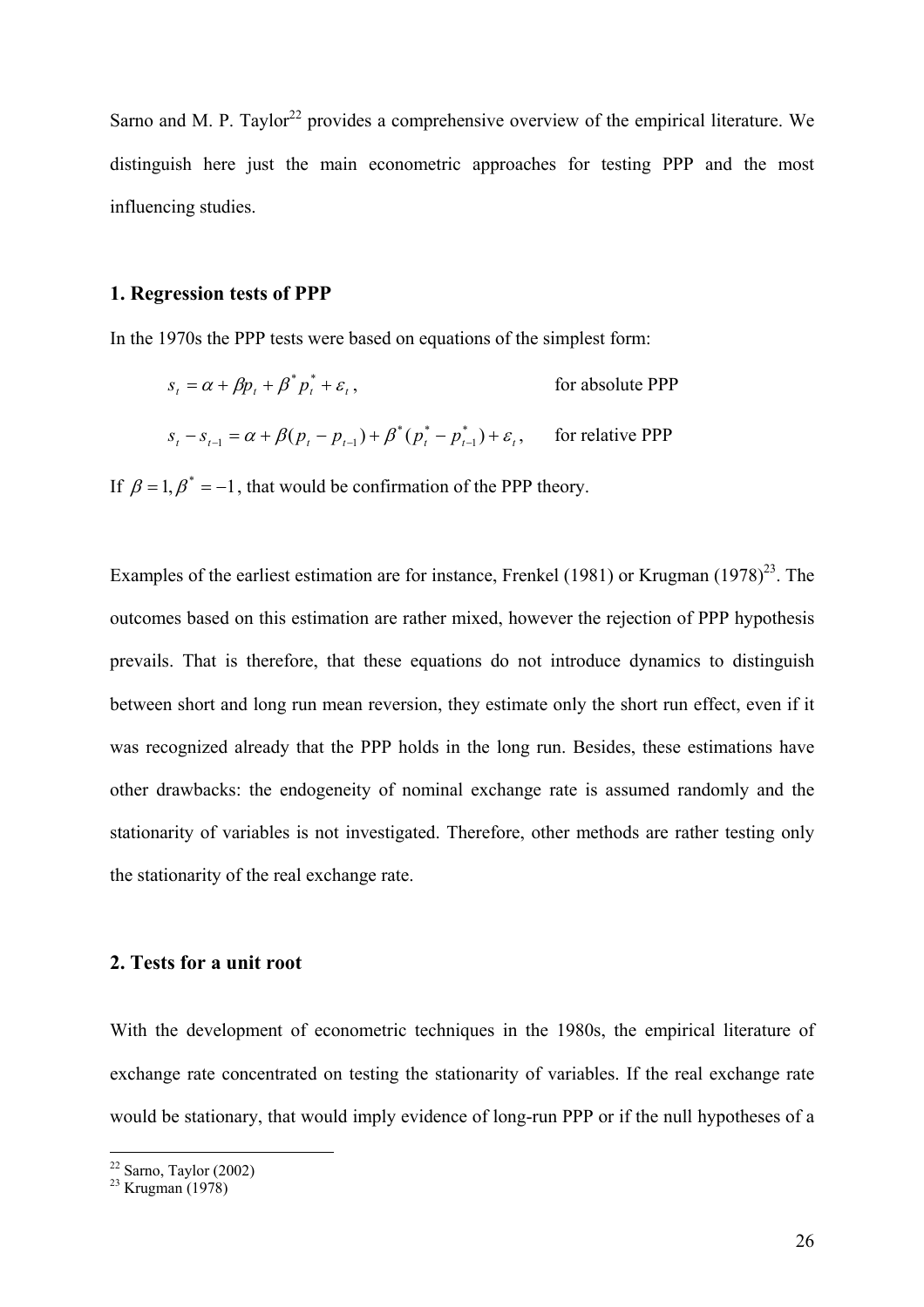Sarno and M. P. Taylor[22] provides a comprehensive overview of the empirical literature. We distinguish here just the main econometric approaches for testing PPP and the most influencing studies.

### 1. Regression tests of PPP

In the 1970s the PPP tests were based on equations of the simplest form:

$$s_t = \alpha + \beta p_t + \beta^* p_t^* + \varepsilon_t \,, \qquad \text{for absolute PPP}$$

$$s_t - s_{t-1} = \alpha + \beta(p_t - p_{t-1}) + \beta^*(p_t^* - p_{t-1}^*) + \varepsilon_t \,, \qquad \text{for relative PPP}$$

If $\beta = 1, \beta^* = -1$, that would be confirmation of the PPP theory.

Examples of the earliest estimation are for instance, Frenkel (1981) or Krugman (1978)[23]. The outcomes based on this estimation are rather mixed, however the rejection of PPP hypothesis prevails. That is therefore, that these equations do not introduce dynamics to distinguish between short and long run mean reversion, they estimate only the short run effect, even if it was recognized already that the PPP holds in the long run. Besides, these estimations have other drawbacks: the endogeneity of nominal exchange rate is assumed randomly and the stationarity of variables is not investigated. Therefore, other methods are rather testing only the stationarity of the real exchange rate.

### 2. Tests for a unit root

With the development of econometric techniques in the 1980s, the empirical literature of exchange rate concentrated on testing the stationarity of variables. If the real exchange rate would be stationary, that would imply evidence of long-run PPP or if the null hypotheses of a

[22] Sarno, Taylor (2002)
[23] Krugman (1978)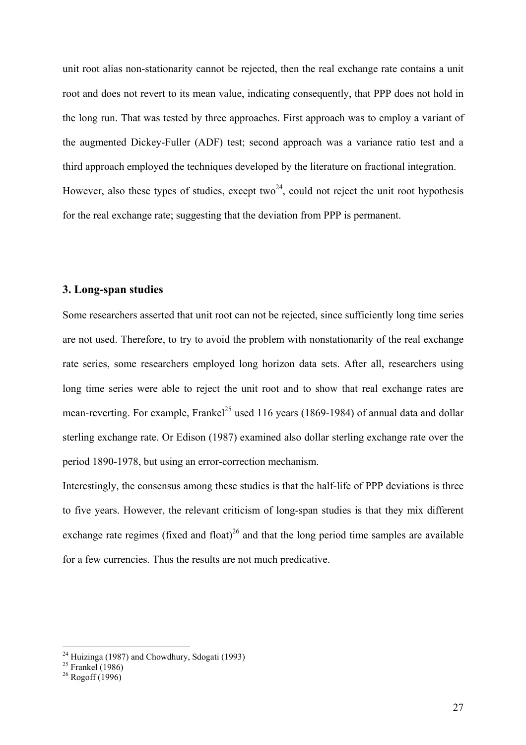unit root alias non-stationarity cannot be rejected, then the real exchange rate contains a unit root and does not revert to its mean value, indicating consequently, that PPP does not hold in the long run. That was tested by three approaches. First approach was to employ a variant of the augmented Dickey-Fuller (ADF) test; second approach was a variance ratio test and a third approach employed the techniques developed by the literature on fractional integration. However, also these types of studies, except two[24], could not reject the unit root hypothesis for the real exchange rate; suggesting that the deviation from PPP is permanent.

### 3. Long-span studies

Some researchers asserted that unit root can not be rejected, since sufficiently long time series are not used. Therefore, to try to avoid the problem with nonstationarity of the real exchange rate series, some researchers employed long horizon data sets. After all, researchers using long time series were able to reject the unit root and to show that real exchange rates are mean-reverting. For example, Frankel[25] used 116 years (1869-1984) of annual data and dollar sterling exchange rate. Or Edison (1987) examined also dollar sterling exchange rate over the period 1890-1978, but using an error-correction mechanism.

Interestingly, the consensus among these studies is that the half-life of PPP deviations is three to five years. However, the relevant criticism of long-span studies is that they mix different exchange rate regimes (fixed and float)[26] and that the long period time samples are available for a few currencies. Thus the results are not much predicative.

---

[24] Huizinga (1987) and Chowdhury, Sdogati (1993)

[25] Frankel (1986)

[26] Rogoff (1996)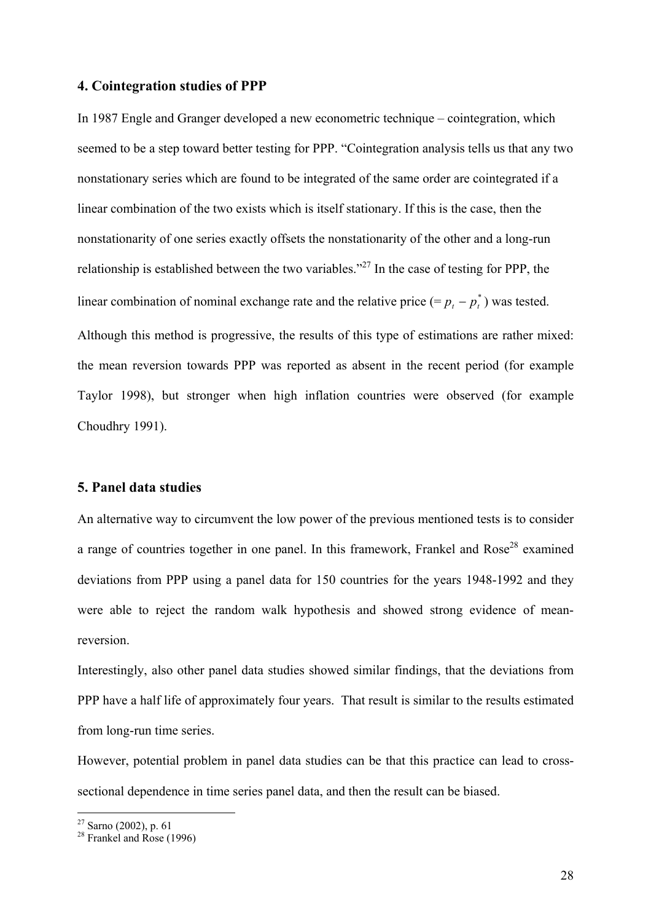### 4. Cointegration studies of PPP

In 1987 Engle and Granger developed a new econometric technique – cointegration, which seemed to be a step toward better testing for PPP. "Cointegration analysis tells us that any two nonstationary series which are found to be integrated of the same order are cointegrated if a linear combination of the two exists which is itself stationary. If this is the case, then the nonstationarity of one series exactly offsets the nonstationarity of the other and a long-run relationship is established between the two variables."[27] In the case of testing for PPP, the linear combination of nominal exchange rate and the relative price (= $p_t - p_t^*$) was tested.

Although this method is progressive, the results of this type of estimations are rather mixed: the mean reversion towards PPP was reported as absent in the recent period (for example Taylor 1998), but stronger when high inflation countries were observed (for example Choudhry 1991).

### 5. Panel data studies

An alternative way to circumvent the low power of the previous mentioned tests is to consider a range of countries together in one panel. In this framework, Frankel and Rose[28] examined deviations from PPP using a panel data for 150 countries for the years 1948-1992 and they were able to reject the random walk hypothesis and showed strong evidence of mean-reversion.

Interestingly, also other panel data studies showed similar findings, that the deviations from PPP have a half life of approximately four years. That result is similar to the results estimated from long-run time series.

However, potential problem in panel data studies can be that this practice can lead to cross-sectional dependence in time series panel data, and then the result can be biased.

---

[27] Sarno (2002), p. 61

[28] Frankel and Rose (1996)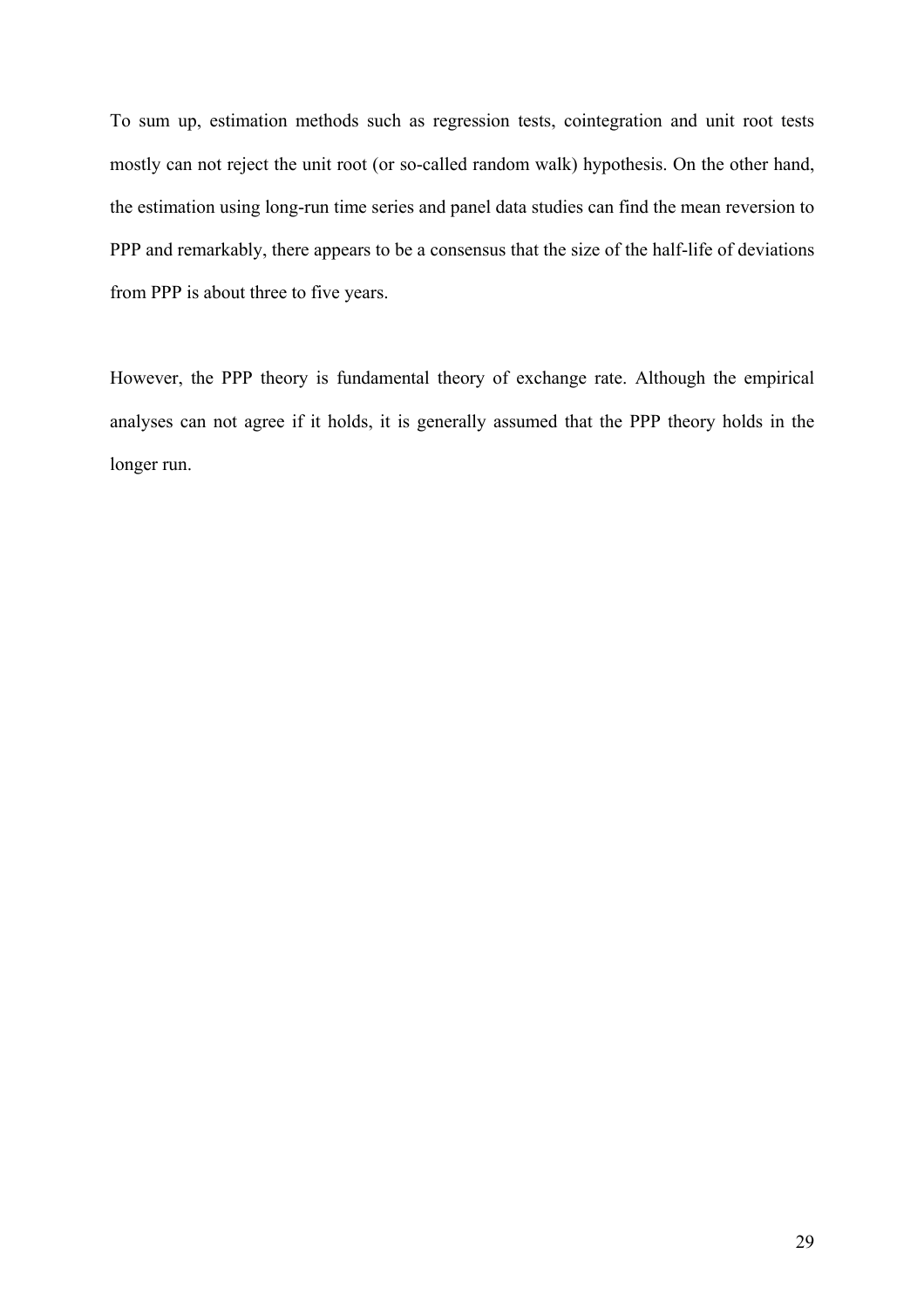To sum up, estimation methods such as regression tests, cointegration and unit root tests mostly can not reject the unit root (or so-called random walk) hypothesis. On the other hand, the estimation using long-run time series and panel data studies can find the mean reversion to PPP and remarkably, there appears to be a consensus that the size of the half-life of deviations from PPP is about three to five years.

However, the PPP theory is fundamental theory of exchange rate. Although the empirical analyses can not agree if it holds, it is generally assumed that the PPP theory holds in the longer run.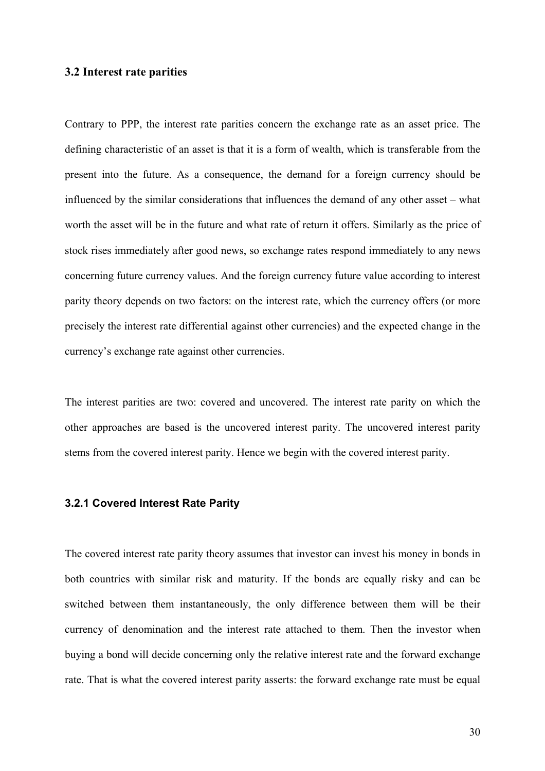## 3.2 Interest rate parities

Contrary to PPP, the interest rate parities concern the exchange rate as an asset price. The defining characteristic of an asset is that it is a form of wealth, which is transferable from the present into the future. As a consequence, the demand for a foreign currency should be influenced by the similar considerations that influences the demand of any other asset – what worth the asset will be in the future and what rate of return it offers. Similarly as the price of stock rises immediately after good news, so exchange rates respond immediately to any news concerning future currency values. And the foreign currency future value according to interest parity theory depends on two factors: on the interest rate, which the currency offers (or more precisely the interest rate differential against other currencies) and the expected change in the currency's exchange rate against other currencies.

The interest parities are two: covered and uncovered. The interest rate parity on which the other approaches are based is the uncovered interest parity. The uncovered interest parity stems from the covered interest parity. Hence we begin with the covered interest parity.

### 3.2.1 Covered Interest Rate Parity

The covered interest rate parity theory assumes that investor can invest his money in bonds in both countries with similar risk and maturity. If the bonds are equally risky and can be switched between them instantaneously, the only difference between them will be their currency of denomination and the interest rate attached to them. Then the investor when buying a bond will decide concerning only the relative interest rate and the forward exchange rate. That is what the covered interest parity asserts: the forward exchange rate must be equal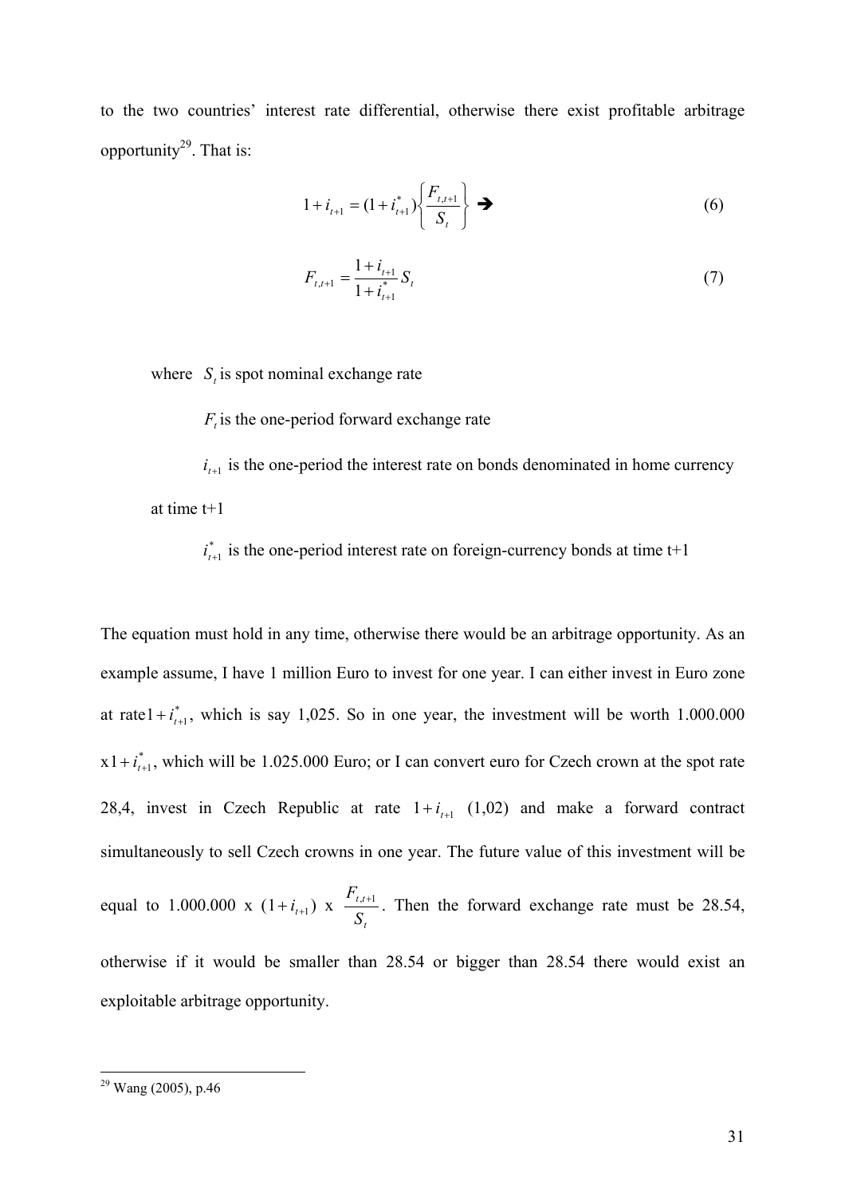to the two countries' interest rate differential, otherwise there exist profitable arbitrage opportunity[29]. That is:

$$1 + i_{t+1} = (1 + i^*_{t+1})\left\{\frac{F_{t,t+1}}{S_t}\right\} \Rightarrow \tag{6}$$

$$F_{t,t+1} = \frac{1 + i_{t+1}}{1 + i^*_{t+1}} S_t \tag{7}$$

where $S_t$ is spot nominal exchange rate

$F_t$ is the one-period forward exchange rate

$i_{t+1}$ is the one-period the interest rate on bonds denominated in home currency at time t+1

$i^*_{t+1}$ is the one-period interest rate on foreign-currency bonds at time t+1

The equation must hold in any time, otherwise there would be an arbitrage opportunity. As an example assume, I have 1 million Euro to invest for one year. I can either invest in Euro zone at rate $1 + i^*_{t+1}$, which is say 1,025. So in one year, the investment will be worth 1.000.000 x $1 + i^*_{t+1}$, which will be 1.025.000 Euro; or I can convert euro for Czech crown at the spot rate 28,4, invest in Czech Republic at rate $1 + i_{t+1}$ (1,02) and make a forward contract simultaneously to sell Czech crowns in one year. The future value of this investment will be equal to 1.000.000 x $(1 + i_{t+1})$ x $\frac{F_{t,t+1}}{S_t}$. Then the forward exchange rate must be 28.54, otherwise if it would be smaller than 28.54 or bigger than 28.54 there would exist an exploitable arbitrage opportunity.

---

[29] Wang (2005), p.46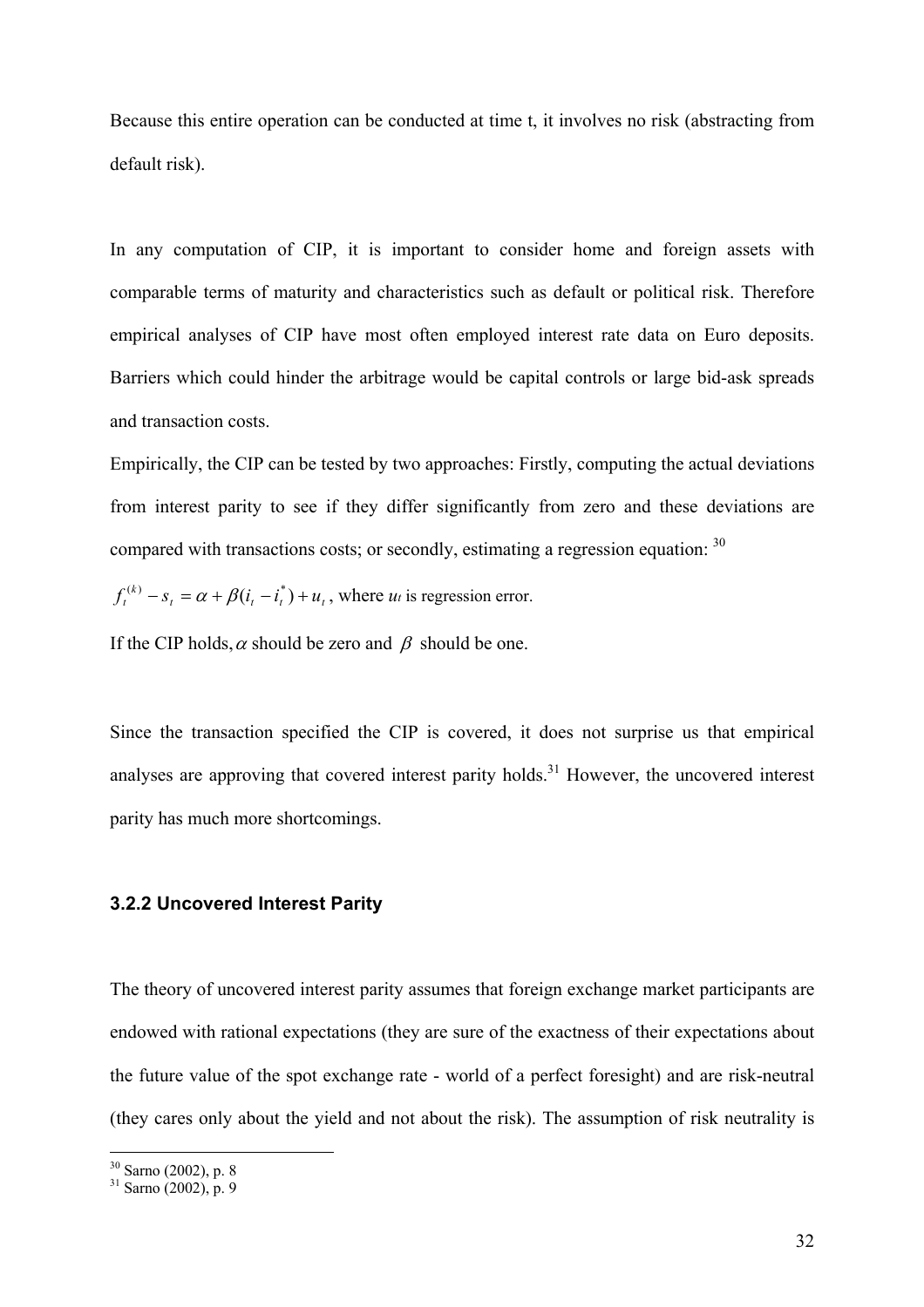Because this entire operation can be conducted at time t, it involves no risk (abstracting from default risk).

In any computation of CIP, it is important to consider home and foreign assets with comparable terms of maturity and characteristics such as default or political risk. Therefore empirical analyses of CIP have most often employed interest rate data on Euro deposits. Barriers which could hinder the arbitrage would be capital controls or large bid-ask spreads and transaction costs.

Empirically, the CIP can be tested by two approaches: Firstly, computing the actual deviations from interest parity to see if they differ significantly from zero and these deviations are compared with transactions costs; or secondly, estimating a regression equation: [30]

$f_t^{(k)} - s_t = \alpha + \beta(i_t - i_t^*) + u_t$, where $u_t$ is regression error.

If the CIP holds, $\alpha$ should be zero and $\beta$ should be one.

Since the transaction specified the CIP is covered, it does not surprise us that empirical analyses are approving that covered interest parity holds.[31] However, the uncovered interest parity has much more shortcomings.

### 3.2.2 Uncovered Interest Parity

The theory of uncovered interest parity assumes that foreign exchange market participants are endowed with rational expectations (they are sure of the exactness of their expectations about the future value of the spot exchange rate - world of a perfect foresight) and are risk-neutral (they cares only about the yield and not about the risk). The assumption of risk neutrality is

[30] Sarno (2002), p. 8
[31] Sarno (2002), p. 9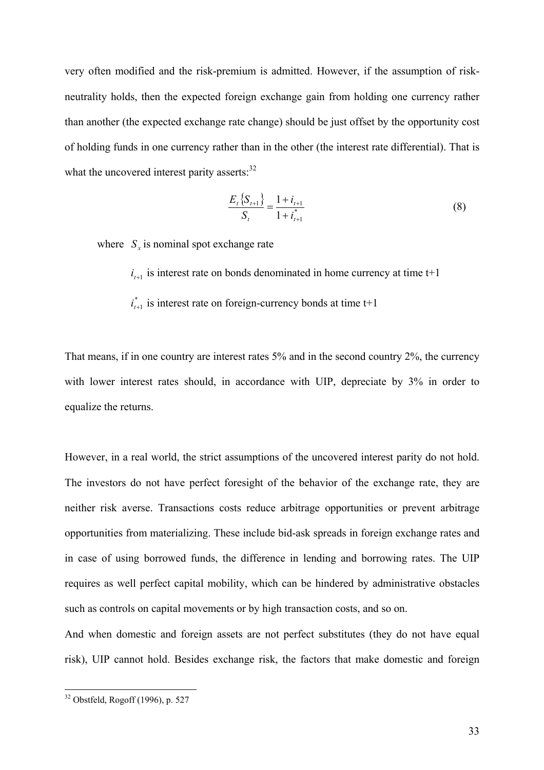very often modified and the risk-premium is admitted. However, if the assumption of risk-neutrality holds, then the expected foreign exchange gain from holding one currency rather than another (the expected exchange rate change) should be just offset by the opportunity cost of holding funds in one currency rather than in the other (the interest rate differential). That is what the uncovered interest parity asserts:[32]

$$\frac{E_t\{S_{t+1}\}}{S_t} = \frac{1+i_{t+1}}{1+i_{t+1}^*} \tag{8}$$

where $S_x$ is nominal spot exchange rate

$i_{t+1}$ is interest rate on bonds denominated in home currency at time t+1

$i_{t+1}^*$ is interest rate on foreign-currency bonds at time t+1

That means, if in one country are interest rates 5% and in the second country 2%, the currency with lower interest rates should, in accordance with UIP, depreciate by 3% in order to equalize the returns.

However, in a real world, the strict assumptions of the uncovered interest parity do not hold. The investors do not have perfect foresight of the behavior of the exchange rate, they are neither risk averse. Transactions costs reduce arbitrage opportunities or prevent arbitrage opportunities from materializing. These include bid-ask spreads in foreign exchange rates and in case of using borrowed funds, the difference in lending and borrowing rates. The UIP requires as well perfect capital mobility, which can be hindered by administrative obstacles such as controls on capital movements or by high transaction costs, and so on.

And when domestic and foreign assets are not perfect substitutes (they do not have equal risk), UIP cannot hold. Besides exchange risk, the factors that make domestic and foreign

[32] Obstfeld, Rogoff (1996), p. 527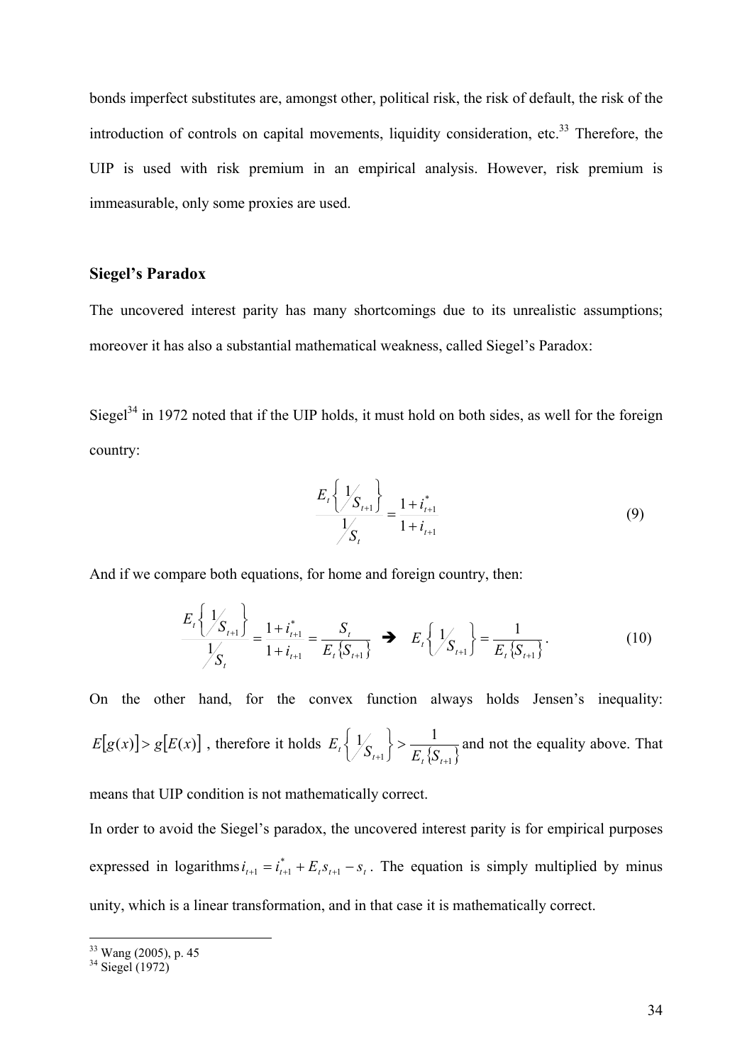bonds imperfect substitutes are, amongst other, political risk, the risk of default, the risk of the introduction of controls on capital movements, liquidity consideration, etc.[33] Therefore, the UIP is used with risk premium in an empirical analysis. However, risk premium is immeasurable, only some proxies are used.

### Siegel's Paradox

The uncovered interest parity has many shortcomings due to its unrealistic assumptions; moreover it has also a substantial mathematical weakness, called Siegel's Paradox:

Siegel[34] in 1972 noted that if the UIP holds, it must hold on both sides, as well for the foreign country:

$$\frac{E_t\left\{ 1/S_{t+1} \right\}}{1/S_t} = \frac{1+i_{t+1}^*}{1+i_{t+1}} \tag{9}$$

And if we compare both equations, for home and foreign country, then:

$$\frac{E_t\left\{ 1/S_{t+1} \right\}}{1/S_t} = \frac{1+i_{t+1}^*}{1+i_{t+1}} = \frac{S_t}{E_t\{S_{t+1}\}} \rightarrow E_t\left\{ 1/S_{t+1} \right\} = \frac{1}{E_t\{S_{t+1}\}}. \tag{10}$$

On the other hand, for the convex function always holds Jensen's inequality: $E[g(x)] > g[E(x)]$, therefore it holds $E_t\left\{ 1/S_{t+1} \right\} > \frac{1}{E_t\{S_{t+1}\}}$ and not the equality above. That means that UIP condition is not mathematically correct.

In order to avoid the Siegel's paradox, the uncovered interest parity is for empirical purposes expressed in logarithms $i_{t+1} = i_{t+1}^* + E_t s_{t+1} - s_t$. The equation is simply multiplied by minus unity, which is a linear transformation, and in that case it is mathematically correct.

---

[33] Wang (2005), p. 45

[34] Siegel (1972)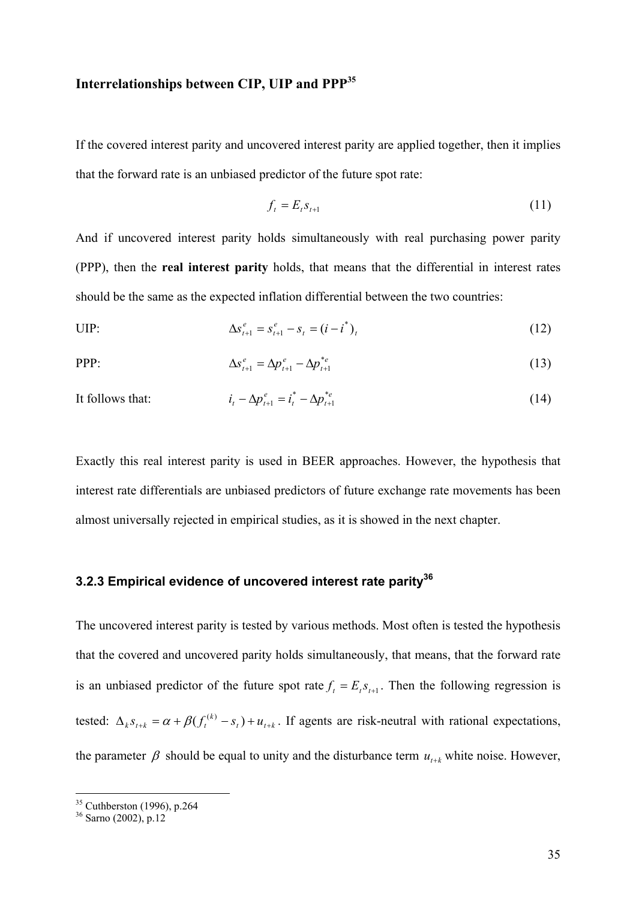### Interrelationships between CIP, UIP and PPP[35]

If the covered interest parity and uncovered interest parity are applied together, then it implies that the forward rate is an unbiased predictor of the future spot rate:

$$f_t = E_t s_{t+1} \tag{11}$$

And if uncovered interest parity holds simultaneously with real purchasing power parity (PPP), then the **real interest parity** holds, that means that the differential in interest rates should be the same as the expected inflation differential between the two countries:

UIP: $$\Delta s^e_{t+1} = s^e_{t+1} - s_t = (i - i^*)_t \tag{12}$$

PPP: $$\Delta s^e_{t+1} = \Delta p^e_{t+1} - \Delta p^{*e}_{t+1} \tag{13}$$

It follows that: $$i_t - \Delta p^e_{t+1} = i^*_t - \Delta p^{*e}_{t+1} \tag{14}$$

Exactly this real interest parity is used in BEER approaches. However, the hypothesis that interest rate differentials are unbiased predictors of future exchange rate movements has been almost universally rejected in empirical studies, as it is showed in the next chapter.

### 3.2.3 Empirical evidence of uncovered interest rate parity[36]

The uncovered interest parity is tested by various methods. Most often is tested the hypothesis that the covered and uncovered parity holds simultaneously, that means, that the forward rate is an unbiased predictor of the future spot rate $f_t = E_t s_{t+1}$. Then the following regression is tested: $\Delta_k s_{t+k} = \alpha + \beta(f^{(k)}_t - s_t) + u_{t+k}$. If agents are risk-neutral with rational expectations, the parameter $\beta$ should be equal to unity and the disturbance term $u_{t+k}$ white noise. However,

---

[35] Cuthberston (1996), p.264
[36] Sarno (2002), p.12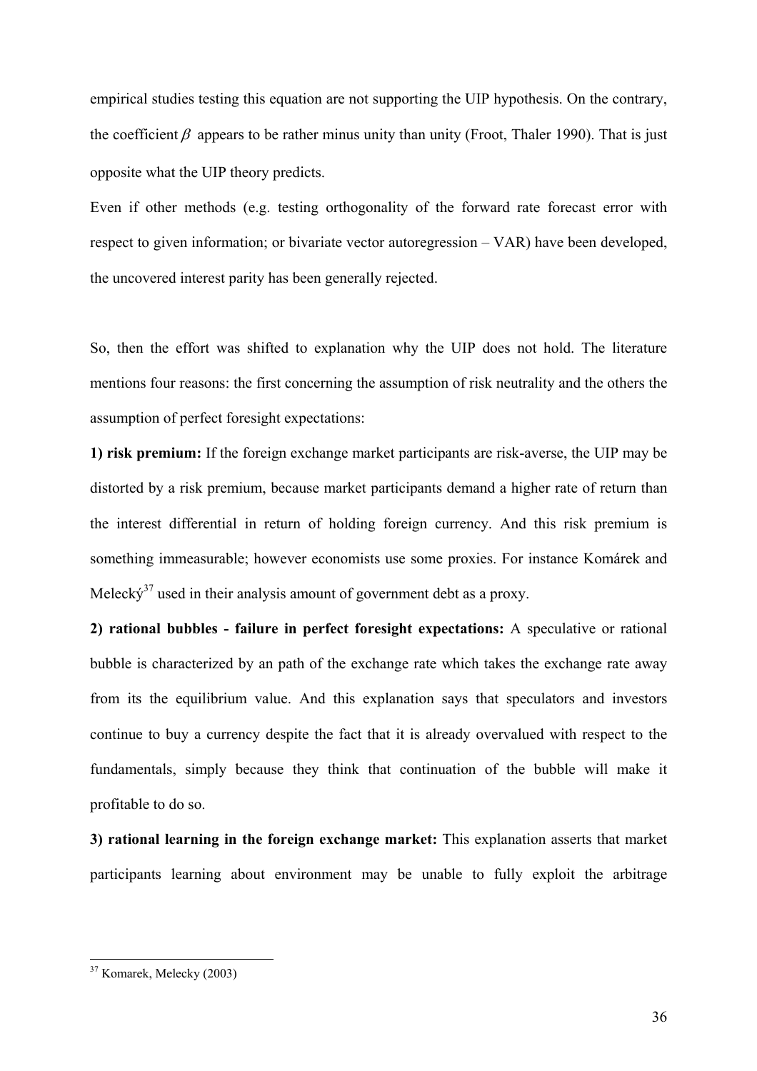empirical studies testing this equation are not supporting the UIP hypothesis. On the contrary, the coefficient $\beta$ appears to be rather minus unity than unity (Froot, Thaler 1990). That is just opposite what the UIP theory predicts.

Even if other methods (e.g. testing orthogonality of the forward rate forecast error with respect to given information; or bivariate vector autoregression – VAR) have been developed, the uncovered interest parity has been generally rejected.

So, then the effort was shifted to explanation why the UIP does not hold. The literature mentions four reasons: the first concerning the assumption of risk neutrality and the others the assumption of perfect foresight expectations:

**1) risk premium:** If the foreign exchange market participants are risk-averse, the UIP may be distorted by a risk premium, because market participants demand a higher rate of return than the interest differential in return of holding foreign currency. And this risk premium is something immeasurable; however economists use some proxies. For instance Komárek and Melecký[37] used in their analysis amount of government debt as a proxy.

**2) rational bubbles - failure in perfect foresight expectations:** A speculative or rational bubble is characterized by an path of the exchange rate which takes the exchange rate away from its the equilibrium value. And this explanation says that speculators and investors continue to buy a currency despite the fact that it is already overvalued with respect to the fundamentals, simply because they think that continuation of the bubble will make it profitable to do so.

**3) rational learning in the foreign exchange market:** This explanation asserts that market participants learning about environment may be unable to fully exploit the arbitrage

---

[37] Komarek, Melecky (2003)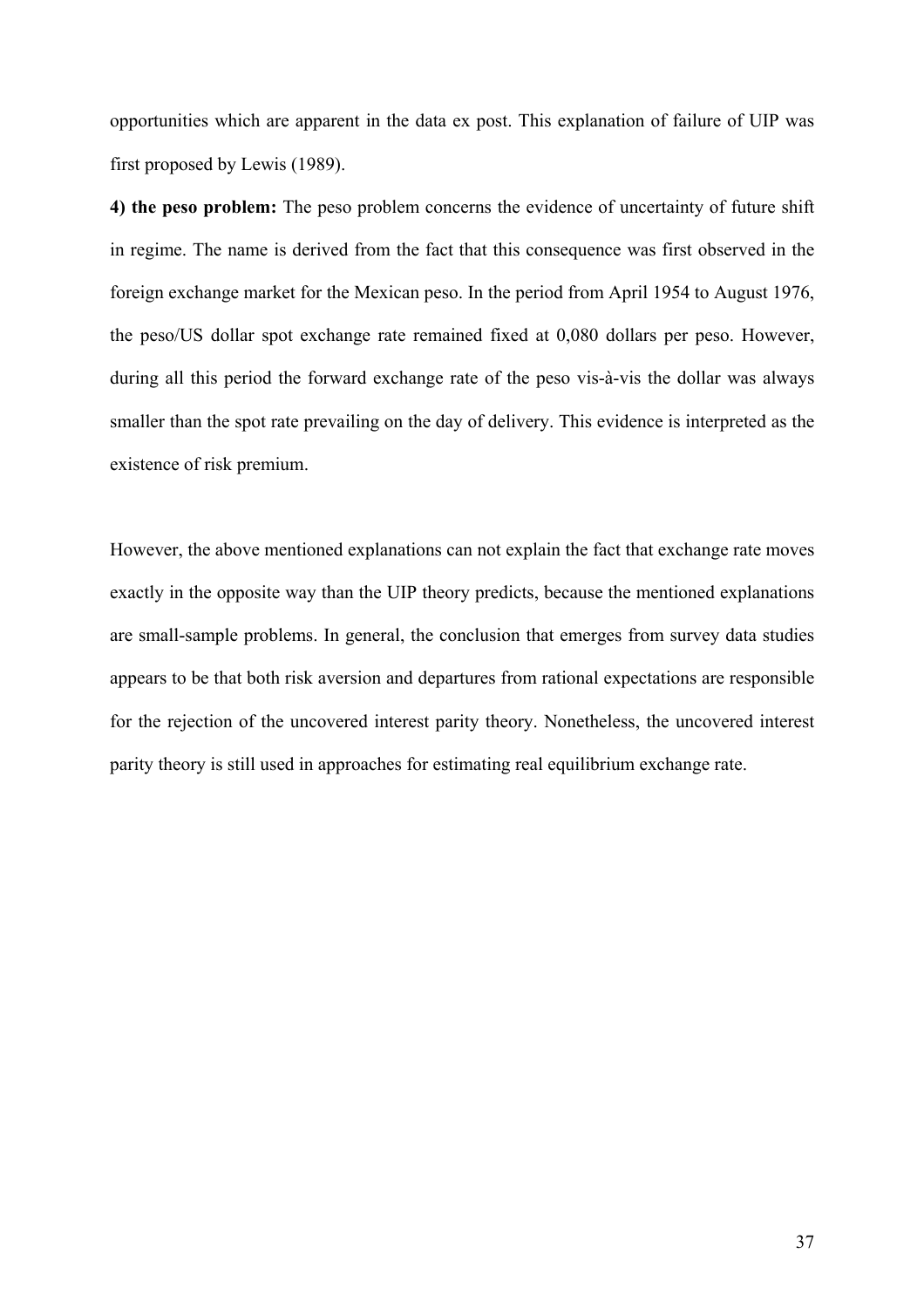opportunities which are apparent in the data ex post. This explanation of failure of UIP was first proposed by Lewis (1989).

**4) the peso problem:** The peso problem concerns the evidence of uncertainty of future shift in regime. The name is derived from the fact that this consequence was first observed in the foreign exchange market for the Mexican peso. In the period from April 1954 to August 1976, the peso/US dollar spot exchange rate remained fixed at 0,080 dollars per peso. However, during all this period the forward exchange rate of the peso vis-à-vis the dollar was always smaller than the spot rate prevailing on the day of delivery. This evidence is interpreted as the existence of risk premium.

However, the above mentioned explanations can not explain the fact that exchange rate moves exactly in the opposite way than the UIP theory predicts, because the mentioned explanations are small-sample problems. In general, the conclusion that emerges from survey data studies appears to be that both risk aversion and departures from rational expectations are responsible for the rejection of the uncovered interest parity theory. Nonetheless, the uncovered interest parity theory is still used in approaches for estimating real equilibrium exchange rate.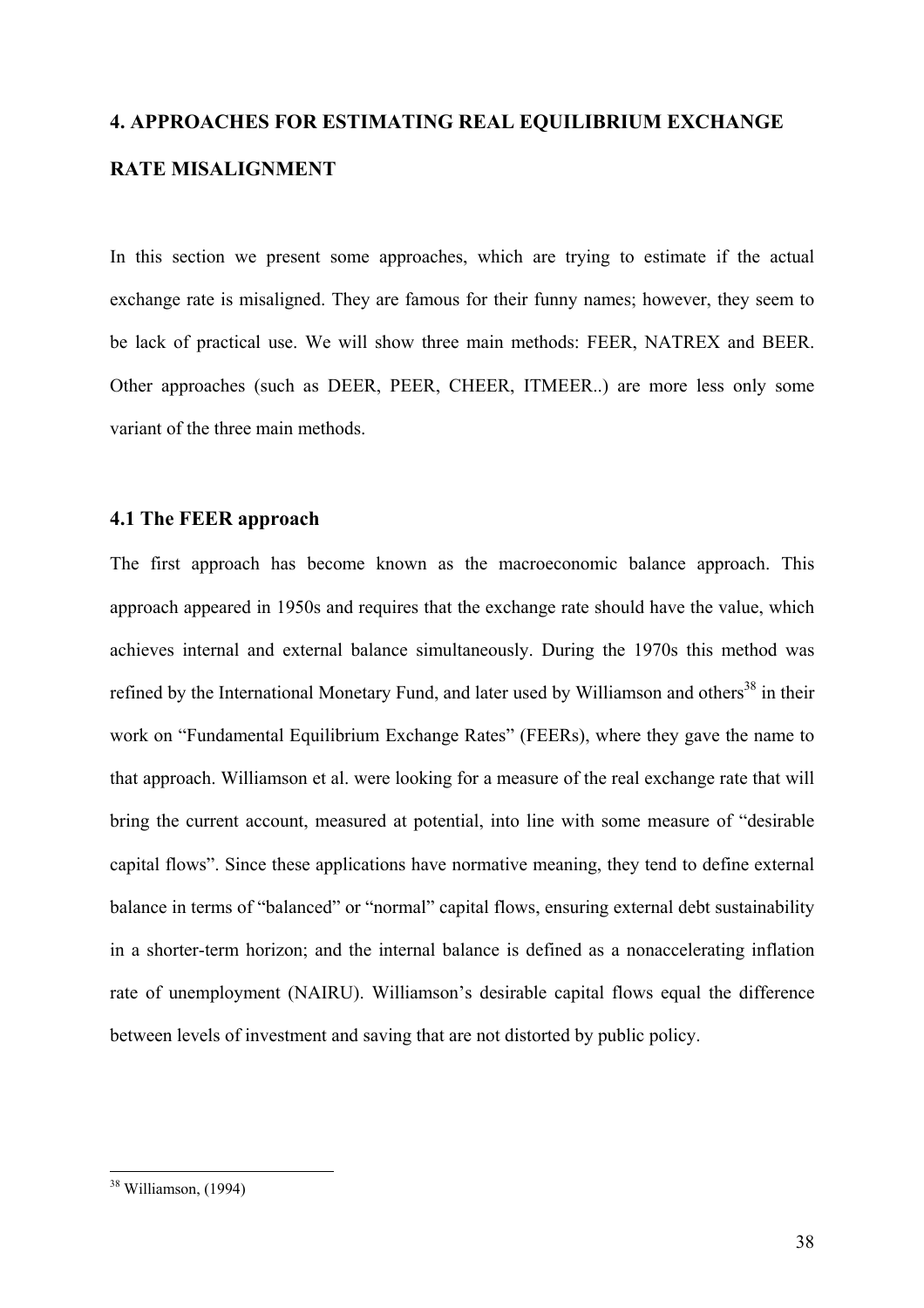# 4. APPROACHES FOR ESTIMATING REAL EQUILIBRIUM EXCHANGE RATE MISALIGNMENT

In this section we present some approaches, which are trying to estimate if the actual exchange rate is misaligned. They are famous for their funny names; however, they seem to be lack of practical use. We will show three main methods: FEER, NATREX and BEER. Other approaches (such as DEER, PEER, CHEER, ITMEER..) are more less only some variant of the three main methods.

## 4.1 The FEER approach

The first approach has become known as the macroeconomic balance approach. This approach appeared in 1950s and requires that the exchange rate should have the value, which achieves internal and external balance simultaneously. During the 1970s this method was refined by the International Monetary Fund, and later used by Williamson and others[38] in their work on "Fundamental Equilibrium Exchange Rates" (FEERs), where they gave the name to that approach. Williamson et al. were looking for a measure of the real exchange rate that will bring the current account, measured at potential, into line with some measure of "desirable capital flows". Since these applications have normative meaning, they tend to define external balance in terms of "balanced" or "normal" capital flows, ensuring external debt sustainability in a shorter-term horizon; and the internal balance is defined as a nonaccelerating inflation rate of unemployment (NAIRU). Williamson's desirable capital flows equal the difference between levels of investment and saving that are not distorted by public policy.

[38] Williamson, (1994)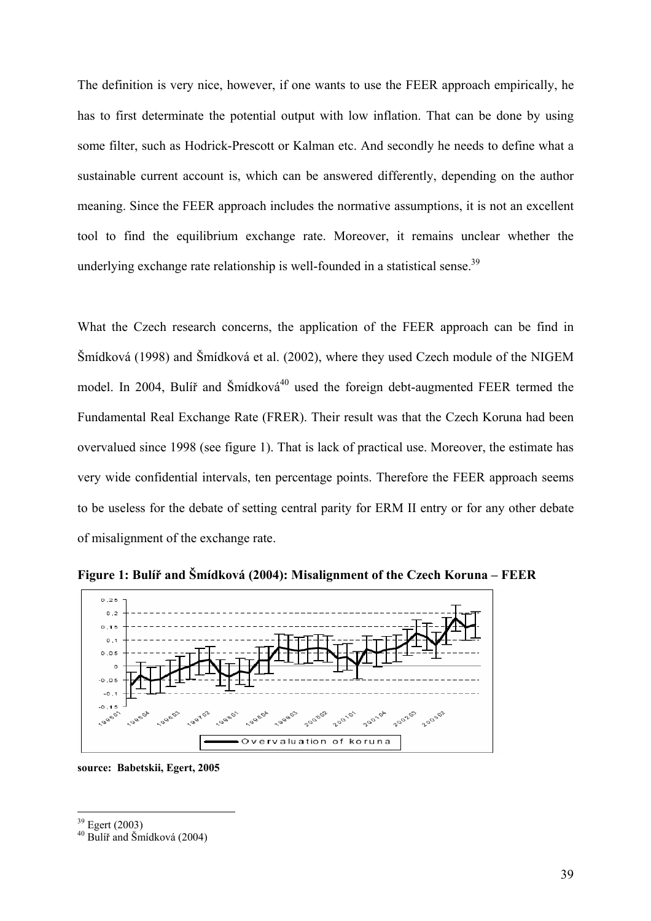The definition is very nice, however, if one wants to use the FEER approach empirically, he has to first determinate the potential output with low inflation. That can be done by using some filter, such as Hodrick-Prescott or Kalman etc. And secondly he needs to define what a sustainable current account is, which can be answered differently, depending on the author meaning. Since the FEER approach includes the normative assumptions, it is not an excellent tool to find the equilibrium exchange rate. Moreover, it remains unclear whether the underlying exchange rate relationship is well-founded in a statistical sense.[39]

What the Czech research concerns, the application of the FEER approach can be find in Šmídková (1998) and Šmídková et al. (2002), where they used Czech module of the NIGEM model. In 2004, Bulíř and Šmídková[40] used the foreign debt-augmented FEER termed the Fundamental Real Exchange Rate (FRER). Their result was that the Czech Koruna had been overvalued since 1998 (see figure 1). That is lack of practical use. Moreover, the estimate has very wide confidential intervals, ten percentage points. Therefore the FEER approach seems to be useless for the debate of setting central parity for ERM II entry or for any other debate of misalignment of the exchange rate.

**Figure 1: Bulíř and Šmídková (2004): Misalignment of the Czech Koruna – FEER**

**source: Babetskii, Egert, 2005**

---

[39] Egert (2003)

[40] Bulíř and Šmídková (2004)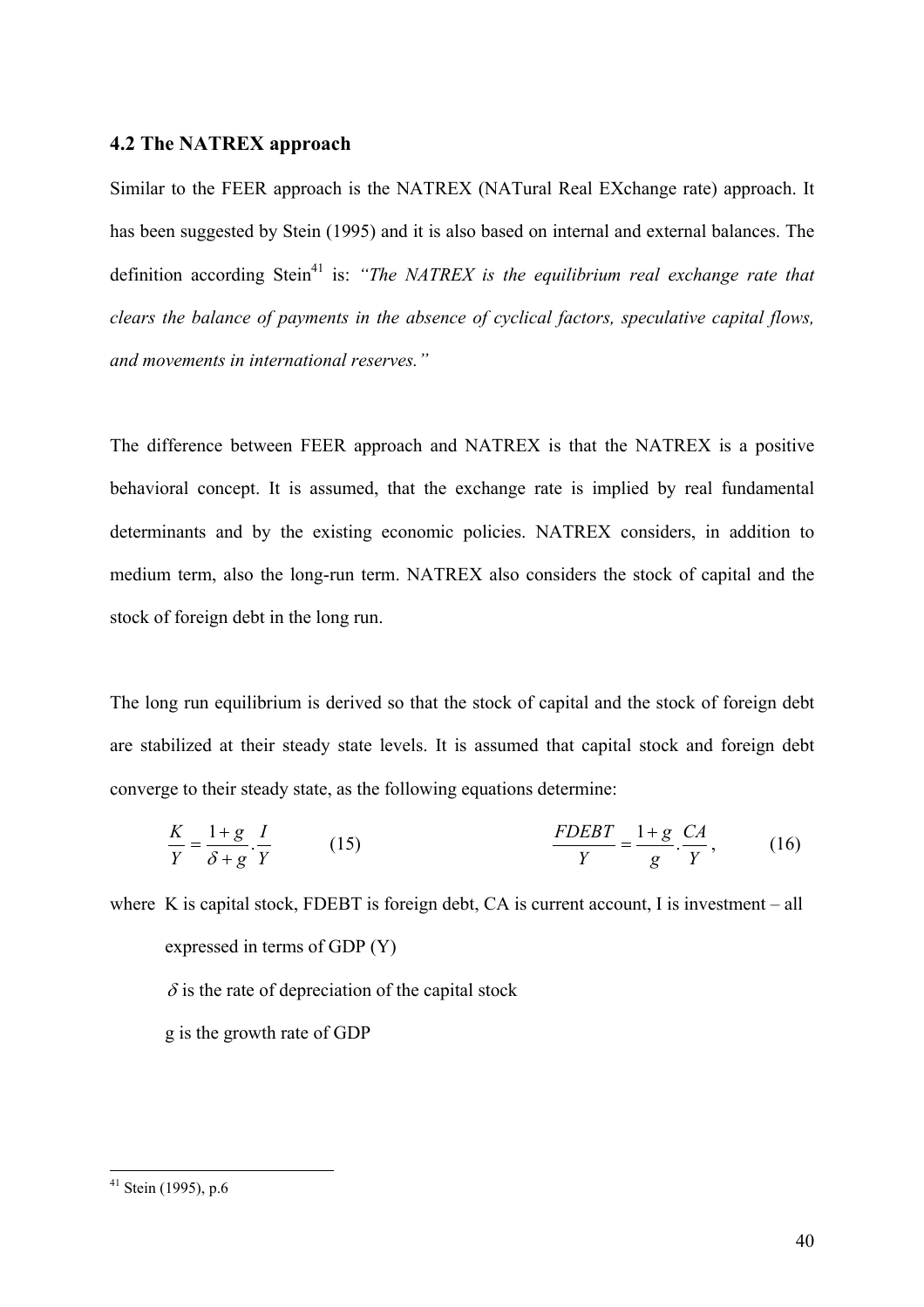### 4.2 The NATREX approach

Similar to the FEER approach is the NATREX (NATural Real EXchange rate) approach. It has been suggested by Stein (1995) and it is also based on internal and external balances. The definition according Stein[41] is: *"The NATREX is the equilibrium real exchange rate that clears the balance of payments in the absence of cyclical factors, speculative capital flows, and movements in international reserves."*

The difference between FEER approach and NATREX is that the NATREX is a positive behavioral concept. It is assumed, that the exchange rate is implied by real fundamental determinants and by the existing economic policies. NATREX considers, in addition to medium term, also the long-run term. NATREX also considers the stock of capital and the stock of foreign debt in the long run.

The long run equilibrium is derived so that the stock of capital and the stock of foreign debt are stabilized at their steady state levels. It is assumed that capital stock and foreign debt converge to their steady state, as the following equations determine:

$$\frac{K}{Y} = \frac{1+g}{\delta + g} \cdot \frac{I}{Y} \qquad (15) \qquad\qquad \frac{FDEBT}{Y} = \frac{1+g}{g} \cdot \frac{CA}{Y}, \qquad (16)$$

where K is capital stock, FDEBT is foreign debt, CA is current account, I is investment – all expressed in terms of GDP (Y)

$\delta$ is the rate of depreciation of the capital stock

g is the growth rate of GDP

[41] Stein (1995), p.6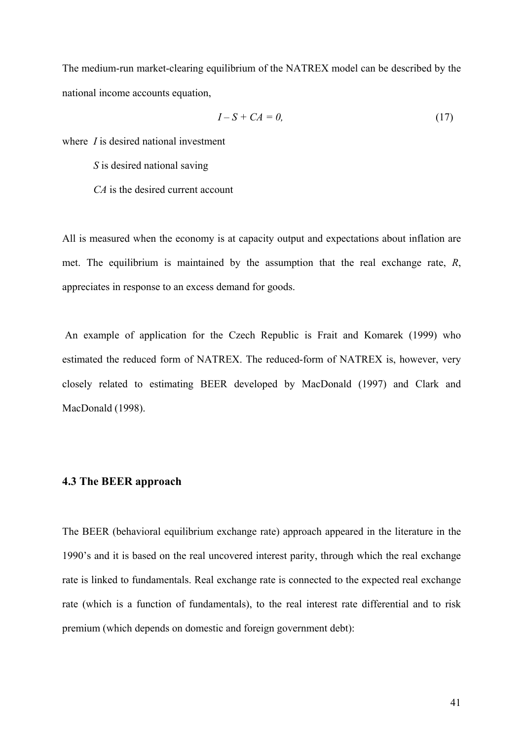The medium-run market-clearing equilibrium of the NATREX model can be described by the national income accounts equation,

$$I - S + CA = 0, \tag{17}$$

where $I$ is desired national investment

$S$ is desired national saving

$CA$ is the desired current account

All is measured when the economy is at capacity output and expectations about inflation are met. The equilibrium is maintained by the assumption that the real exchange rate, $R$, appreciates in response to an excess demand for goods.

An example of application for the Czech Republic is Frait and Komarek (1999) who estimated the reduced form of NATREX. The reduced-form of NATREX is, however, very closely related to estimating BEER developed by MacDonald (1997) and Clark and MacDonald (1998).

### 4.3 The BEER approach

The BEER (behavioral equilibrium exchange rate) approach appeared in the literature in the 1990's and it is based on the real uncovered interest parity, through which the real exchange rate is linked to fundamentals. Real exchange rate is connected to the expected real exchange rate (which is a function of fundamentals), to the real interest rate differential and to risk premium (which depends on domestic and foreign government debt):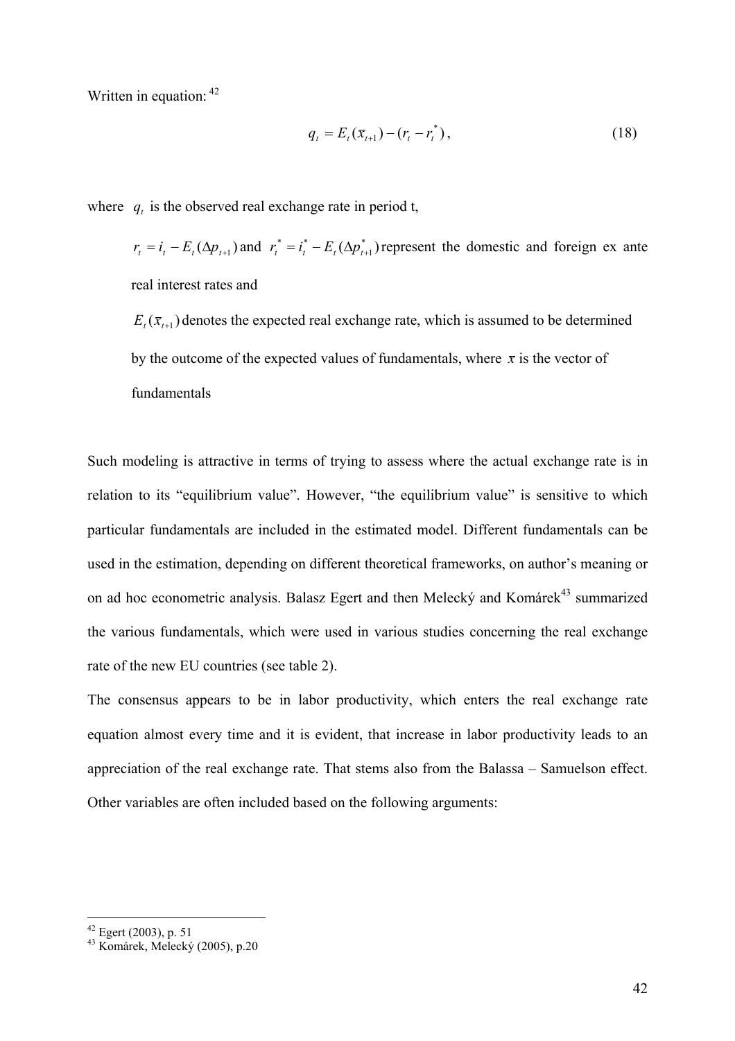Written in equation: [42]

$$q_t = E_t(\bar{x}_{t+1}) - (r_t - r_t^*), \tag{18}$$

where $q_t$ is the observed real exchange rate in period t,

$r_t = i_t - E_t(\Delta p_{t+1})$ and $r_t^* = i_t^* - E_t(\Delta p_{t+1}^*)$ represent the domestic and foreign ex ante real interest rates and

$E_t(\bar{x}_{t+1})$ denotes the expected real exchange rate, which is assumed to be determined by the outcome of the expected values of fundamentals, where $x$ is the vector of fundamentals

Such modeling is attractive in terms of trying to assess where the actual exchange rate is in relation to its "equilibrium value". However, "the equilibrium value" is sensitive to which particular fundamentals are included in the estimated model. Different fundamentals can be used in the estimation, depending on different theoretical frameworks, on author's meaning or on ad hoc econometric analysis. Balasz Egert and then Melecký and Komárek[43] summarized the various fundamentals, which were used in various studies concerning the real exchange rate of the new EU countries (see table 2).

The consensus appears to be in labor productivity, which enters the real exchange rate equation almost every time and it is evident, that increase in labor productivity leads to an appreciation of the real exchange rate. That stems also from the Balassa – Samuelson effect. Other variables are often included based on the following arguments:

[42] Egert (2003), p. 51

[43] Komárek, Melecký (2005), p.20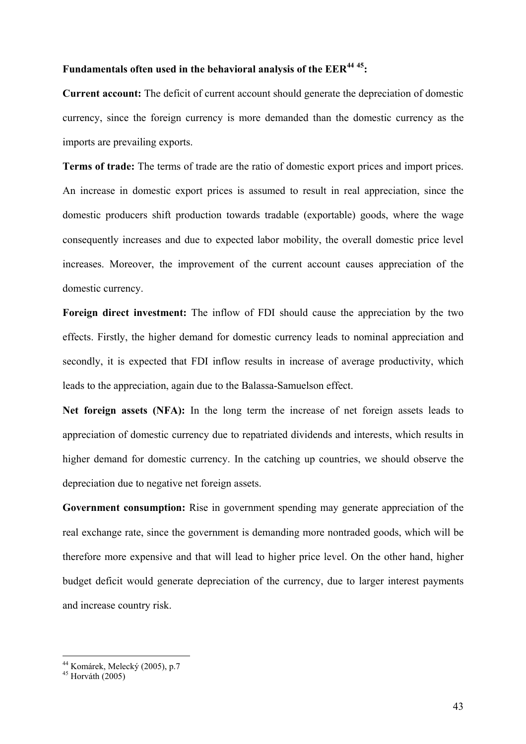**Fundamentals often used in the behavioral analysis of the EER[44] [45]:**

**Current account:** The deficit of current account should generate the depreciation of domestic currency, since the foreign currency is more demanded than the domestic currency as the imports are prevailing exports.

**Terms of trade:** The terms of trade are the ratio of domestic export prices and import prices. An increase in domestic export prices is assumed to result in real appreciation, since the domestic producers shift production towards tradable (exportable) goods, where the wage consequently increases and due to expected labor mobility, the overall domestic price level increases. Moreover, the improvement of the current account causes appreciation of the domestic currency.

**Foreign direct investment:** The inflow of FDI should cause the appreciation by the two effects. Firstly, the higher demand for domestic currency leads to nominal appreciation and secondly, it is expected that FDI inflow results in increase of average productivity, which leads to the appreciation, again due to the Balassa-Samuelson effect.

**Net foreign assets (NFA):** In the long term the increase of net foreign assets leads to appreciation of domestic currency due to repatriated dividends and interests, which results in higher demand for domestic currency. In the catching up countries, we should observe the depreciation due to negative net foreign assets.

**Government consumption:** Rise in government spending may generate appreciation of the real exchange rate, since the government is demanding more nontraded goods, which will be therefore more expensive and that will lead to higher price level. On the other hand, higher budget deficit would generate depreciation of the currency, due to larger interest payments and increase country risk.

---

[44] Komárek, Melecký (2005), p.7

[45] Horváth (2005)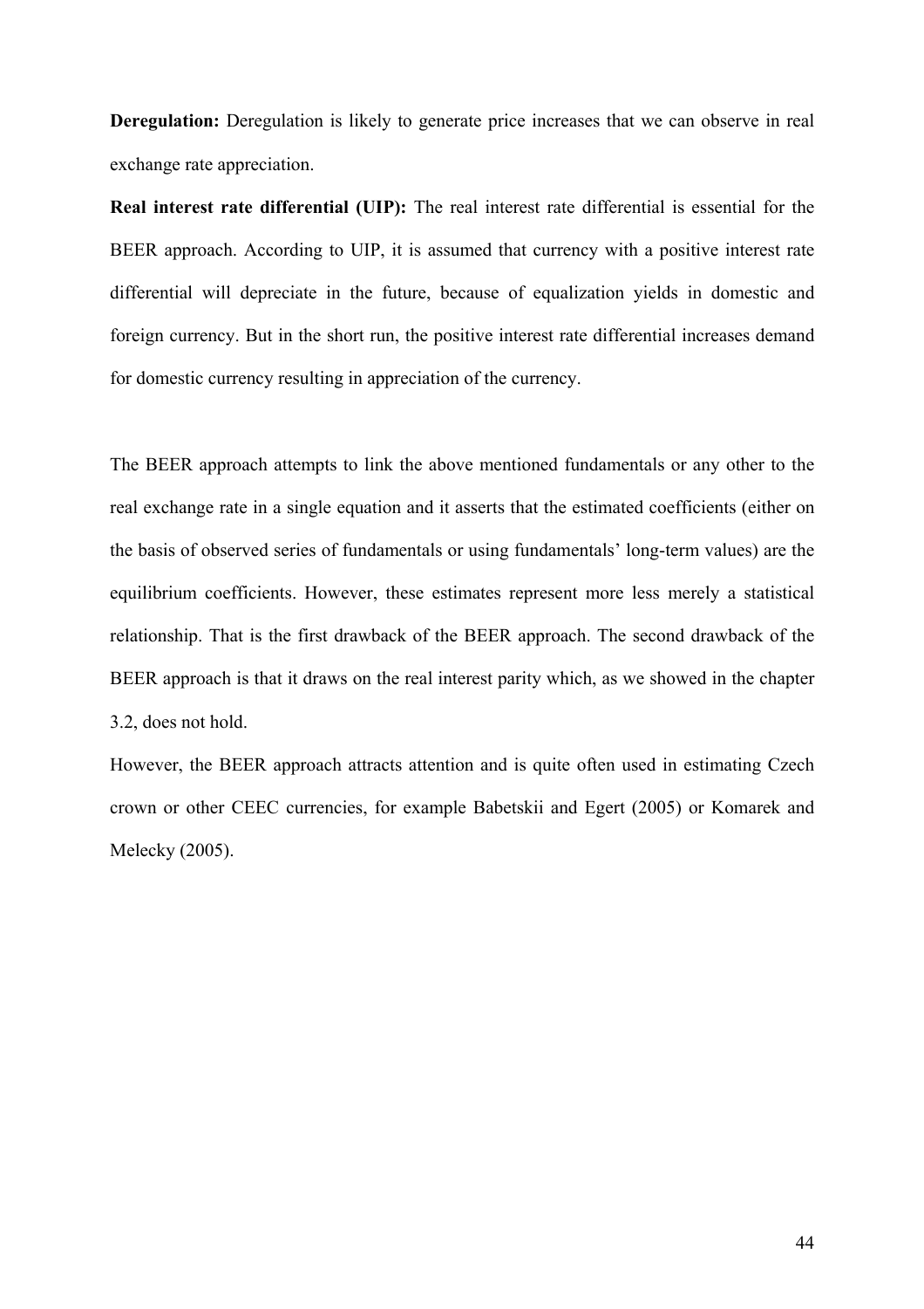**Deregulation:** Deregulation is likely to generate price increases that we can observe in real exchange rate appreciation.

**Real interest rate differential (UIP):** The real interest rate differential is essential for the BEER approach. According to UIP, it is assumed that currency with a positive interest rate differential will depreciate in the future, because of equalization yields in domestic and foreign currency. But in the short run, the positive interest rate differential increases demand for domestic currency resulting in appreciation of the currency.

The BEER approach attempts to link the above mentioned fundamentals or any other to the real exchange rate in a single equation and it asserts that the estimated coefficients (either on the basis of observed series of fundamentals or using fundamentals' long-term values) are the equilibrium coefficients. However, these estimates represent more less merely a statistical relationship. That is the first drawback of the BEER approach. The second drawback of the BEER approach is that it draws on the real interest parity which, as we showed in the chapter 3.2, does not hold.

However, the BEER approach attracts attention and is quite often used in estimating Czech crown or other CEEC currencies, for example Babetskii and Egert (2005) or Komarek and Melecky (2005).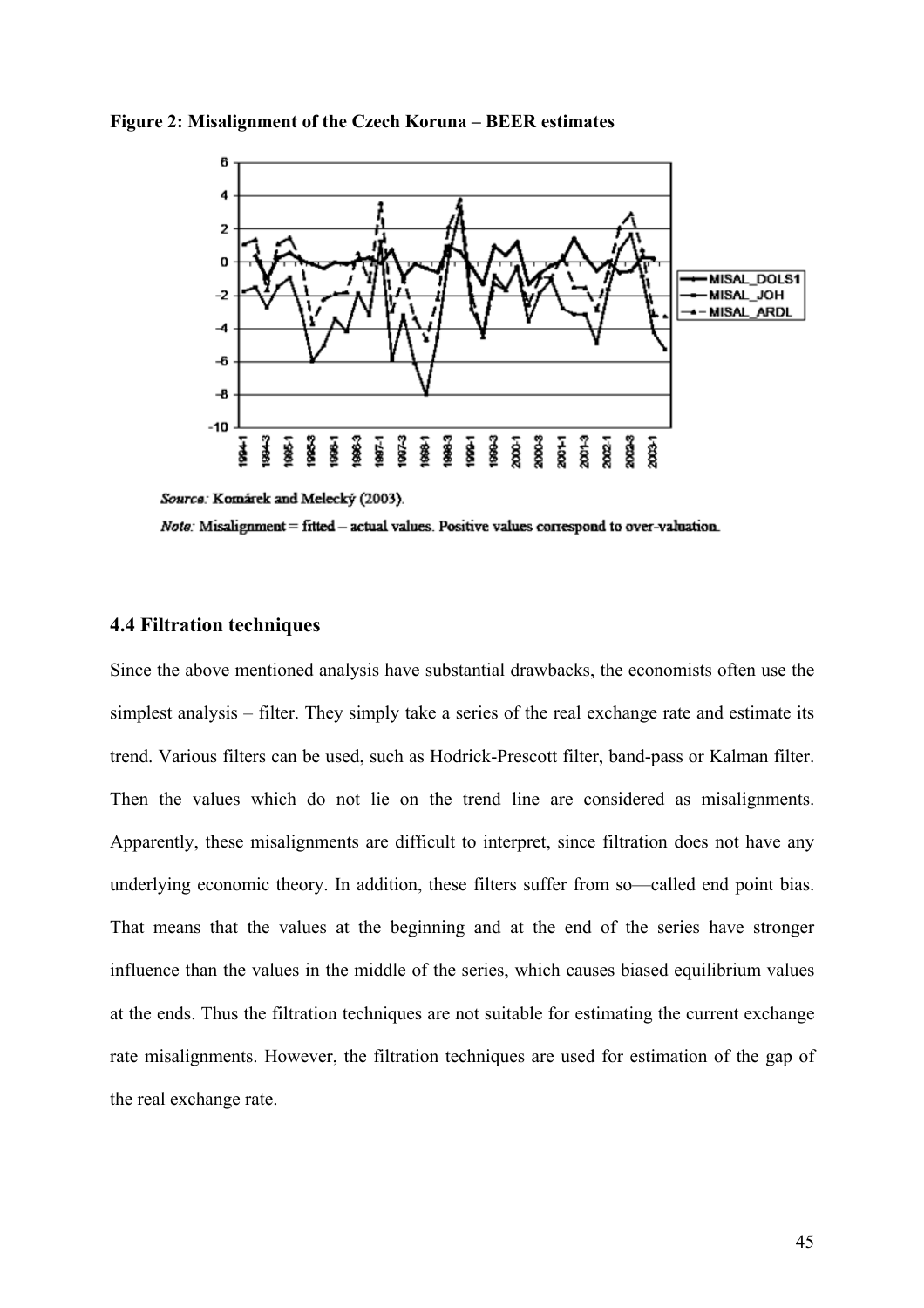**Figure 2: Misalignment of the Czech Koruna – BEER estimates**

*Source:* Komárek and Melecký (2003).

*Note:* Misalignment = fitted – actual values. Positive values correspond to over-valuation.

### 4.4 Filtration techniques

Since the above mentioned analysis have substantial drawbacks, the economists often use the simplest analysis – filter. They simply take a series of the real exchange rate and estimate its trend. Various filters can be used, such as Hodrick-Prescott filter, band-pass or Kalman filter. Then the values which do not lie on the trend line are considered as misalignments. Apparently, these misalignments are difficult to interpret, since filtration does not have any underlying economic theory. In addition, these filters suffer from so—called end point bias. That means that the values at the beginning and at the end of the series have stronger influence than the values in the middle of the series, which causes biased equilibrium values at the ends. Thus the filtration techniques are not suitable for estimating the current exchange rate misalignments. However, the filtration techniques are used for estimation of the gap of the real exchange rate.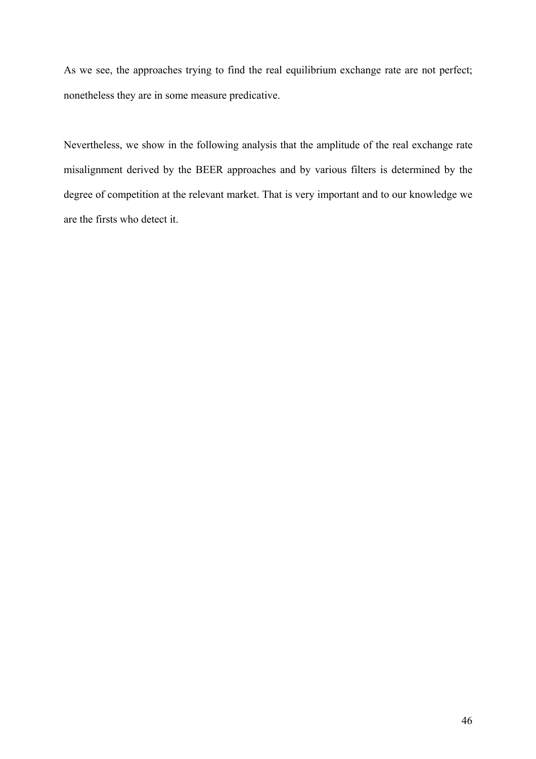As we see, the approaches trying to find the real equilibrium exchange rate are not perfect; nonetheless they are in some measure predicative.

Nevertheless, we show in the following analysis that the amplitude of the real exchange rate misalignment derived by the BEER approaches and by various filters is determined by the degree of competition at the relevant market. That is very important and to our knowledge we are the firsts who detect it.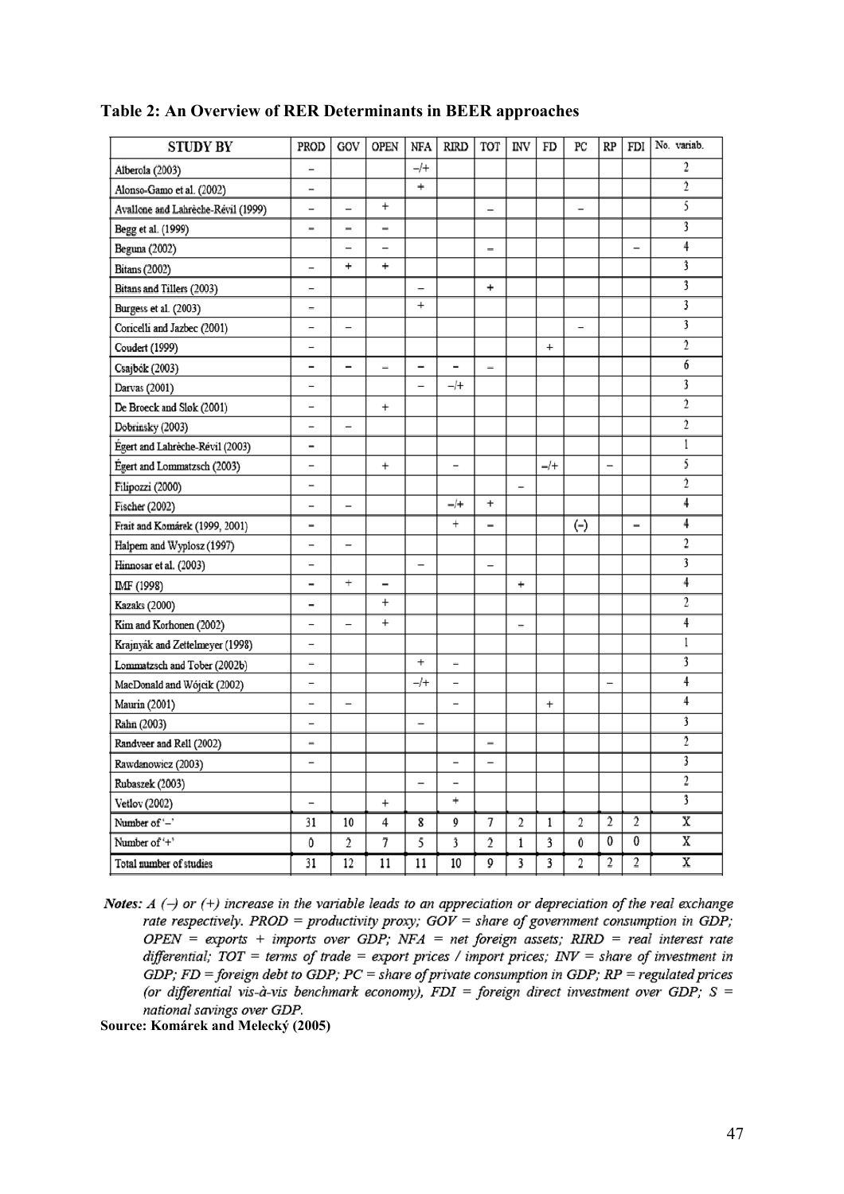**Table 2: An Overview of RER Determinants in BEER approaches**

| STUDY BY | PROD | GOV | OPEN | NFA | RIRD | TOT | INV | FD | PC | RP | FDI | No. variab. |
|---|---|---|---|---|---|---|---|---|---|---|---|---|
| Alberola (2003) | – | | | –/+ | | | | | | | | 2 |
| Alonso-Gamo et al. (2002) | – | | | + | | | | | | | | 2 |
| Avallone and Lahrèche-Révil (1999) | – | – | + | | | – | | | – | | | 5 |
| Begg et al. (1999) | – | – | – | | | | | | | | | 3 |
| Beguna (2002) | | – | – | | | – | | | | | – | 4 |
| Bitans (2002) | – | + | + | | | | | | | | | 3 |
| Bitans and Tillers (2003) | – | | | – | | + | | | | | | 3 |
| Burgess et al. (2003) | – | | | + | | | | | | | | 3 |
| Coricelli and Jazbec (2001) | – | – | | | | | | | – | | | 3 |
| Coudert (1999) | – | | | | | | | + | | | | 2 |
| Csajbók (2003) | – | – | – | – | – | – | | | | | | 6 |
| Darvas (2001) | – | | | – | –/+ | | | | | | | 3 |
| De Broeck and Sløk (2001) | – | | + | | | | | | | | | 2 |
| Dobrinsky (2003) | – | – | | | | | | | | | | 2 |
| Égert and Lahrèche-Révil (2003) | – | | | | | | | | | | | 1 |
| Égert and Lommatzsch (2003) | – | | + | | – | | | –/+ | | – | | 5 |
| Filipozzi (2000) | – | | | | | | – | | | | | 2 |
| Fischer (2002) | – | – | | | –/+ | + | | | | | | 4 |
| Frait and Komárek (1999, 2001) | – | | | | + | – | | | (–) | | – | 4 |
| Halpern and Wyplosz (1997) | – | – | | | | | | | | | | 2 |
| Hinnosar et al. (2003) | – | | | – | | – | | | | | | 3 |
| IMF (1998) | – | + | – | | | | + | | | | | 4 |
| Kazaks (2000) | – | | + | | | | | | | | | 2 |
| Kim and Korhonen (2002) | – | – | + | | | | – | | | | | 4 |
| Krajnyák and Zettelmeyer (1998) | – | | | | | | | | | | | 1 |
| Lommatzsch and Tober (2002b) | – | | | + | – | | | | | | | 3 |
| MacDonald and Wójcik (2002) | – | | | –/+ | – | | | | | – | | 4 |
| Maurin (2001) | – | – | | | – | | | + | | | | 4 |
| Rahn (2003) | – | | | – | | | | | | | | 3 |
| Randveer and Rell (2002) | – | | | | | – | | | | | | 2 |
| Rawdanowicz (2003) | – | | | | – | – | | | | | | 3 |
| Rubaszek (2003) | | | | – | – | | | | | | | 2 |
| Vetlov (2002) | – | | + | | + | | | | | | | 3 |
| Number of '–' | 31 | 10 | 4 | 8 | 9 | 7 | 2 | 1 | 2 | 2 | 2 | X |
| Number of '+' | 0 | 2 | 7 | 5 | 3 | 2 | 1 | 3 | 0 | 0 | 0 | X |
| Total number of studies | 31 | 12 | 11 | 11 | 10 | 9 | 3 | 3 | 2 | 2 | 2 | X |

*Notes: A (–) or (+) increase in the variable leads to an appreciation or depreciation of the real exchange rate respectively. PROD = productivity proxy; GOV = share of government consumption in GDP; OPEN = exports + imports over GDP; NFA = net foreign assets; RIRD = real interest rate differential; TOT = terms of trade = export prices / import prices; INV = share of investment in GDP; FD = foreign debt to GDP; PC = share of private consumption in GDP; RP = regulated prices (or differential vis-à-vis benchmark economy), FDI = foreign direct investment over GDP; S = national savings over GDP.*

**Source: Komárek and Melecký (2005)**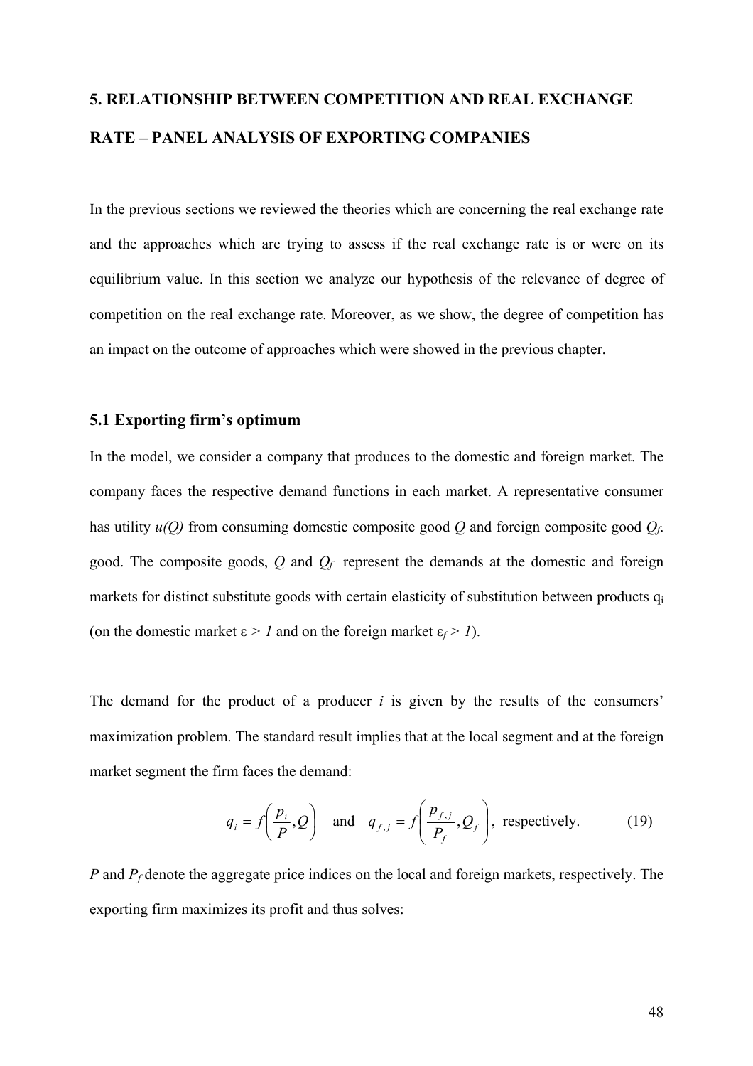## 5. RELATIONSHIP BETWEEN COMPETITION AND REAL EXCHANGE RATE – PANEL ANALYSIS OF EXPORTING COMPANIES

In the previous sections we reviewed the theories which are concerning the real exchange rate and the approaches which are trying to assess if the real exchange rate is or were on its equilibrium value. In this section we analyze our hypothesis of the relevance of degree of competition on the real exchange rate. Moreover, as we show, the degree of competition has an impact on the outcome of approaches which were showed in the previous chapter.

### 5.1 Exporting firm's optimum

In the model, we consider a company that produces to the domestic and foreign market. The company faces the respective demand functions in each market. A representative consumer has utility $u(Q)$ from consuming domestic composite good $Q$ and foreign composite good $Q_f$. good. The composite goods, $Q$ and $Q_f$ represent the demands at the domestic and foreign markets for distinct substitute goods with certain elasticity of substitution between products $q_i$ (on the domestic market $\varepsilon > 1$ and on the foreign market $\varepsilon_f > 1$).

The demand for the product of a producer $i$ is given by the results of the consumers' maximization problem. The standard result implies that at the local segment and at the foreign market segment the firm faces the demand:

$$q_i = f\left(\frac{p_i}{P}, Q\right) \quad \text{and} \quad q_{f,j} = f\left(\frac{p_{f,j}}{P_f}, Q_f\right), \text{ respectively.} \tag{19}$$

$P$ and $P_f$ denote the aggregate price indices on the local and foreign markets, respectively. The exporting firm maximizes its profit and thus solves: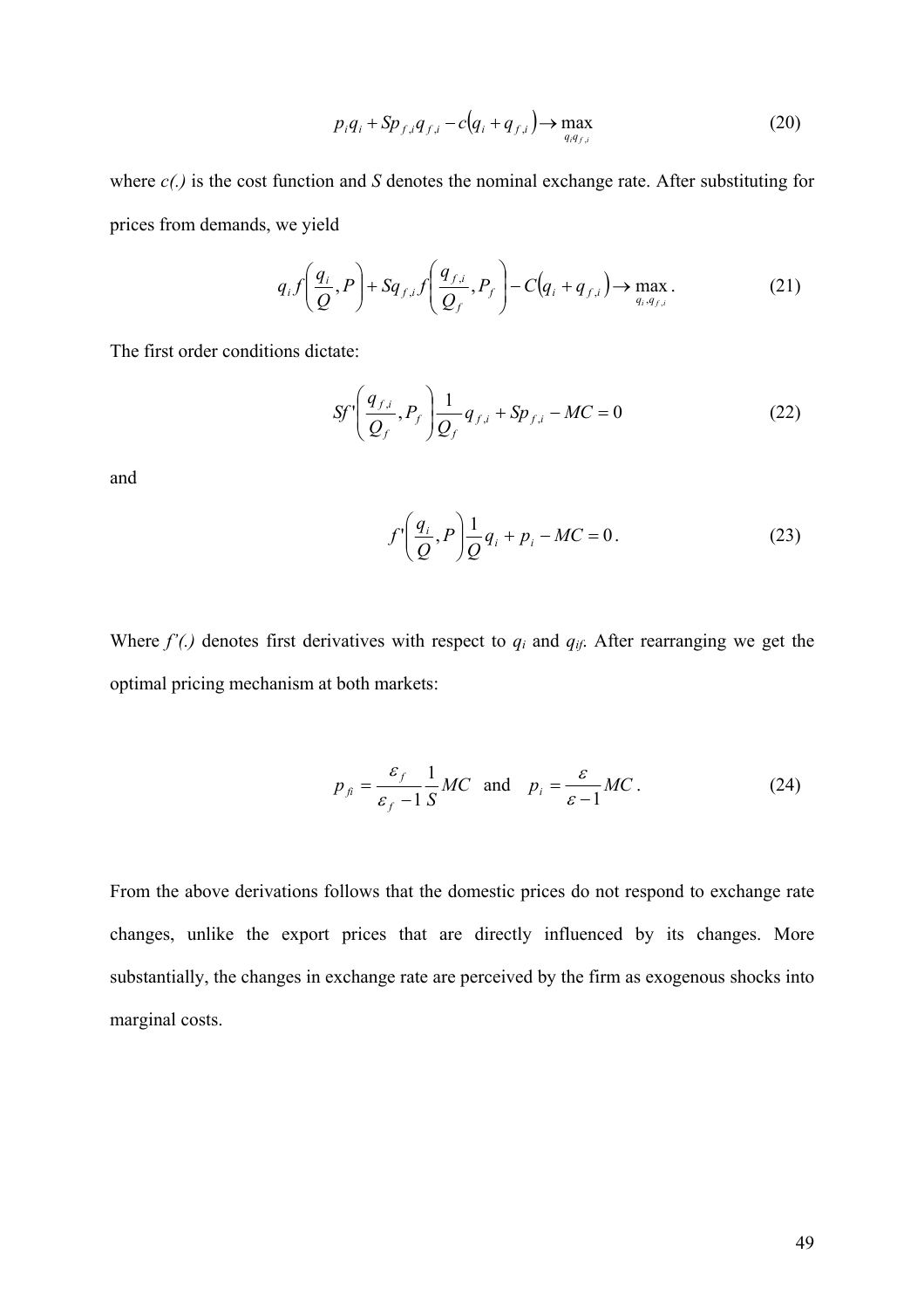$$p_i q_i + S p_{f,i} q_{f,i} - c(q_i + q_{f,i}) \rightarrow \max_{q_i q_{f,i}} \tag{20}$$

where *c(.)* is the cost function and *S* denotes the nominal exchange rate. After substituting for prices from demands, we yield

$$q_i f\left(\frac{q_i}{Q}, P\right) + S q_{f,i} f\left(\frac{q_{f,i}}{Q_f}, P_f\right) - C(q_i + q_{f,i}) \rightarrow \max_{q_i, q_{f,i}}. \tag{21}$$

The first order conditions dictate:

$$S f'\left(\frac{q_{f,i}}{Q_f}, P_f\right) \frac{1}{Q_f} q_{f,i} + S p_{f,i} - MC = 0 \tag{22}$$

and

$$f'\left(\frac{q_i}{Q}, P\right) \frac{1}{Q} q_i + p_i - MC = 0. \tag{23}$$

Where *f'(.)* denotes first derivatives with respect to $q_i$ and $q_{if}$. After rearranging we get the optimal pricing mechanism at both markets:

$$p_{fi} = \frac{\varepsilon_f}{\varepsilon_f - 1} \frac{1}{S} MC \quad \text{and} \quad p_i = \frac{\varepsilon}{\varepsilon - 1} MC. \tag{24}$$

From the above derivations follows that the domestic prices do not respond to exchange rate changes, unlike the export prices that are directly influenced by its changes. More substantially, the changes in exchange rate are perceived by the firm as exogenous shocks into marginal costs.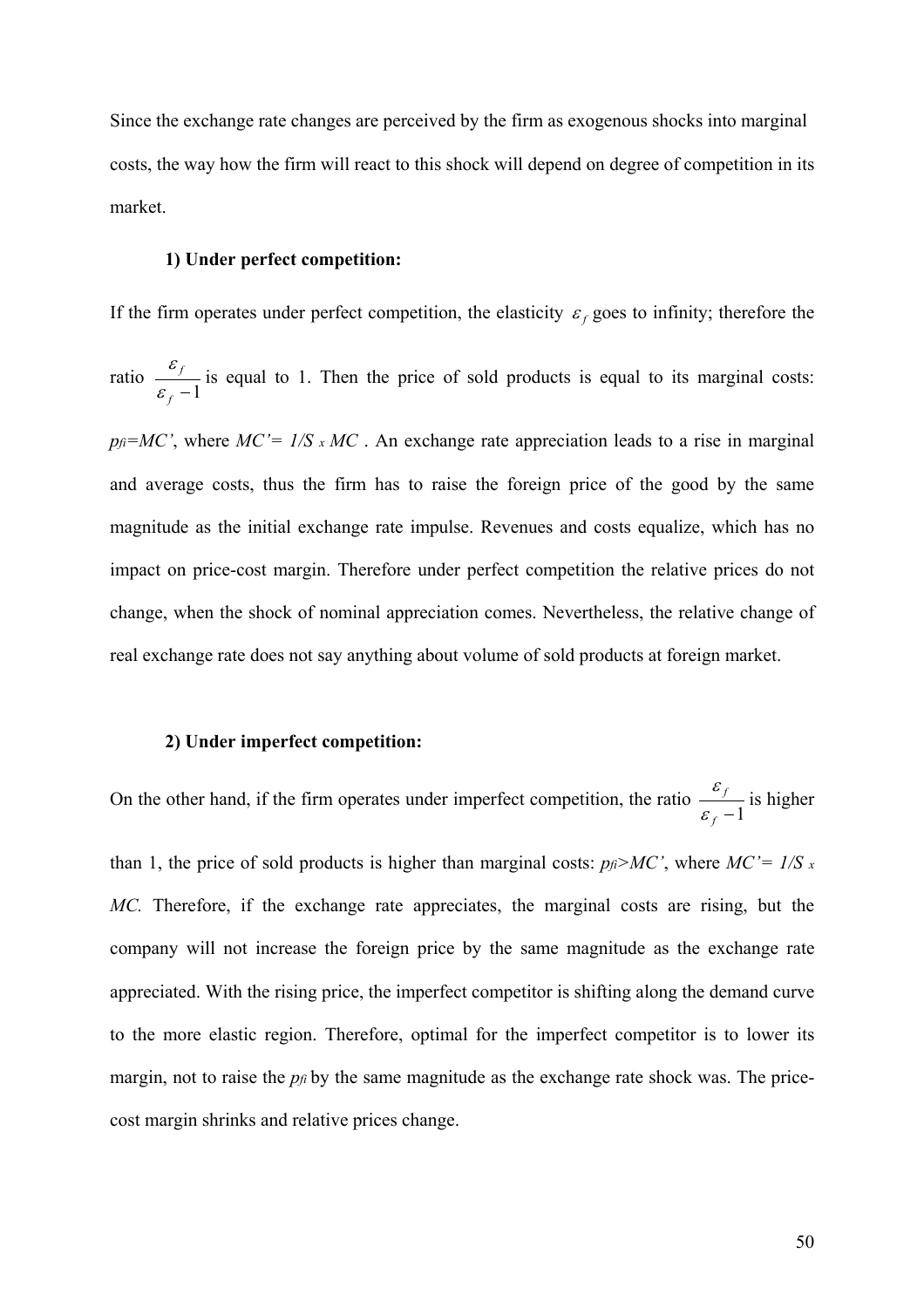Since the exchange rate changes are perceived by the firm as exogenous shocks into marginal costs, the way how the firm will react to this shock will depend on degree of competition in its market.

**1) Under perfect competition:**

If the firm operates under perfect competition, the elasticity $\varepsilon_f$ goes to infinity; therefore the ratio $\frac{\varepsilon_f}{\varepsilon_f - 1}$ is equal to 1. Then the price of sold products is equal to its marginal costs: $p_{fi}=MC'$, where $MC' = 1/S \times MC$ . An exchange rate appreciation leads to a rise in marginal and average costs, thus the firm has to raise the foreign price of the good by the same magnitude as the initial exchange rate impulse. Revenues and costs equalize, which has no impact on price-cost margin. Therefore under perfect competition the relative prices do not change, when the shock of nominal appreciation comes. Nevertheless, the relative change of real exchange rate does not say anything about volume of sold products at foreign market.

**2) Under imperfect competition:**

On the other hand, if the firm operates under imperfect competition, the ratio $\frac{\varepsilon_f}{\varepsilon_f - 1}$ is higher than 1, the price of sold products is higher than marginal costs: $p_{fi}>MC'$, where $MC' = 1/S \times MC$. Therefore, if the exchange rate appreciates, the marginal costs are rising, but the company will not increase the foreign price by the same magnitude as the exchange rate appreciated. With the rising price, the imperfect competitor is shifting along the demand curve to the more elastic region. Therefore, optimal for the imperfect competitor is to lower its margin, not to raise the $p_{fi}$ by the same magnitude as the exchange rate shock was. The price-cost margin shrinks and relative prices change.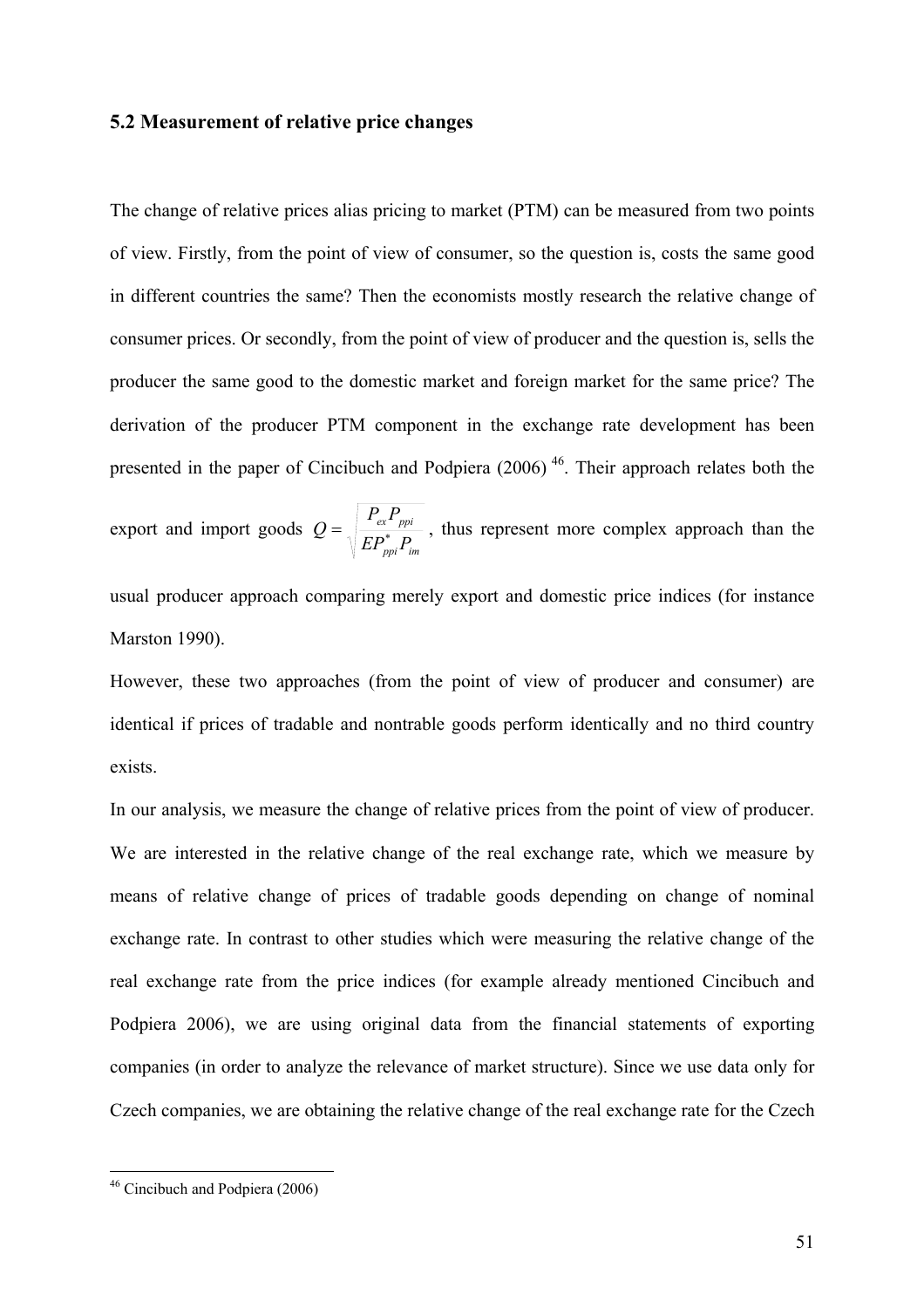## 5.2 Measurement of relative price changes

The change of relative prices alias pricing to market (PTM) can be measured from two points of view. Firstly, from the point of view of consumer, so the question is, costs the same good in different countries the same? Then the economists mostly research the relative change of consumer prices. Or secondly, from the point of view of producer and the question is, sells the producer the same good to the domestic market and foreign market for the same price? The derivation of the producer PTM component in the exchange rate development has been presented in the paper of Cincibuch and Podpiera (2006) [46]. Their approach relates both the export and import goods $Q = \sqrt{\frac{P_{ex} P_{ppi}}{E P_{ppi}^{*} P_{im}}}$ , thus represent more complex approach than the usual producer approach comparing merely export and domestic price indices (for instance Marston 1990).

However, these two approaches (from the point of view of producer and consumer) are identical if prices of tradable and nontrable goods perform identically and no third country exists.

In our analysis, we measure the change of relative prices from the point of view of producer. We are interested in the relative change of the real exchange rate, which we measure by means of relative change of prices of tradable goods depending on change of nominal exchange rate. In contrast to other studies which were measuring the relative change of the real exchange rate from the price indices (for example already mentioned Cincibuch and Podpiera 2006), we are using original data from the financial statements of exporting companies (in order to analyze the relevance of market structure). Since we use data only for Czech companies, we are obtaining the relative change of the real exchange rate for the Czech

[46] Cincibuch and Podpiera (2006)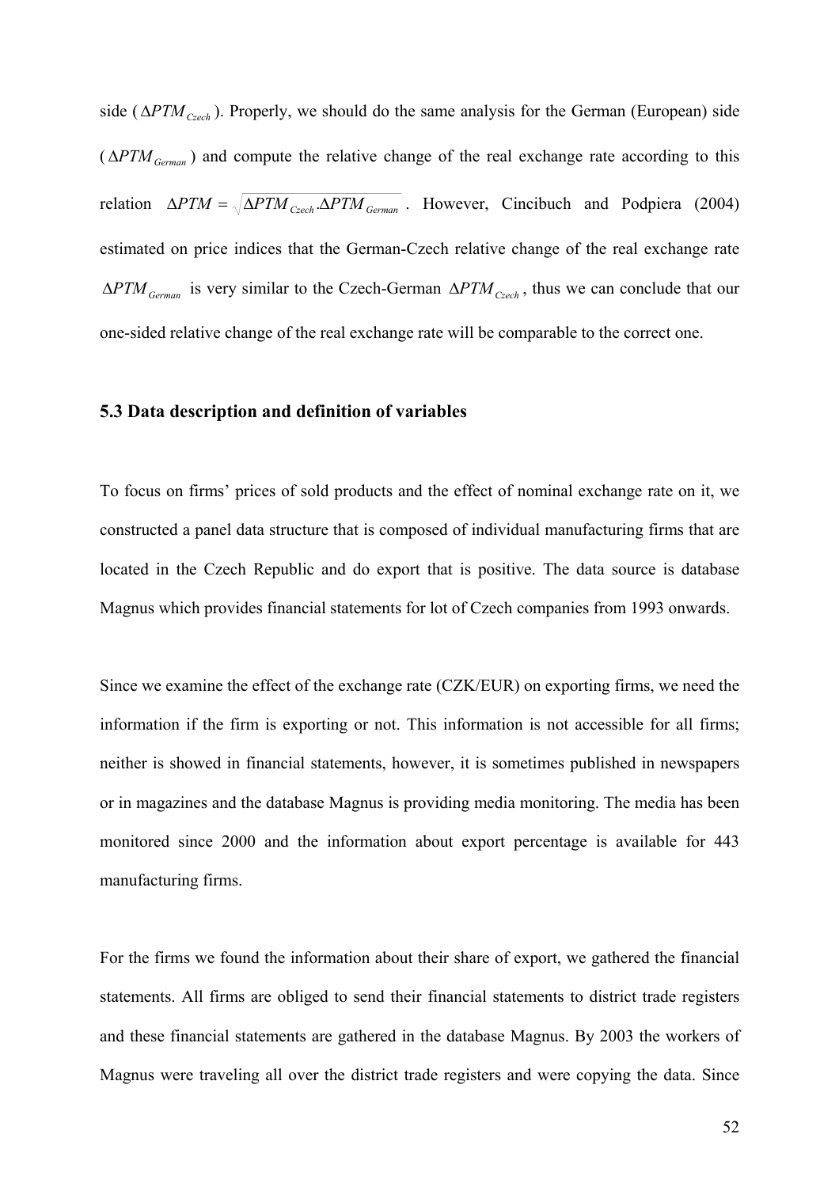side ($\Delta PTM_{Czech}$). Properly, we should do the same analysis for the German (European) side ($\Delta PTM_{German}$) and compute the relative change of the real exchange rate according to this relation $\Delta PTM = \sqrt{\Delta PTM_{Czech} . \Delta PTM_{German}}$. However, Cincibuch and Podpiera (2004) estimated on price indices that the German-Czech relative change of the real exchange rate $\Delta PTM_{German}$ is very similar to the Czech-German $\Delta PTM_{Czech}$, thus we can conclude that our one-sided relative change of the real exchange rate will be comparable to the correct one.

### 5.3 Data description and definition of variables

To focus on firms' prices of sold products and the effect of nominal exchange rate on it, we constructed a panel data structure that is composed of individual manufacturing firms that are located in the Czech Republic and do export that is positive. The data source is database Magnus which provides financial statements for lot of Czech companies from 1993 onwards.

Since we examine the effect of the exchange rate (CZK/EUR) on exporting firms, we need the information if the firm is exporting or not. This information is not accessible for all firms; neither is showed in financial statements, however, it is sometimes published in newspapers or in magazines and the database Magnus is providing media monitoring. The media has been monitored since 2000 and the information about export percentage is available for 443 manufacturing firms.

For the firms we found the information about their share of export, we gathered the financial statements. All firms are obliged to send their financial statements to district trade registers and these financial statements are gathered in the database Magnus. By 2003 the workers of Magnus were traveling all over the district trade registers and were copying the data. Since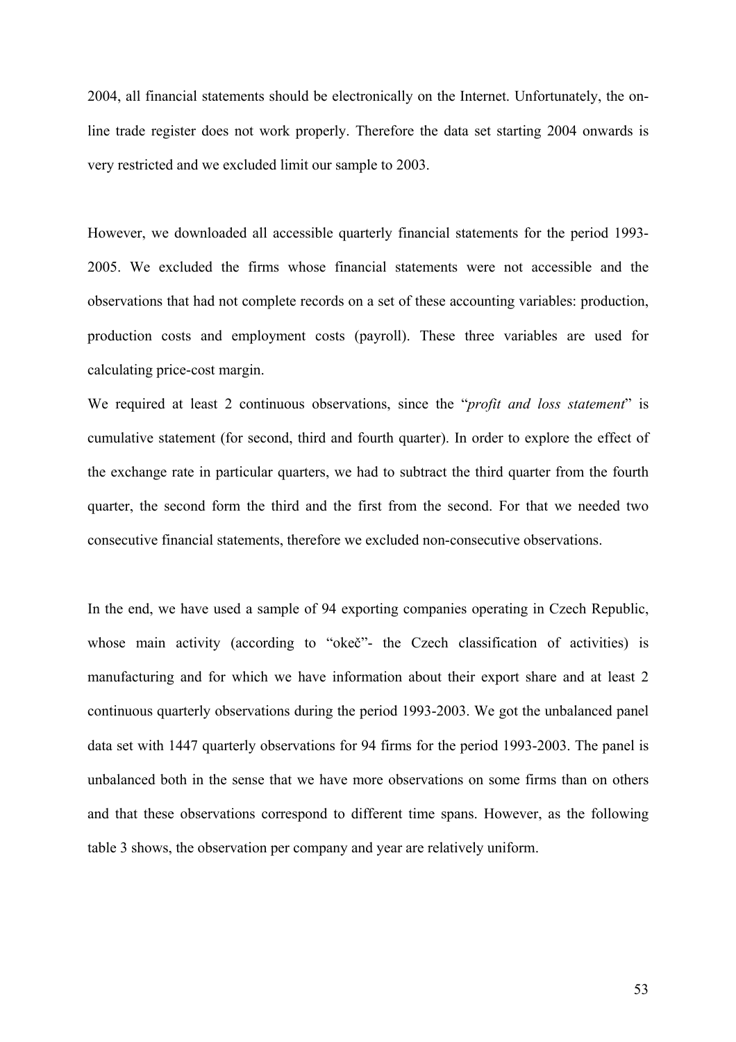2004, all financial statements should be electronically on the Internet. Unfortunately, the on-line trade register does not work properly. Therefore the data set starting 2004 onwards is very restricted and we excluded limit our sample to 2003.

However, we downloaded all accessible quarterly financial statements for the period 1993-2005. We excluded the firms whose financial statements were not accessible and the observations that had not complete records on a set of these accounting variables: production, production costs and employment costs (payroll). These three variables are used for calculating price-cost margin.

We required at least 2 continuous observations, since the "*profit and loss statement*" is cumulative statement (for second, third and fourth quarter). In order to explore the effect of the exchange rate in particular quarters, we had to subtract the third quarter from the fourth quarter, the second form the third and the first from the second. For that we needed two consecutive financial statements, therefore we excluded non-consecutive observations.

In the end, we have used a sample of 94 exporting companies operating in Czech Republic, whose main activity (according to "okeč"- the Czech classification of activities) is manufacturing and for which we have information about their export share and at least 2 continuous quarterly observations during the period 1993-2003. We got the unbalanced panel data set with 1447 quarterly observations for 94 firms for the period 1993-2003. The panel is unbalanced both in the sense that we have more observations on some firms than on others and that these observations correspond to different time spans. However, as the following table 3 shows, the observation per company and year are relatively uniform.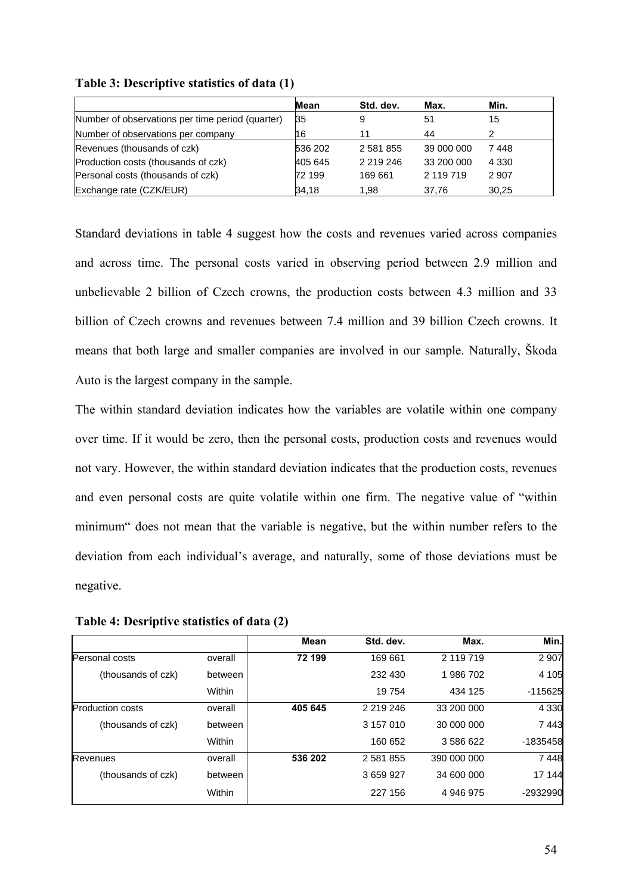**Table 3: Descriptive statistics of data (1)**

| | Mean | Std. dev. | Max. | Min. |
|---|---|---|---|---|
| Number of observations per time period (quarter) | 35 | 9 | 51 | 15 |
| Number of observations per company | 16 | 11 | 44 | 2 |
| Revenues (thousands of czk) | 536 202 | 2 581 855 | 39 000 000 | 7 448 |
| Production costs (thousands of czk) | 405 645 | 2 219 246 | 33 200 000 | 4 330 |
| Personal costs (thousands of czk) | 72 199 | 169 661 | 2 119 719 | 2 907 |
| Exchange rate (CZK/EUR) | 34,18 | 1,98 | 37,76 | 30,25 |

Standard deviations in table 4 suggest how the costs and revenues varied across companies and across time. The personal costs varied in observing period between 2.9 million and unbelievable 2 billion of Czech crowns, the production costs between 4.3 million and 33 billion of Czech crowns and revenues between 7.4 million and 39 billion Czech crowns. It means that both large and smaller companies are involved in our sample. Naturally, Škoda Auto is the largest company in the sample.

The within standard deviation indicates how the variables are volatile within one company over time. If it would be zero, then the personal costs, production costs and revenues would not vary. However, the within standard deviation indicates that the production costs, revenues and even personal costs are quite volatile within one firm. The negative value of "within minimum" does not mean that the variable is negative, but the within number refers to the deviation from each individual's average, and naturally, some of those deviations must be negative.

**Table 4: Desriptive statistics of data (2)**

| | | Mean | Std. dev. | Max. | Min. |
|---|---|---|---|---|---|
| Personal costs | overall | **72 199** | 169 661 | 2 119 719 | 2 907 |
| (thousands of czk) | between | | 232 430 | 1 986 702 | 4 105 |
| | Within | | 19 754 | 434 125 | -115625 |
| Production costs | overall | **405 645** | 2 219 246 | 33 200 000 | 4 330 |
| (thousands of czk) | between | | 3 157 010 | 30 000 000 | 7 443 |
| | Within | | 160 652 | 3 586 622 | -1835458 |
| Revenues | overall | **536 202** | 2 581 855 | 390 000 000 | 7 448 |
| (thousands of czk) | between | | 3 659 927 | 34 600 000 | 17 144 |
| | Within | | 227 156 | 4 946 975 | -2932990 |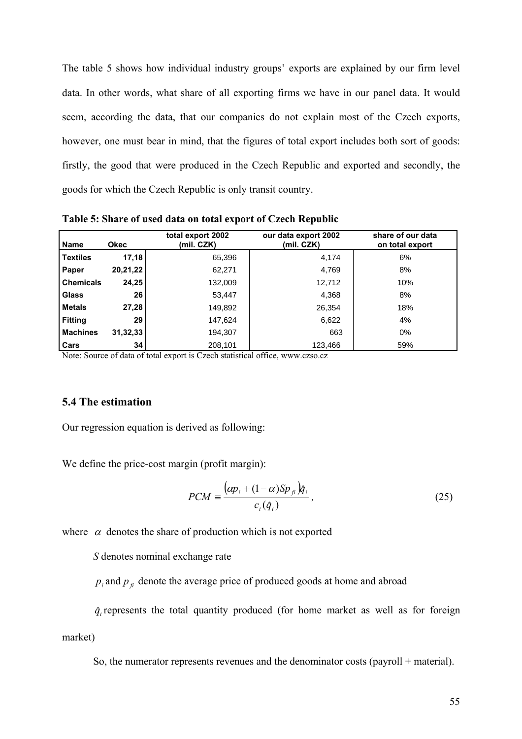The table 5 shows how individual industry groups' exports are explained by our firm level data. In other words, what share of all exporting firms we have in our panel data. It would seem, according the data, that our companies do not explain most of the Czech exports, however, one must bear in mind, that the figures of total export includes both sort of goods: firstly, the good that were produced in the Czech Republic and exported and secondly, the goods for which the Czech Republic is only transit country.

**Table 5: Share of used data on total export of Czech Republic**

| Name | Okec | total export 2002 (mil. CZK) | our data export 2002 (mil. CZK) | share of our data on total export |
|---|---|---|---|---|
| **Textiles** | **17,18** | 65,396 | 4,174 | 6% |
| **Paper** | **20,21,22** | 62,271 | 4,769 | 8% |
| **Chemicals** | **24,25** | 132,009 | 12,712 | 10% |
| **Glass** | **26** | 53,447 | 4,368 | 8% |
| **Metals** | **27,28** | 149,892 | 26,354 | 18% |
| **Fitting** | **29** | 147,624 | 6,622 | 4% |
| **Machines** | **31,32,33** | 194,307 | 663 | 0% |
| **Cars** | **34** | 208,101 | 123,466 | 59% |

Note: Source of data of total export is Czech statistical office, www.czso.cz

### 5.4 The estimation

Our regression equation is derived as following:

We define the price-cost margin (profit margin):

$$PCM \equiv \frac{\left(\alpha p_i + (1-\alpha) S p_{fi}\right)\hat{q}_i}{c_i(\hat{q}_i)}, \tag{25}$$

where $\alpha$ denotes the share of production which is not exported

$S$ denotes nominal exchange rate

$p_i$ and $p_{fi}$ denote the average price of produced goods at home and abroad

$\hat{q}_i$ represents the total quantity produced (for home market as well as for foreign market)

So, the numerator represents revenues and the denominator costs (payroll + material).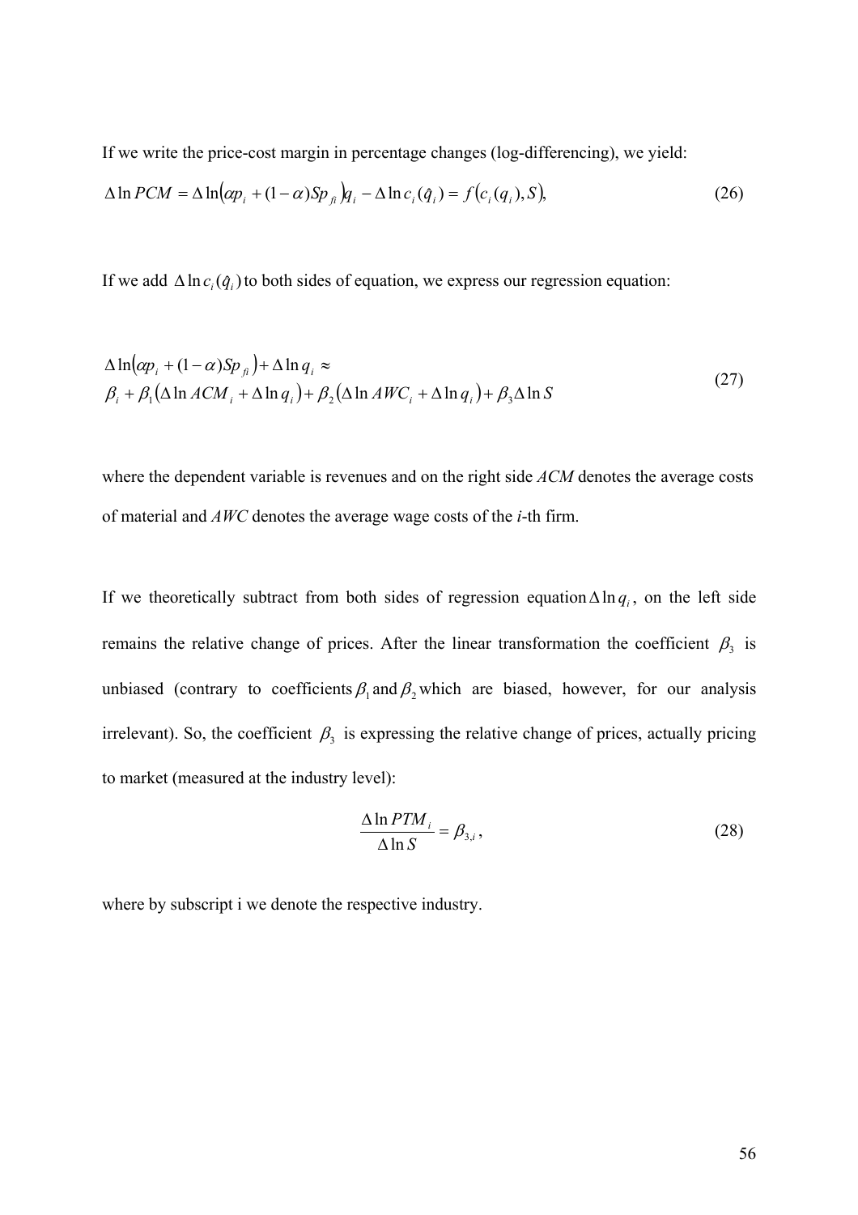If we write the price-cost margin in percentage changes (log-differencing), we yield:

$$\Delta \ln PCM = \Delta \ln\left(\alpha p_i + (1-\alpha) S p_{fi}\right) q_i - \Delta \ln c_i(\hat{q}_i) = f\left(c_i(q_i), S\right), \tag{26}$$

If we add $\Delta \ln c_i(\hat{q}_i)$ to both sides of equation, we express our regression equation:

$$\begin{aligned} &\Delta \ln\left(\alpha p_i + (1-\alpha) S p_{fi}\right) + \Delta \ln q_i \approx \\ &\beta_i + \beta_1\left(\Delta \ln ACM_i + \Delta \ln q_i\right) + \beta_2\left(\Delta \ln AWC_i + \Delta \ln q_i\right) + \beta_3 \Delta \ln S \end{aligned} \tag{27}$$

where the dependent variable is revenues and on the right side *ACM* denotes the average costs of material and *AWC* denotes the average wage costs of the *i*-th firm.

If we theoretically subtract from both sides of regression equation $\Delta \ln q_i$, on the left side remains the relative change of prices. After the linear transformation the coefficient $\beta_3$ is unbiased (contrary to coefficients $\beta_1$ and $\beta_2$ which are biased, however, for our analysis irrelevant). So, the coefficient $\beta_3$ is expressing the relative change of prices, actually pricing to market (measured at the industry level):

$$\frac{\Delta \ln PTM_i}{\Delta \ln S} = \beta_{3,i}, \tag{28}$$

where by subscript i we denote the respective industry.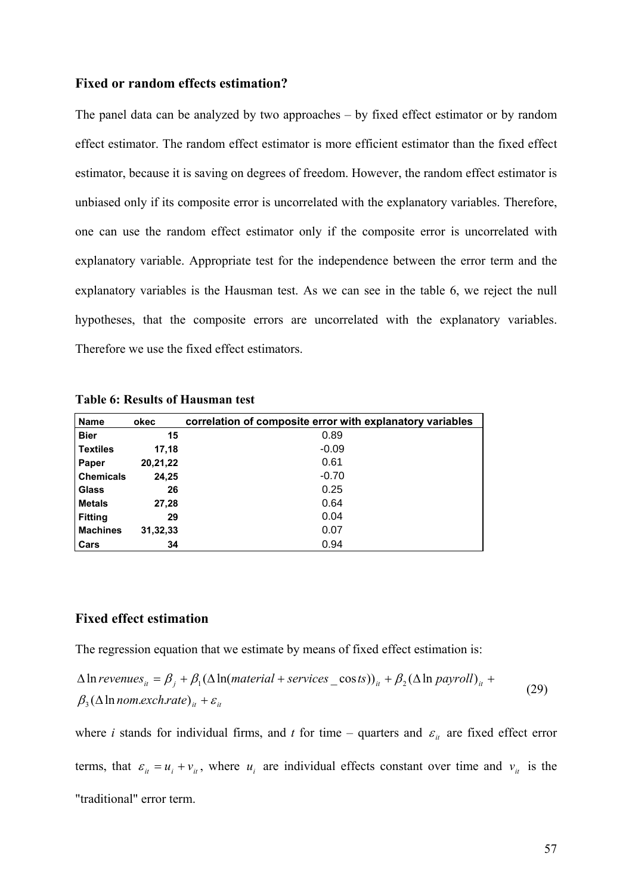### Fixed or random effects estimation?

The panel data can be analyzed by two approaches – by fixed effect estimator or by random effect estimator. The random effect estimator is more efficient estimator than the fixed effect estimator, because it is saving on degrees of freedom. However, the random effect estimator is unbiased only if its composite error is uncorrelated with the explanatory variables. Therefore, one can use the random effect estimator only if the composite error is uncorrelated with explanatory variable. Appropriate test for the independence between the error term and the explanatory variables is the Hausman test. As we can see in the table 6, we reject the null hypotheses, that the composite errors are uncorrelated with the explanatory variables. Therefore we use the fixed effect estimators.

**Table 6: Results of Hausman test**

| Name | okec | correlation of composite error with explanatory variables |
|---|---|---|
| Bier | 15 | 0.89 |
| Textiles | 17,18 | -0.09 |
| Paper | 20,21,22 | 0.61 |
| Chemicals | 24,25 | -0.70 |
| Glass | 26 | 0.25 |
| Metals | 27,28 | 0.64 |
| Fitting | 29 | 0.04 |
| Machines | 31,32,33 | 0.07 |
| Cars | 34 | 0.94 |

### Fixed effect estimation

The regression equation that we estimate by means of fixed effect estimation is:

$$\Delta \ln revenues_{it} = \beta_j + \beta_1 (\Delta \ln(material + services\_costs))_{it} + \beta_2 (\Delta \ln payroll)_{it} + \beta_3 (\Delta \ln nom.exch.rate)_{it} + \varepsilon_{it} \tag{29}$$

where *i* stands for individual firms, and *t* for time – quarters and $\varepsilon_{it}$ are fixed effect error terms, that $\varepsilon_{it} = u_i + v_{it}$, where $u_i$ are individual effects constant over time and $v_{it}$ is the "traditional" error term.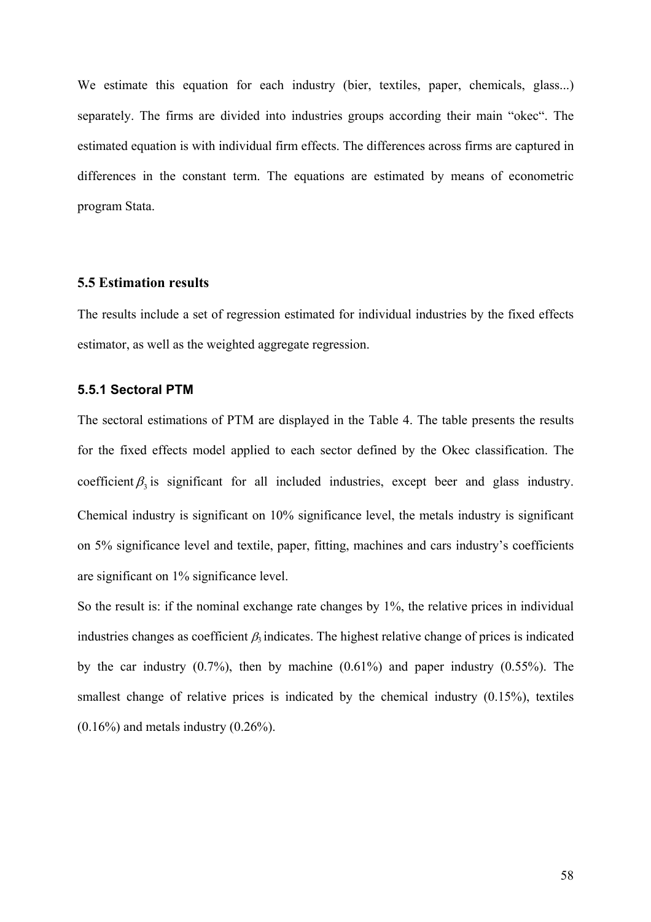We estimate this equation for each industry (bier, textiles, paper, chemicals, glass...) separately. The firms are divided into industries groups according their main "okec". The estimated equation is with individual firm effects. The differences across firms are captured in differences in the constant term. The equations are estimated by means of econometric program Stata.

### 5.5 Estimation results

The results include a set of regression estimated for individual industries by the fixed effects estimator, as well as the weighted aggregate regression.

#### 5.5.1 Sectoral PTM

The sectoral estimations of PTM are displayed in the Table 4. The table presents the results for the fixed effects model applied to each sector defined by the Okec classification. The coefficient $\beta_3$ is significant for all included industries, except beer and glass industry. Chemical industry is significant on 10% significance level, the metals industry is significant on 5% significance level and textile, paper, fitting, machines and cars industry's coefficients are significant on 1% significance level.

So the result is: if the nominal exchange rate changes by 1%, the relative prices in individual industries changes as coefficient $\beta_3$ indicates. The highest relative change of prices is indicated by the car industry (0.7%), then by machine (0.61%) and paper industry (0.55%). The smallest change of relative prices is indicated by the chemical industry (0.15%), textiles (0.16%) and metals industry (0.26%).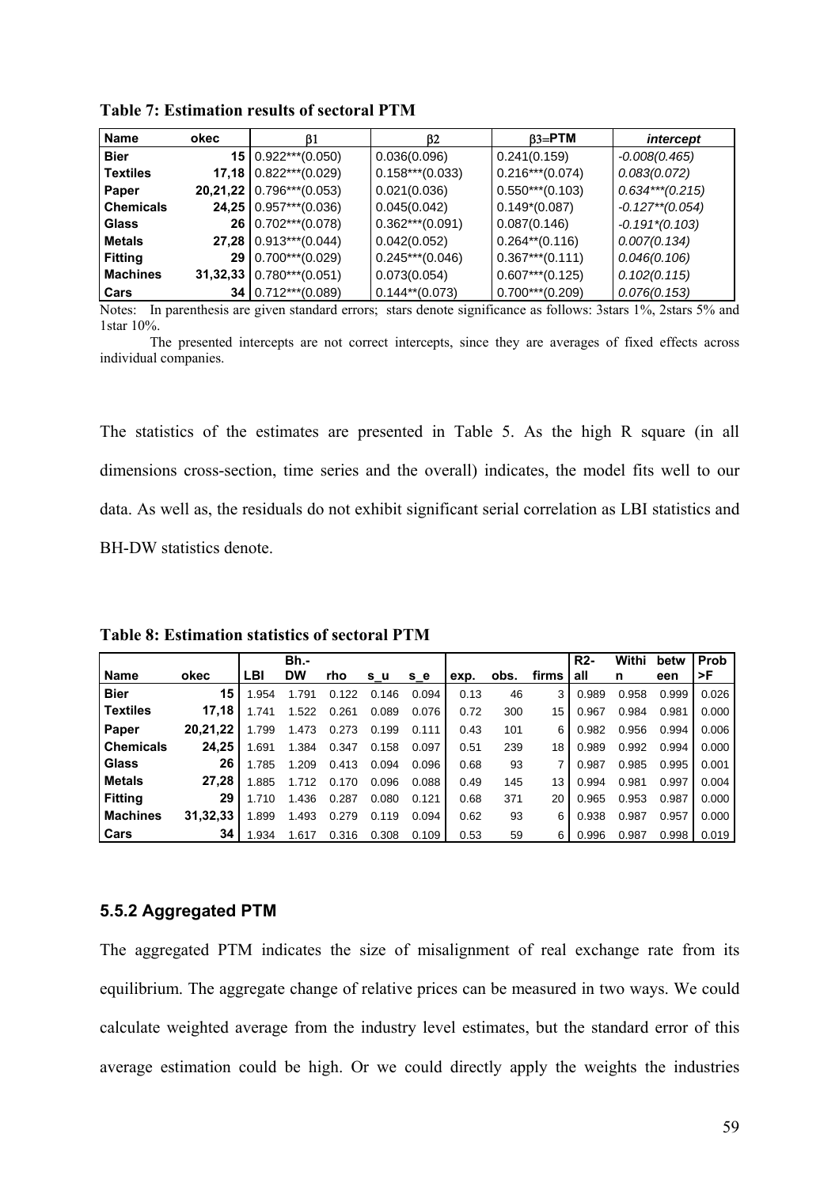**Table 7: Estimation results of sectoral PTM**

| Name | okec | $\beta 1$ | $\beta 2$ | $\beta 3$=PTM | *intercept* |
|---|---|---|---|---|---|
| **Bier** | **15** | 0.922***(0.050) | 0.036(0.096) | 0.241(0.159) | *-0.008(0.465)* |
| **Textiles** | **17,18** | 0.822***(0.029) | 0.158***(0.033) | 0.216***(0.074) | *0.083(0.072)* |
| **Paper** | **20,21,22** | 0.796***(0.053) | 0.021(0.036) | 0.550***(0.103) | *0.634***(0.215)* |
| **Chemicals** | **24,25** | 0.957***(0.036) | 0.045(0.042) | 0.149*(0.087) | *-0.127**(0.054)* |
| **Glass** | **26** | 0.702***(0.078) | 0.362***(0.091) | 0.087(0.146) | *-0.191*(0.103)* |
| **Metals** | **27,28** | 0.913***(0.044) | 0.042(0.052) | 0.264**(0.116) | *0.007(0.134)* |
| **Fitting** | **29** | 0.700***(0.029) | 0.245***(0.046) | 0.367***(0.111) | *0.046(0.106)* |
| **Machines** | **31,32,33** | 0.780***(0.051) | 0.073(0.054) | 0.607***(0.125) | *0.102(0.115)* |
| **Cars** | **34** | 0.712***(0.089) | 0.144**(0.073) | 0.700***(0.209) | *0.076(0.153)* |

Notes: In parenthesis are given standard errors; stars denote significance as follows: 3stars 1%, 2stars 5% and 1star 10%.

The presented intercepts are not correct intercepts, since they are averages of fixed effects across individual companies.

The statistics of the estimates are presented in Table 5. As the high R square (in all dimensions cross-section, time series and the overall) indicates, the model fits well to our data. As well as, the residuals do not exhibit significant serial correlation as LBI statistics and BH-DW statistics denote.

**Table 8: Estimation statistics of sectoral PTM**

| Name | okec | LBI | Bh.-DW | rho | s_u | s_e | exp. | obs. | firms | R2-all | Within | between | Prob >F |
|---|---|---|---|---|---|---|---|---|---|---|---|---|---|
| **Bier** | **15** | 1.954 | 1.791 | 0.122 | 0.146 | 0.094 | 0.13 | 46 | 3 | 0.989 | 0.958 | 0.999 | 0.026 |
| **Textiles** | **17,18** | 1.741 | 1.522 | 0.261 | 0.089 | 0.076 | 0.72 | 300 | 15 | 0.967 | 0.984 | 0.981 | 0.000 |
| **Paper** | **20,21,22** | 1.799 | 1.473 | 0.273 | 0.199 | 0.111 | 0.43 | 101 | 6 | 0.982 | 0.956 | 0.994 | 0.006 |
| **Chemicals** | **24,25** | 1.691 | 1.384 | 0.347 | 0.158 | 0.097 | 0.51 | 239 | 18 | 0.989 | 0.992 | 0.994 | 0.000 |
| **Glass** | **26** | 1.785 | 1.209 | 0.413 | 0.094 | 0.096 | 0.68 | 93 | 7 | 0.987 | 0.985 | 0.995 | 0.001 |
| **Metals** | **27,28** | 1.885 | 1.712 | 0.170 | 0.096 | 0.088 | 0.49 | 145 | 13 | 0.994 | 0.981 | 0.997 | 0.004 |
| **Fitting** | **29** | 1.710 | 1.436 | 0.287 | 0.080 | 0.121 | 0.68 | 371 | 20 | 0.965 | 0.953 | 0.987 | 0.000 |
| **Machines** | **31,32,33** | 1.899 | 1.493 | 0.279 | 0.119 | 0.094 | 0.62 | 93 | 6 | 0.938 | 0.987 | 0.957 | 0.000 |
| **Cars** | **34** | 1.934 | 1.617 | 0.316 | 0.308 | 0.109 | 0.53 | 59 | 6 | 0.996 | 0.987 | 0.998 | 0.019 |

### 5.5.2 Aggregated PTM

The aggregated PTM indicates the size of misalignment of real exchange rate from its equilibrium. The aggregate change of relative prices can be measured in two ways. We could calculate weighted average from the industry level estimates, but the standard error of this average estimation could be high. Or we could directly apply the weights the industries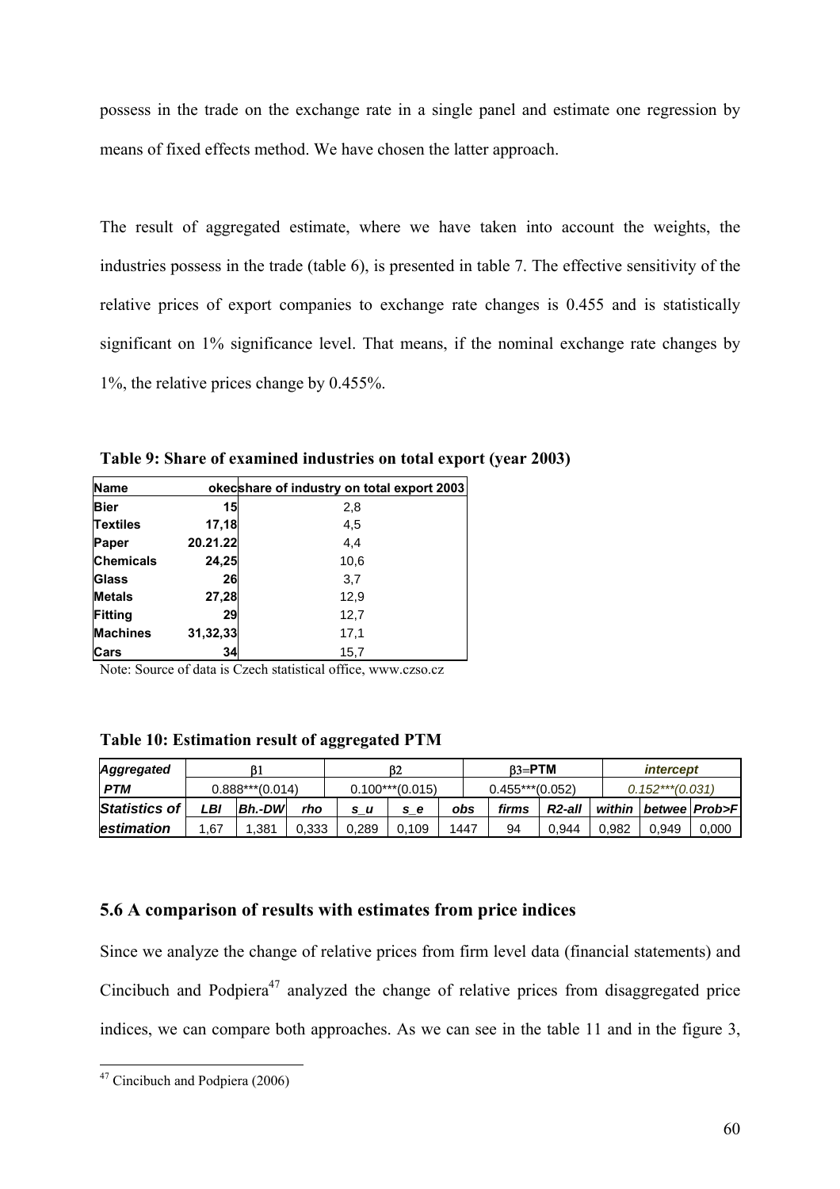possess in the trade on the exchange rate in a single panel and estimate one regression by means of fixed effects method. We have chosen the latter approach.

The result of aggregated estimate, where we have taken into account the weights, the industries possess in the trade (table 6), is presented in table 7. The effective sensitivity of the relative prices of export companies to exchange rate changes is 0.455 and is statistically significant on 1% significance level. That means, if the nominal exchange rate changes by 1%, the relative prices change by 0.455%.

**Table 9: Share of examined industries on total export (year 2003)**

| Name | okec | share of industry on total export 2003 |
|---|---|---|
| Bier | 15 | 2,8 |
| Textiles | 17,18 | 4,5 |
| Paper | 20.21.22 | 4,4 |
| Chemicals | 24,25 | 10,6 |
| Glass | 26 | 3,7 |
| Metals | 27,28 | 12,9 |
| Fitting | 29 | 12,7 |
| Machines | 31,32,33 | 17,1 |
| Cars | 34 | 15,7 |

Note: Source of data is Czech statistical office, www.czso.cz

**Table 10: Estimation result of aggregated PTM**

| *Aggregated* | $\beta 1$ | | | $\beta 2$ | | | $\beta 3$=**PTM** | | *intercept* | | |
|---|---|---|---|---|---|---|---|---|---|---|---|
| ***PTM*** | 0.888***(0.014) | | | 0.100***(0.015) | | | 0.455***(0.052) | | *0.152***(0.031)* | | |
| ***Statistics of*** | ***LBI*** | ***Bh.-DW*** | ***rho*** | ***s_u*** | ***s_e*** | ***obs*** | ***firms*** | ***R2-all*** | ***within*** | ***betwee*** | ***Prob>F*** |
| ***estimation*** | 1,67 | 1,381 | 0,333 | 0,289 | 0,109 | 1447 | 94 | 0,944 | 0,982 | 0,949 | 0,000 |

## 5.6 A comparison of results with estimates from price indices

Since we analyze the change of relative prices from firm level data (financial statements) and Cincibuch and Podpiera[47] analyzed the change of relative prices from disaggregated price indices, we can compare both approaches. As we can see in the table 11 and in the figure 3,

[47] Cincibuch and Podpiera (2006)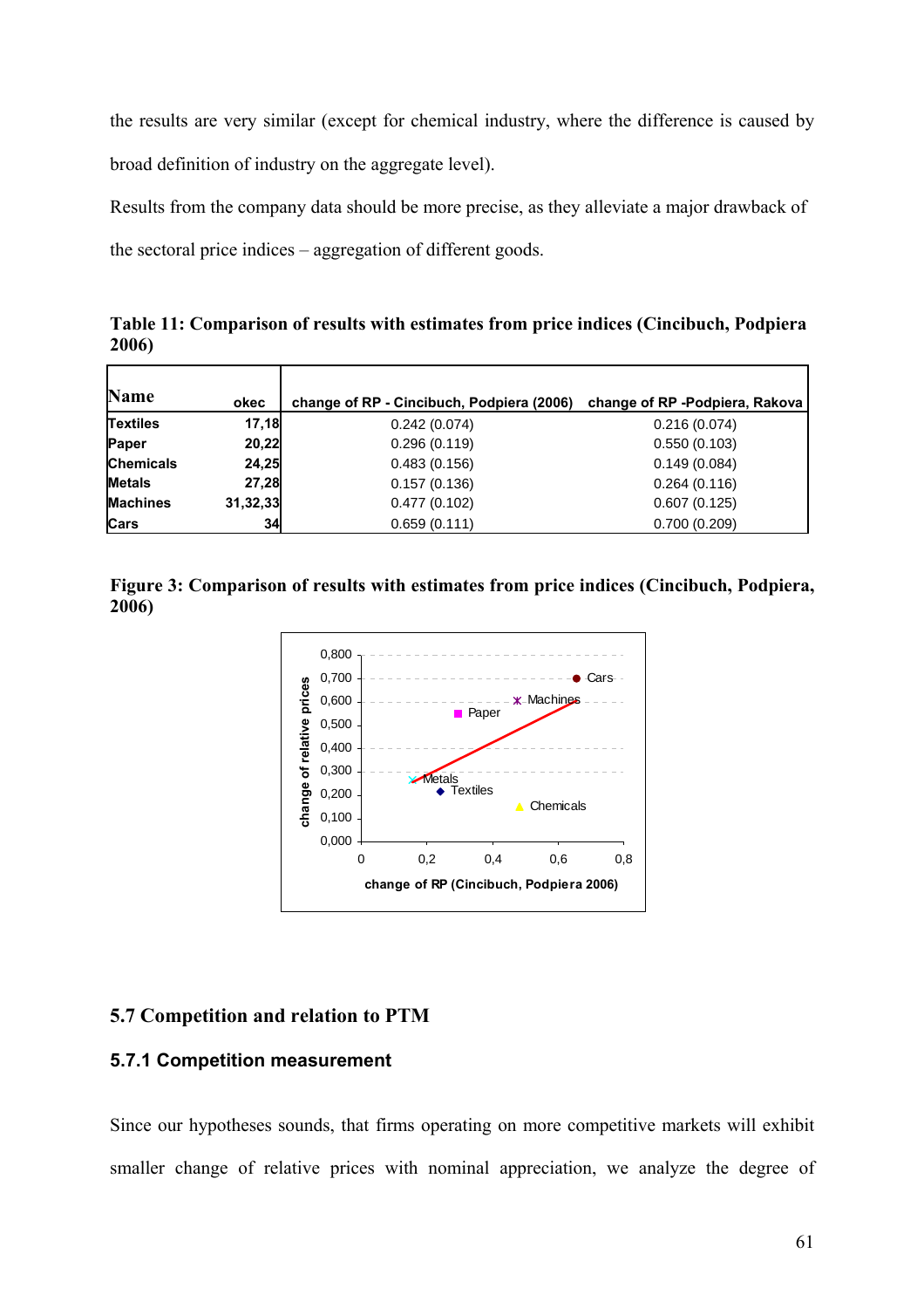the results are very similar (except for chemical industry, where the difference is caused by broad definition of industry on the aggregate level).

Results from the company data should be more precise, as they alleviate a major drawback of the sectoral price indices – aggregation of different goods.

**Table 11: Comparison of results with estimates from price indices (Cincibuch, Podpiera 2006)**

| Name | okec | change of RP - Cincibuch, Podpiera (2006) | change of RP -Podpiera, Rakova |
|---|---|---|---|
| Textiles | 17,18 | 0.242 (0.074) | 0.216 (0.074) |
| Paper | 20,22 | 0.296 (0.119) | 0.550 (0.103) |
| Chemicals | 24,25 | 0.483 (0.156) | 0.149 (0.084) |
| Metals | 27,28 | 0.157 (0.136) | 0.264 (0.116) |
| Machines | 31,32,33 | 0.477 (0.102) | 0.607 (0.125) |
| Cars | 34 | 0.659 (0.111) | 0.700 (0.209) |

**Figure 3: Comparison of results with estimates from price indices (Cincibuch, Podpiera, 2006)**

## 5.7 Competition and relation to PTM

### 5.7.1 Competition measurement

Since our hypotheses sounds, that firms operating on more competitive markets will exhibit smaller change of relative prices with nominal appreciation, we analyze the degree of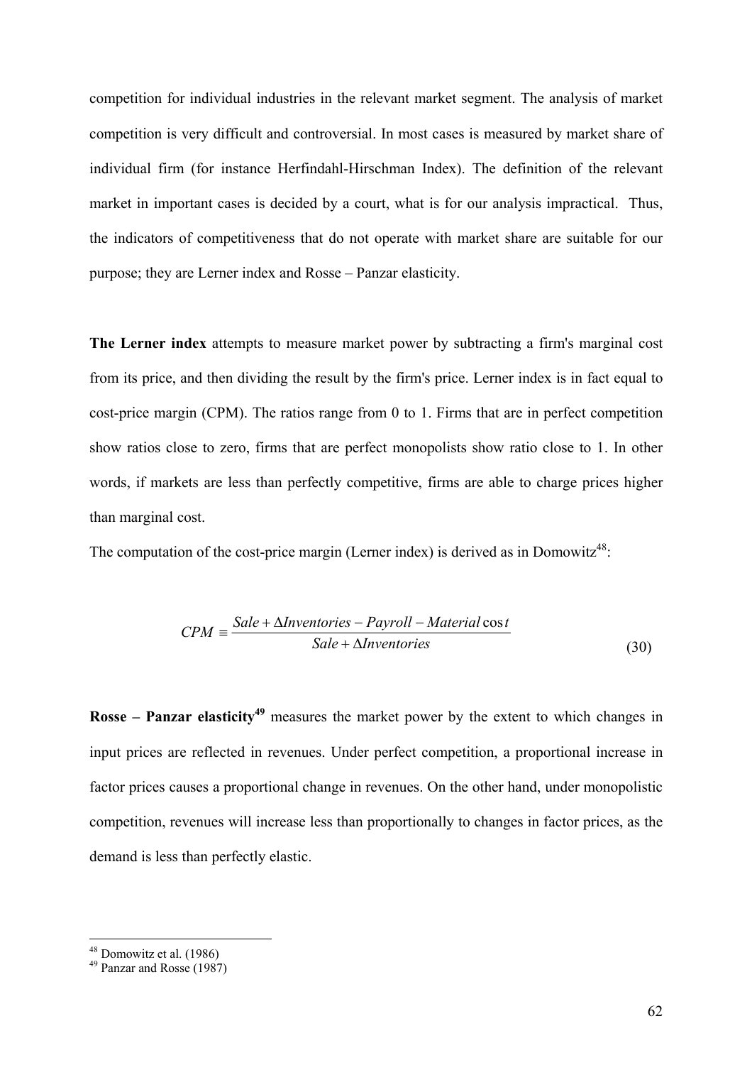competition for individual industries in the relevant market segment. The analysis of market competition is very difficult and controversial. In most cases is measured by market share of individual firm (for instance Herfindahl-Hirschman Index). The definition of the relevant market in important cases is decided by a court, what is for our analysis impractical. Thus, the indicators of competitiveness that do not operate with market share are suitable for our purpose; they are Lerner index and Rosse – Panzar elasticity.

**The Lerner index** attempts to measure market power by subtracting a firm's marginal cost from its price, and then dividing the result by the firm's price. Lerner index is in fact equal to cost-price margin (CPM). The ratios range from 0 to 1. Firms that are in perfect competition show ratios close to zero, firms that are perfect monopolists show ratio close to 1. In other words, if markets are less than perfectly competitive, firms are able to charge prices higher than marginal cost.

The computation of the cost-price margin (Lerner index) is derived as in Domowitz[48]:

$$CPM \equiv \frac{Sale + \Delta Inventories - Payroll - Material\cos t}{Sale + \Delta Inventories} \tag{30}$$

**Rosse – Panzar elasticity[49]** measures the market power by the extent to which changes in input prices are reflected in revenues. Under perfect competition, a proportional increase in factor prices causes a proportional change in revenues. On the other hand, under monopolistic competition, revenues will increase less than proportionally to changes in factor prices, as the demand is less than perfectly elastic.

[48] Domowitz et al. (1986)
[49] Panzar and Rosse (1987)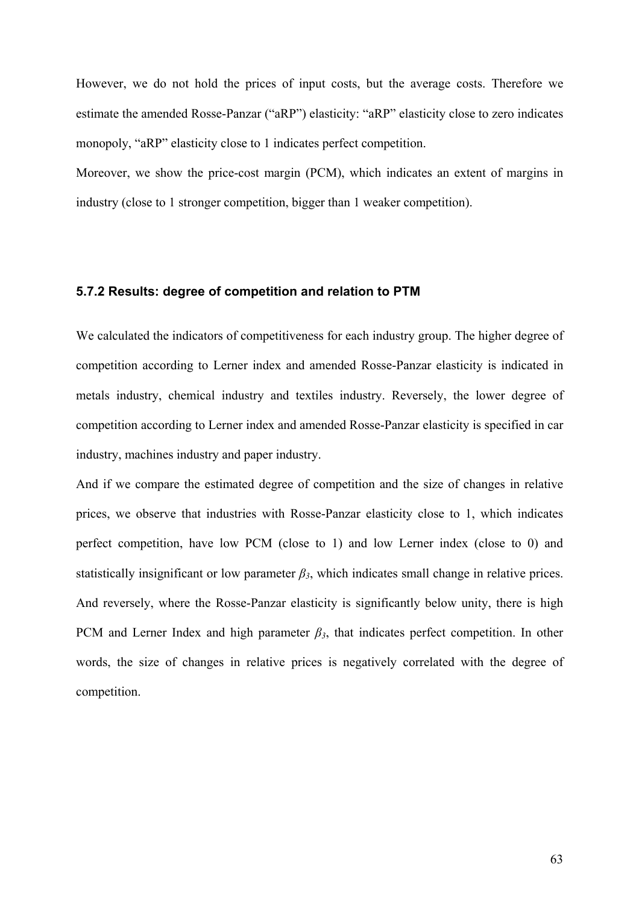However, we do not hold the prices of input costs, but the average costs. Therefore we estimate the amended Rosse-Panzar ("aRP") elasticity: "aRP" elasticity close to zero indicates monopoly, "aRP" elasticity close to 1 indicates perfect competition.

Moreover, we show the price-cost margin (PCM), which indicates an extent of margins in industry (close to 1 stronger competition, bigger than 1 weaker competition).

### 5.7.2 Results: degree of competition and relation to PTM

We calculated the indicators of competitiveness for each industry group. The higher degree of competition according to Lerner index and amended Rosse-Panzar elasticity is indicated in metals industry, chemical industry and textiles industry. Reversely, the lower degree of competition according to Lerner index and amended Rosse-Panzar elasticity is specified in car industry, machines industry and paper industry.

And if we compare the estimated degree of competition and the size of changes in relative prices, we observe that industries with Rosse-Panzar elasticity close to 1, which indicates perfect competition, have low PCM (close to 1) and low Lerner index (close to 0) and statistically insignificant or low parameter $\beta_3$, which indicates small change in relative prices. And reversely, where the Rosse-Panzar elasticity is significantly below unity, there is high PCM and Lerner Index and high parameter $\beta_3$, that indicates perfect competition. In other words, the size of changes in relative prices is negatively correlated with the degree of competition.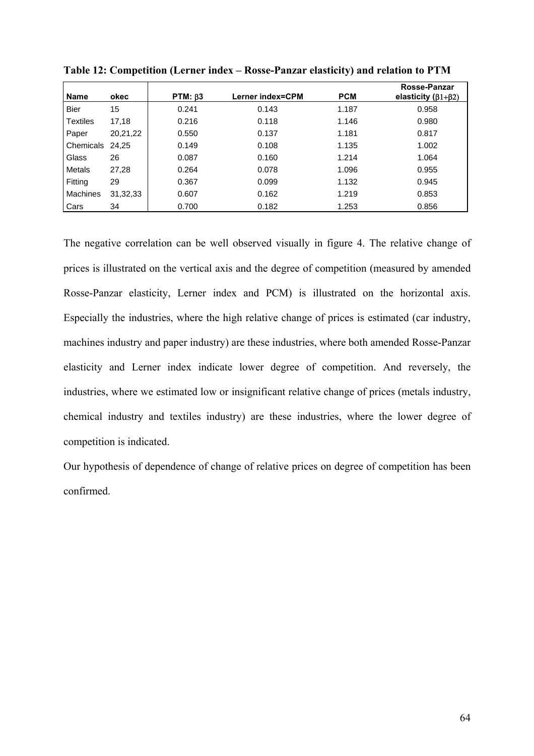**Table 12: Competition (Lerner index – Rosse-Panzar elasticity) and relation to PTM**

| Name | okec | PTM: $\beta 3$ | Lerner index=CPM | PCM | Rosse-Panzar elasticity ($\beta 1+\beta 2$) |
|---|---|---|---|---|---|
| Bier | 15 | 0.241 | 0.143 | 1.187 | 0.958 |
| Textiles | 17,18 | 0.216 | 0.118 | 1.146 | 0.980 |
| Paper | 20,21,22 | 0.550 | 0.137 | 1.181 | 0.817 |
| Chemicals | 24,25 | 0.149 | 0.108 | 1.135 | 1.002 |
| Glass | 26 | 0.087 | 0.160 | 1.214 | 1.064 |
| Metals | 27,28 | 0.264 | 0.078 | 1.096 | 0.955 |
| Fitting | 29 | 0.367 | 0.099 | 1.132 | 0.945 |
| Machines | 31,32,33 | 0.607 | 0.162 | 1.219 | 0.853 |
| Cars | 34 | 0.700 | 0.182 | 1.253 | 0.856 |

The negative correlation can be well observed visually in figure 4. The relative change of prices is illustrated on the vertical axis and the degree of competition (measured by amended Rosse-Panzar elasticity, Lerner index and PCM) is illustrated on the horizontal axis. Especially the industries, where the high relative change of prices is estimated (car industry, machines industry and paper industry) are these industries, where both amended Rosse-Panzar elasticity and Lerner index indicate lower degree of competition. And reversely, the industries, where we estimated low or insignificant relative change of prices (metals industry, chemical industry and textiles industry) are these industries, where the lower degree of competition is indicated.

Our hypothesis of dependence of change of relative prices on degree of competition has been confirmed.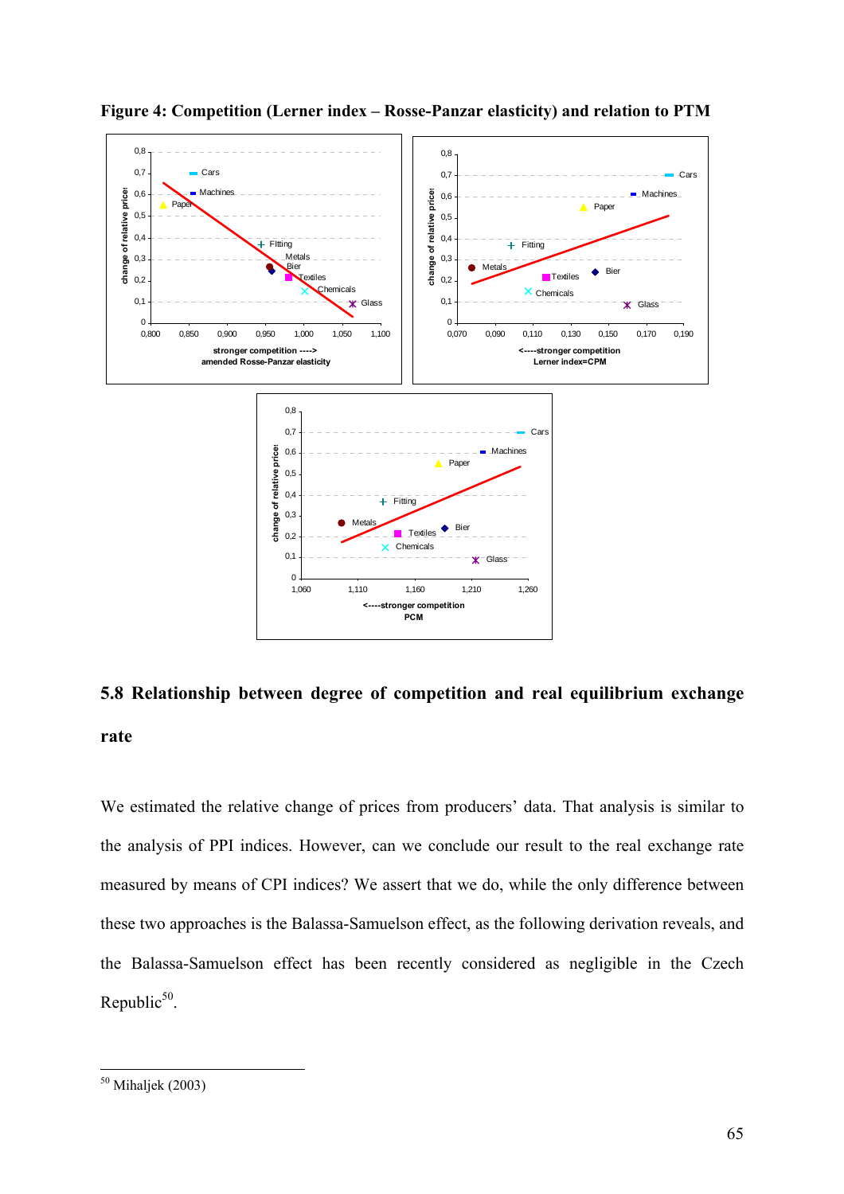**Figure 4: Competition (Lerner index – Rosse-Panzar elasticity) and relation to PTM**

## 5.8 Relationship between degree of competition and real equilibrium exchange rate

We estimated the relative change of prices from producers' data. That analysis is similar to the analysis of PPI indices. However, can we conclude our result to the real exchange rate measured by means of CPI indices? We assert that we do, while the only difference between these two approaches is the Balassa-Samuelson effect, as the following derivation reveals, and the Balassa-Samuelson effect has been recently considered as negligible in the Czech Republic[50].

---

[50] Mihaljek (2003)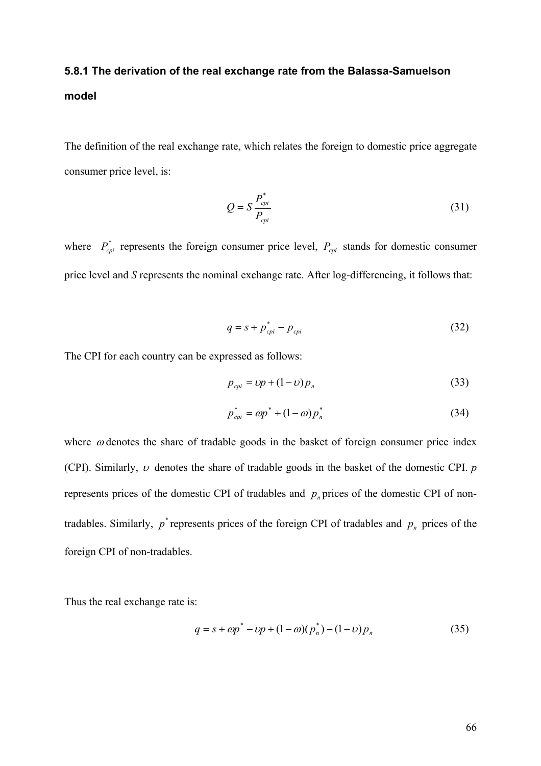### 5.8.1 The derivation of the real exchange rate from the Balassa-Samuelson model

The definition of the real exchange rate, which relates the foreign to domestic price aggregate consumer price level, is:

$$Q = S \frac{P_{cpi}^{*}}{P_{cpi}} \tag{31}$$

where $P_{cpi}^{*}$ represents the foreign consumer price level, $P_{cpi}$ stands for domestic consumer price level and *S* represents the nominal exchange rate. After log-differencing, it follows that:

$$q = s + p_{cpi}^{*} - p_{cpi} \tag{32}$$

The CPI for each country can be expressed as follows:

$$p_{cpi} = \upsilon p + (1 - \upsilon) p_n \tag{33}$$

$$p_{cpi}^{*} = \omega p^{*} + (1 - \omega) p_n^{*} \tag{34}$$

where $\omega$ denotes the share of tradable goods in the basket of foreign consumer price index (CPI). Similarly, $\upsilon$ denotes the share of tradable goods in the basket of the domestic CPI. $p$ represents prices of the domestic CPI of tradables and $p_n$ prices of the domestic CPI of non-tradables. Similarly, $p^{*}$ represents prices of the foreign CPI of tradables and $p_n$ prices of the foreign CPI of non-tradables.

Thus the real exchange rate is:

$$q = s + \omega p^{*} - \upsilon p + (1 - \omega)(p_n^{*}) - (1 - \upsilon) p_n \tag{35}$$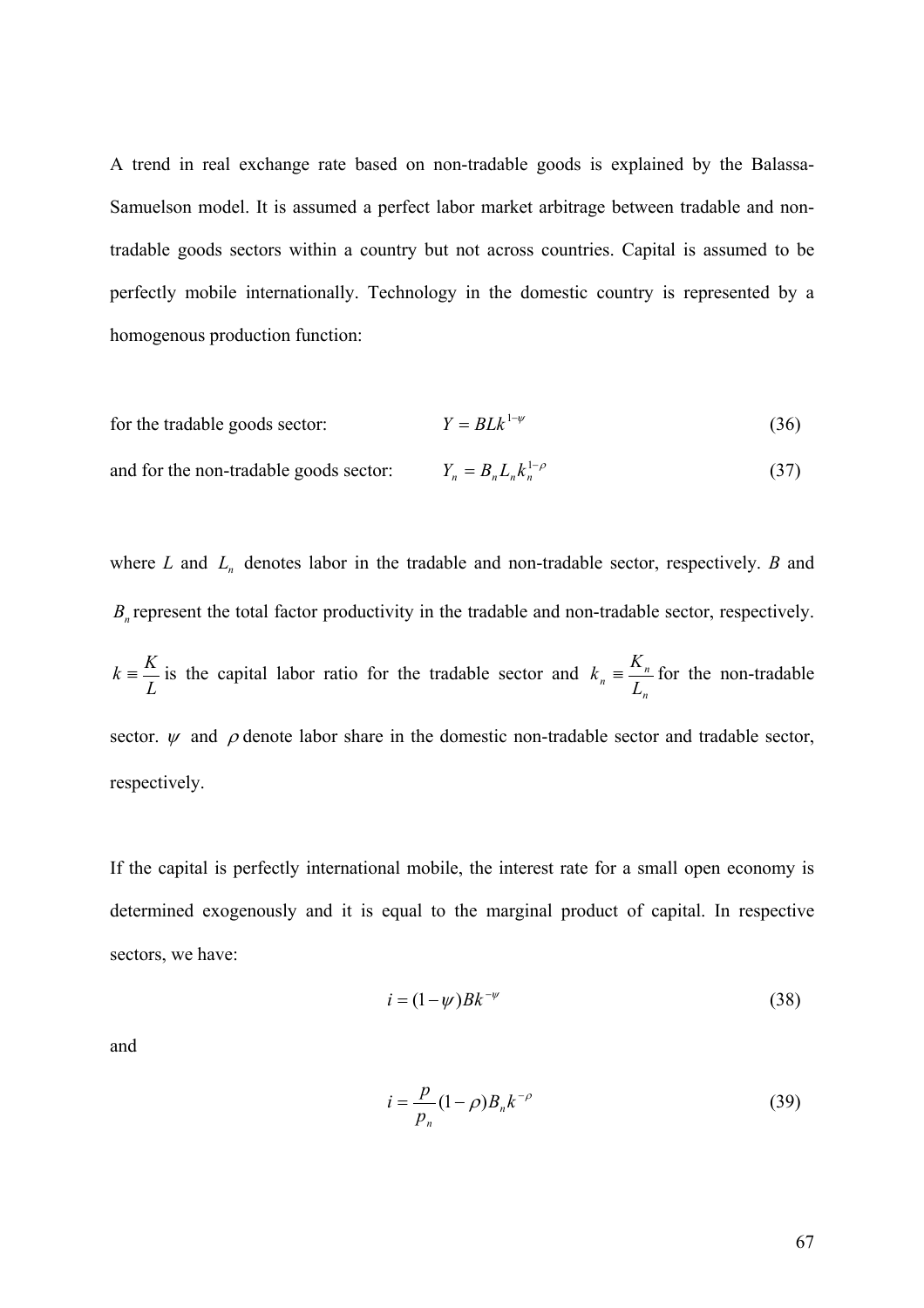A trend in real exchange rate based on non-tradable goods is explained by the Balassa-Samuelson model. It is assumed a perfect labor market arbitrage between tradable and non-tradable goods sectors within a country but not across countries. Capital is assumed to be perfectly mobile internationally. Technology in the domestic country is represented by a homogenous production function:

for the tradable goods sector: $$Y = BLk^{1-\psi} \tag{36}$$

and for the non-tradable goods sector: $$Y_n = B_n L_n k_n^{1-\rho} \tag{37}$$

where $L$ and $L_n$ denotes labor in the tradable and non-tradable sector, respectively. $B$ and $B_n$ represent the total factor productivity in the tradable and non-tradable sector, respectively. $k \equiv \frac{K}{L}$ is the capital labor ratio for the tradable sector and $k_n \equiv \frac{K_n}{L_n}$ for the non-tradable sector. $\psi$ and $\rho$ denote labor share in the domestic non-tradable sector and tradable sector, respectively.

If the capital is perfectly international mobile, the interest rate for a small open economy is determined exogenously and it is equal to the marginal product of capital. In respective sectors, we have:

$$i = (1-\psi)Bk^{-\psi} \tag{38}$$

and

$$i = \frac{p}{p_n}(1-\rho)B_n k^{-\rho} \tag{39}$$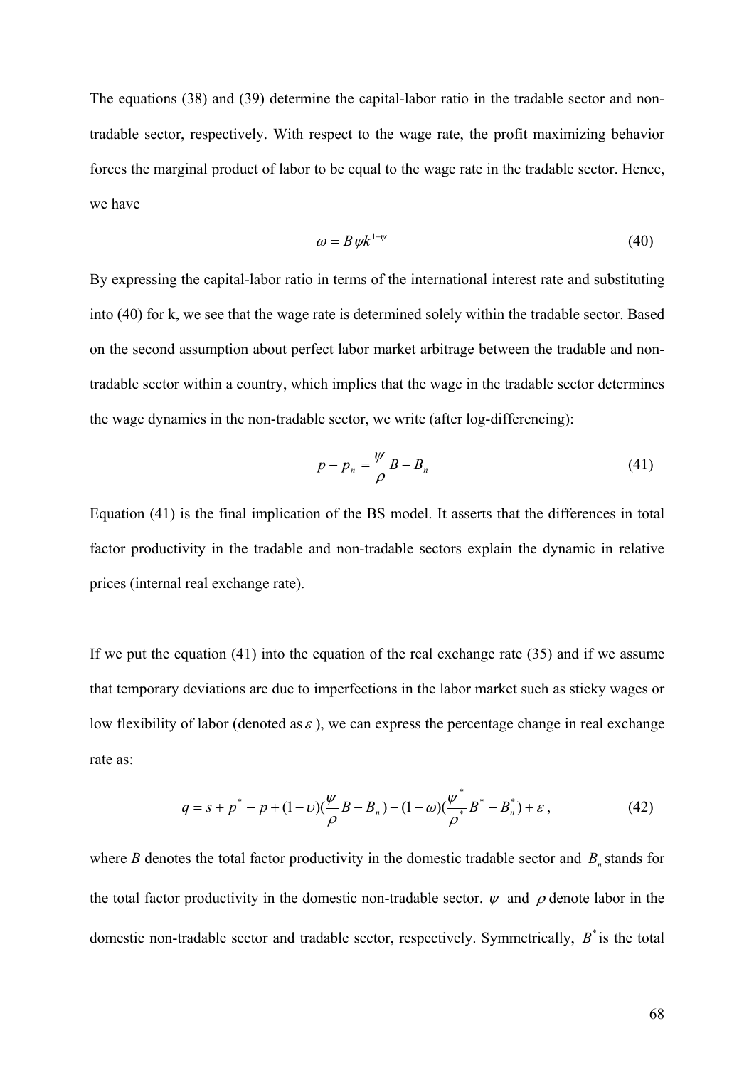The equations (38) and (39) determine the capital-labor ratio in the tradable sector and non-tradable sector, respectively. With respect to the wage rate, the profit maximizing behavior forces the marginal product of labor to be equal to the wage rate in the tradable sector. Hence, we have

$$\omega = B\psi k^{1-\psi} \tag{40}$$

By expressing the capital-labor ratio in terms of the international interest rate and substituting into (40) for k, we see that the wage rate is determined solely within the tradable sector. Based on the second assumption about perfect labor market arbitrage between the tradable and non-tradable sector within a country, which implies that the wage in the tradable sector determines the wage dynamics in the non-tradable sector, we write (after log-differencing):

$$p - p_n = \frac{\psi}{\rho} B - B_n \tag{41}$$

Equation (41) is the final implication of the BS model. It asserts that the differences in total factor productivity in the tradable and non-tradable sectors explain the dynamic in relative prices (internal real exchange rate).

If we put the equation (41) into the equation of the real exchange rate (35) and if we assume that temporary deviations are due to imperfections in the labor market such as sticky wages or low flexibility of labor (denoted as $\varepsilon$), we can express the percentage change in real exchange rate as:

$$q = s + p^* - p + (1-\upsilon)(\frac{\psi}{\rho} B - B_n) - (1-\omega)(\frac{\psi^*}{\rho^*} B^* - B_n^*) + \varepsilon\,, \tag{42}$$

where $B$ denotes the total factor productivity in the domestic tradable sector and $B_n$ stands for the total factor productivity in the domestic non-tradable sector. $\psi$ and $\rho$ denote labor in the domestic non-tradable sector and tradable sector, respectively. Symmetrically, $B^*$ is the total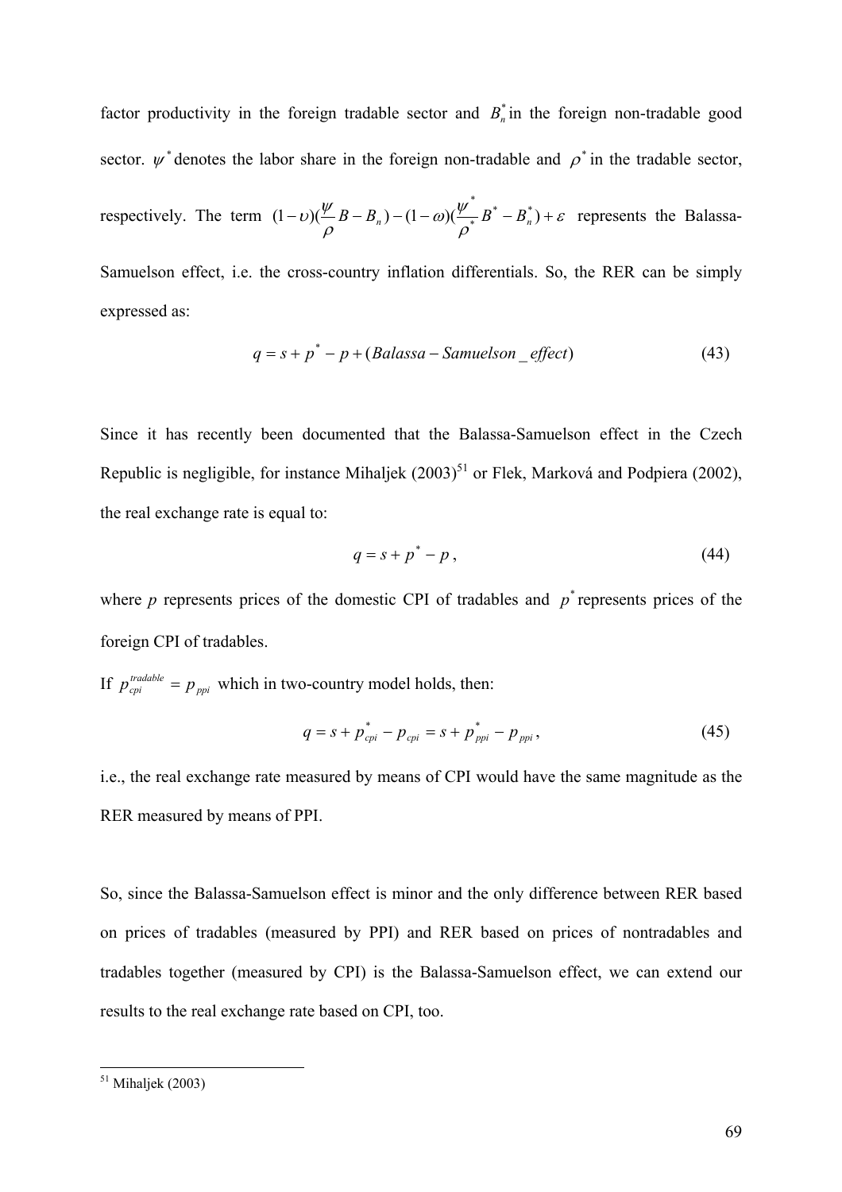factor productivity in the foreign tradable sector and $B_n^*$ in the foreign non-tradable good sector. $\psi^*$ denotes the labor share in the foreign non-tradable and $\rho^*$ in the tradable sector, respectively. The term $(1-\upsilon)(\frac{\psi}{\rho}B - B_n) - (1-\omega)(\frac{\psi^*}{\rho^*}B^* - B_n^*) + \varepsilon$ represents the Balassa-Samuelson effect, i.e. the cross-country inflation differentials. So, the RER can be simply expressed as:

$$q = s + p^* - p + (Balassa - Samuelson\_effect) \tag{43}$$

Since it has recently been documented that the Balassa-Samuelson effect in the Czech Republic is negligible, for instance Mihaljek (2003)[51] or Flek, Marková and Podpiera (2002), the real exchange rate is equal to:

$$q = s + p^* - p\,, \tag{44}$$

where $p$ represents prices of the domestic CPI of tradables and $p^*$ represents prices of the foreign CPI of tradables.

If $p_{cpi}^{tradable} = p_{ppi}$ which in two-country model holds, then:

$$q = s + p_{cpi}^* - p_{cpi} = s + p_{ppi}^* - p_{ppi}\,, \tag{45}$$

i.e., the real exchange rate measured by means of CPI would have the same magnitude as the RER measured by means of PPI.

So, since the Balassa-Samuelson effect is minor and the only difference between RER based on prices of tradables (measured by PPI) and RER based on prices of nontradables and tradables together (measured by CPI) is the Balassa-Samuelson effect, we can extend our results to the real exchange rate based on CPI, too.

[51] Mihaljek (2003)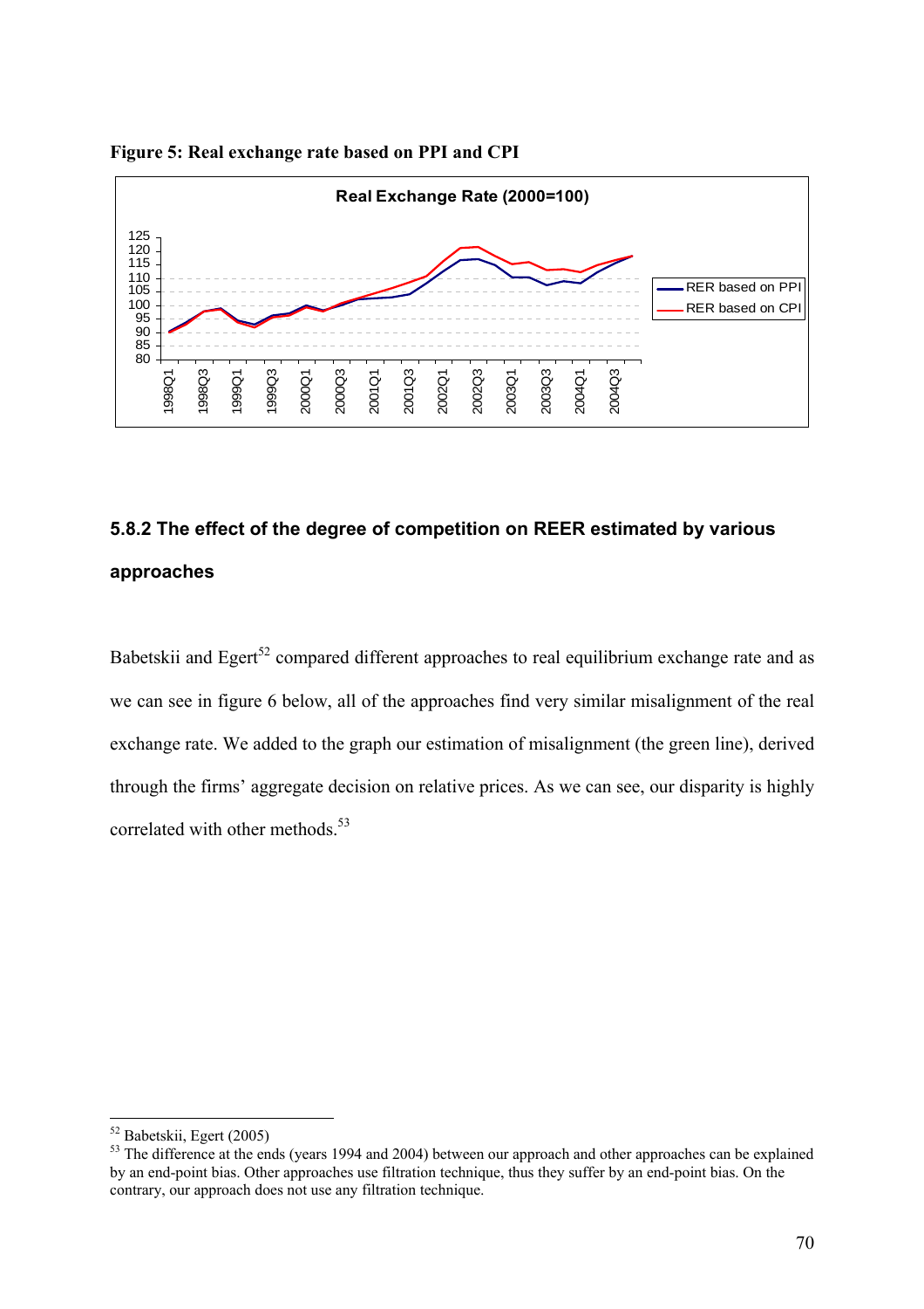**Figure 5: Real exchange rate based on PPI and CPI**

## 5.8.2 The effect of the degree of competition on REER estimated by various approaches

Babetskii and Egert[52] compared different approaches to real equilibrium exchange rate and as we can see in figure 6 below, all of the approaches find very similar misalignment of the real exchange rate. We added to the graph our estimation of misalignment (the green line), derived through the firms' aggregate decision on relative prices. As we can see, our disparity is highly correlated with other methods.[53]

---

[52] Babetskii, Egert (2005)

[53] The difference at the ends (years 1994 and 2004) between our approach and other approaches can be explained by an end-point bias. Other approaches use filtration technique, thus they suffer by an end-point bias. On the contrary, our approach does not use any filtration technique.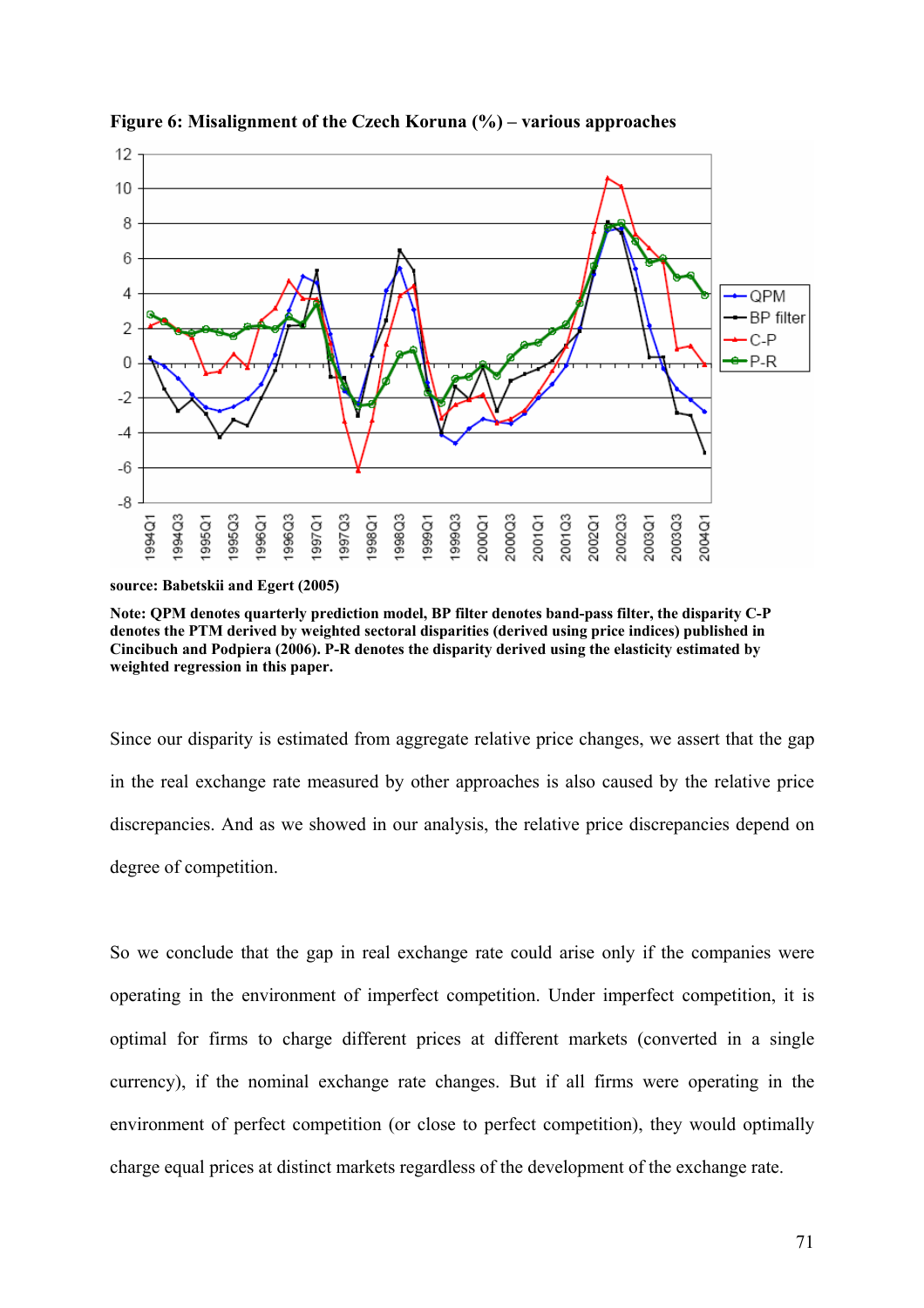**Figure 6: Misalignment of the Czech Koruna (%) – various approaches**

source: Babetskii and Egert (2005)

**Note: QPM denotes quarterly prediction model, BP filter denotes band-pass filter, the disparity C-P denotes the PTM derived by weighted sectoral disparities (derived using price indices) published in Cincibuch and Podpiera (2006). P-R denotes the disparity derived using the elasticity estimated by weighted regression in this paper.**

Since our disparity is estimated from aggregate relative price changes, we assert that the gap in the real exchange rate measured by other approaches is also caused by the relative price discrepancies. And as we showed in our analysis, the relative price discrepancies depend on degree of competition.

So we conclude that the gap in real exchange rate could arise only if the companies were operating in the environment of imperfect competition. Under imperfect competition, it is optimal for firms to charge different prices at different markets (converted in a single currency), if the nominal exchange rate changes. But if all firms were operating in the environment of perfect competition (or close to perfect competition), they would optimally charge equal prices at distinct markets regardless of the development of the exchange rate.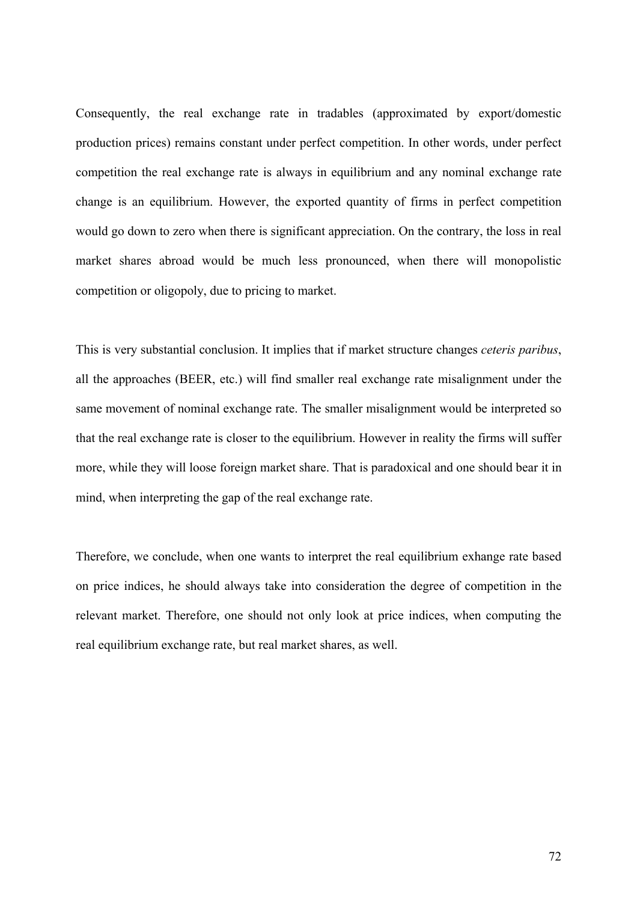Consequently, the real exchange rate in tradables (approximated by export/domestic production prices) remains constant under perfect competition. In other words, under perfect competition the real exchange rate is always in equilibrium and any nominal exchange rate change is an equilibrium. However, the exported quantity of firms in perfect competition would go down to zero when there is significant appreciation. On the contrary, the loss in real market shares abroad would be much less pronounced, when there will monopolistic competition or oligopoly, due to pricing to market.

This is very substantial conclusion. It implies that if market structure changes *ceteris paribus*, all the approaches (BEER, etc.) will find smaller real exchange rate misalignment under the same movement of nominal exchange rate. The smaller misalignment would be interpreted so that the real exchange rate is closer to the equilibrium. However in reality the firms will suffer more, while they will loose foreign market share. That is paradoxical and one should bear it in mind, when interpreting the gap of the real exchange rate.

Therefore, we conclude, when one wants to interpret the real equilibrium exhange rate based on price indices, he should always take into consideration the degree of competition in the relevant market. Therefore, one should not only look at price indices, when computing the real equilibrium exchange rate, but real market shares, as well.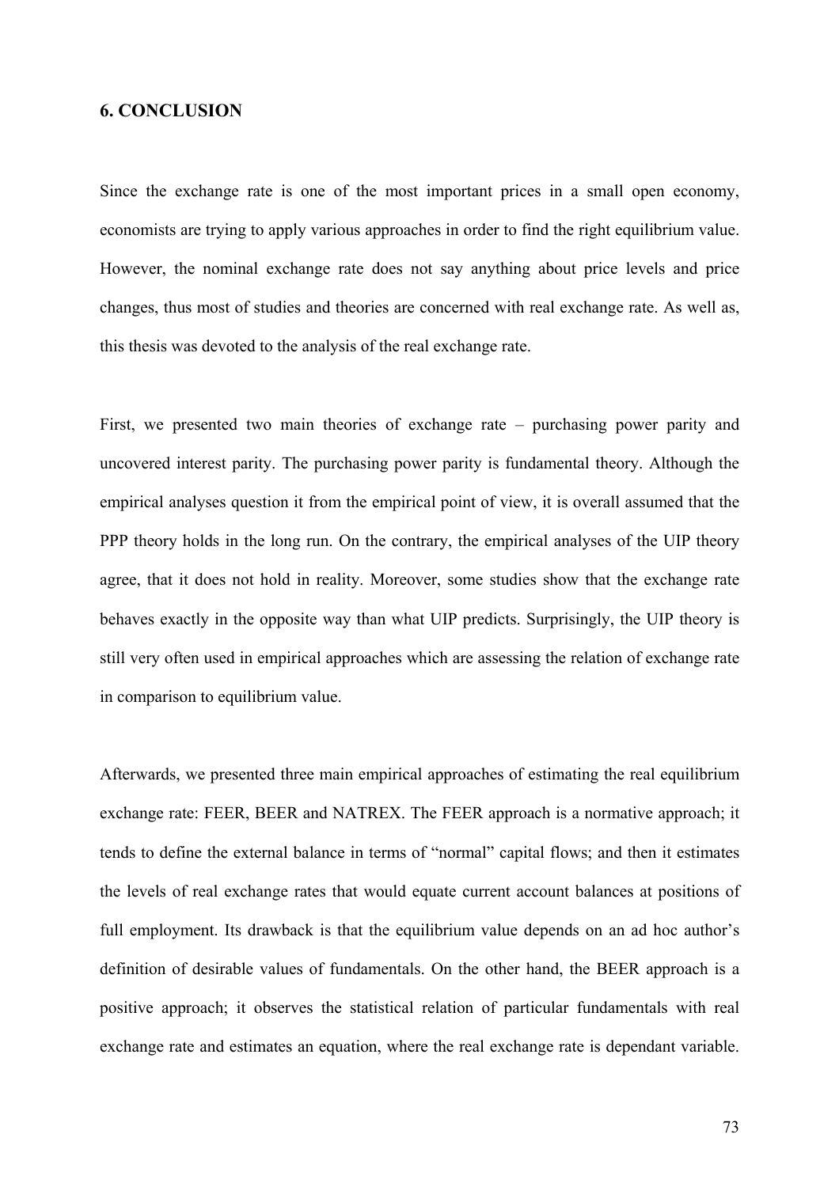## 6. CONCLUSION

Since the exchange rate is one of the most important prices in a small open economy, economists are trying to apply various approaches in order to find the right equilibrium value. However, the nominal exchange rate does not say anything about price levels and price changes, thus most of studies and theories are concerned with real exchange rate. As well as, this thesis was devoted to the analysis of the real exchange rate.

First, we presented two main theories of exchange rate – purchasing power parity and uncovered interest parity. The purchasing power parity is fundamental theory. Although the empirical analyses question it from the empirical point of view, it is overall assumed that the PPP theory holds in the long run. On the contrary, the empirical analyses of the UIP theory agree, that it does not hold in reality. Moreover, some studies show that the exchange rate behaves exactly in the opposite way than what UIP predicts. Surprisingly, the UIP theory is still very often used in empirical approaches which are assessing the relation of exchange rate in comparison to equilibrium value.

Afterwards, we presented three main empirical approaches of estimating the real equilibrium exchange rate: FEER, BEER and NATREX. The FEER approach is a normative approach; it tends to define the external balance in terms of "normal" capital flows; and then it estimates the levels of real exchange rates that would equate current account balances at positions of full employment. Its drawback is that the equilibrium value depends on an ad hoc author's definition of desirable values of fundamentals. On the other hand, the BEER approach is a positive approach; it observes the statistical relation of particular fundamentals with real exchange rate and estimates an equation, where the real exchange rate is dependant variable.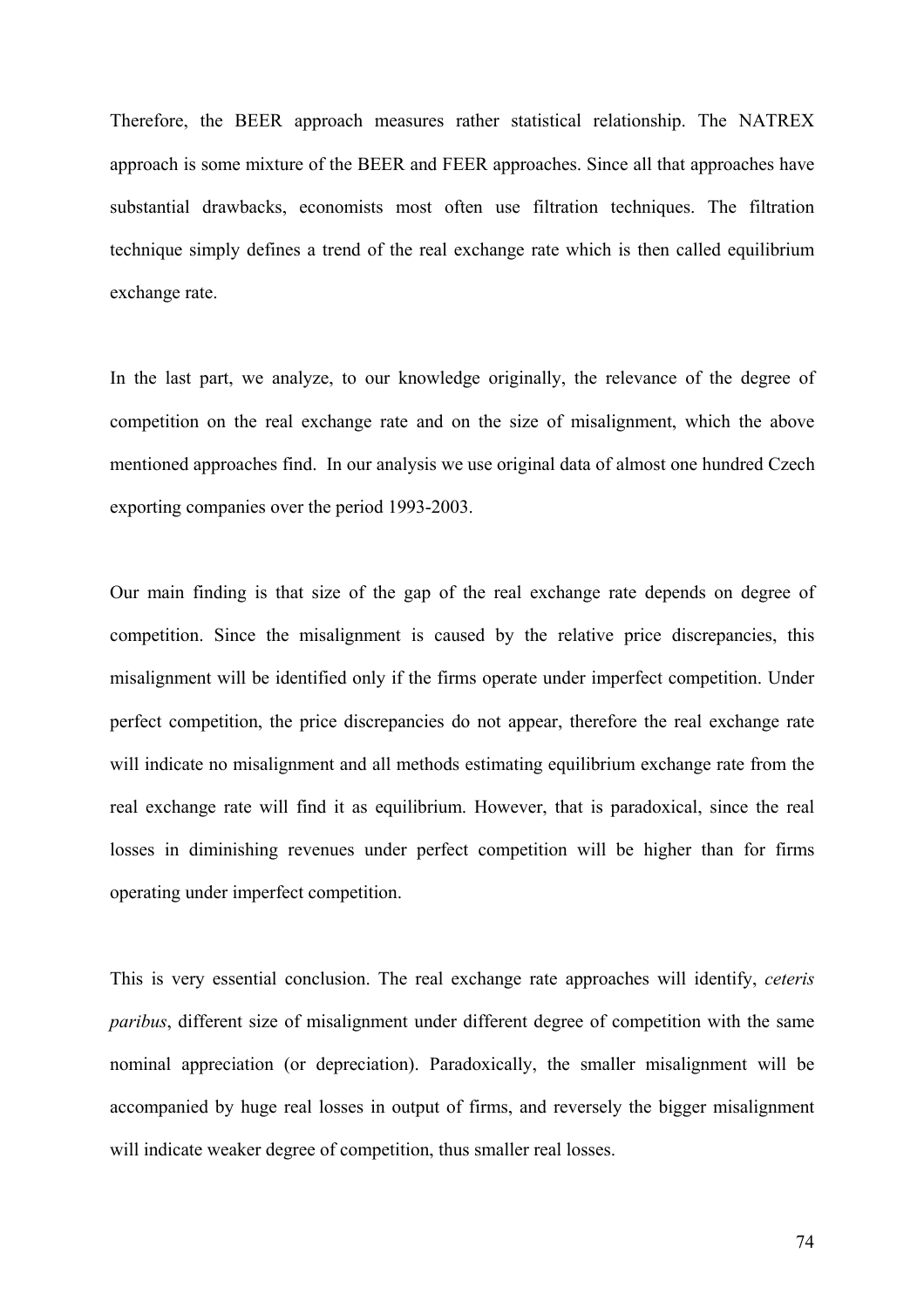Therefore, the BEER approach measures rather statistical relationship. The NATREX approach is some mixture of the BEER and FEER approaches. Since all that approaches have substantial drawbacks, economists most often use filtration techniques. The filtration technique simply defines a trend of the real exchange rate which is then called equilibrium exchange rate.

In the last part, we analyze, to our knowledge originally, the relevance of the degree of competition on the real exchange rate and on the size of misalignment, which the above mentioned approaches find. In our analysis we use original data of almost one hundred Czech exporting companies over the period 1993-2003.

Our main finding is that size of the gap of the real exchange rate depends on degree of competition. Since the misalignment is caused by the relative price discrepancies, this misalignment will be identified only if the firms operate under imperfect competition. Under perfect competition, the price discrepancies do not appear, therefore the real exchange rate will indicate no misalignment and all methods estimating equilibrium exchange rate from the real exchange rate will find it as equilibrium. However, that is paradoxical, since the real losses in diminishing revenues under perfect competition will be higher than for firms operating under imperfect competition.

This is very essential conclusion. The real exchange rate approaches will identify, *ceteris paribus*, different size of misalignment under different degree of competition with the same nominal appreciation (or depreciation). Paradoxically, the smaller misalignment will be accompanied by huge real losses in output of firms, and reversely the bigger misalignment will indicate weaker degree of competition, thus smaller real losses.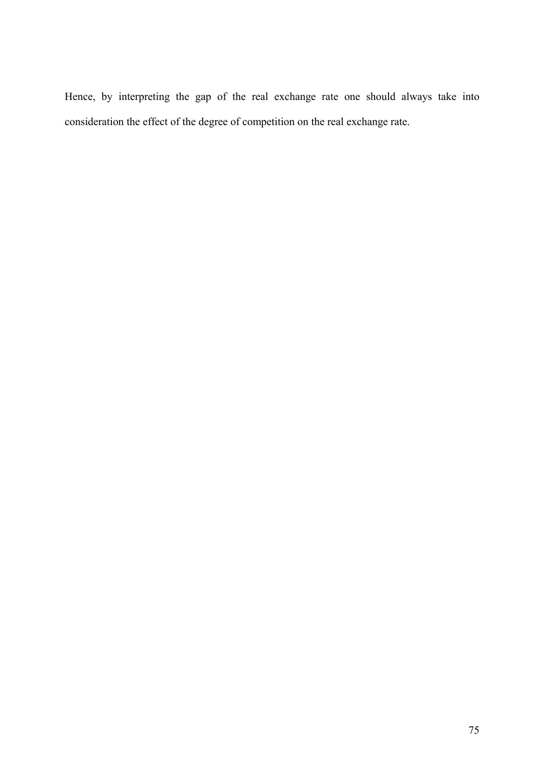Hence, by interpreting the gap of the real exchange rate one should always take into consideration the effect of the degree of competition on the real exchange rate.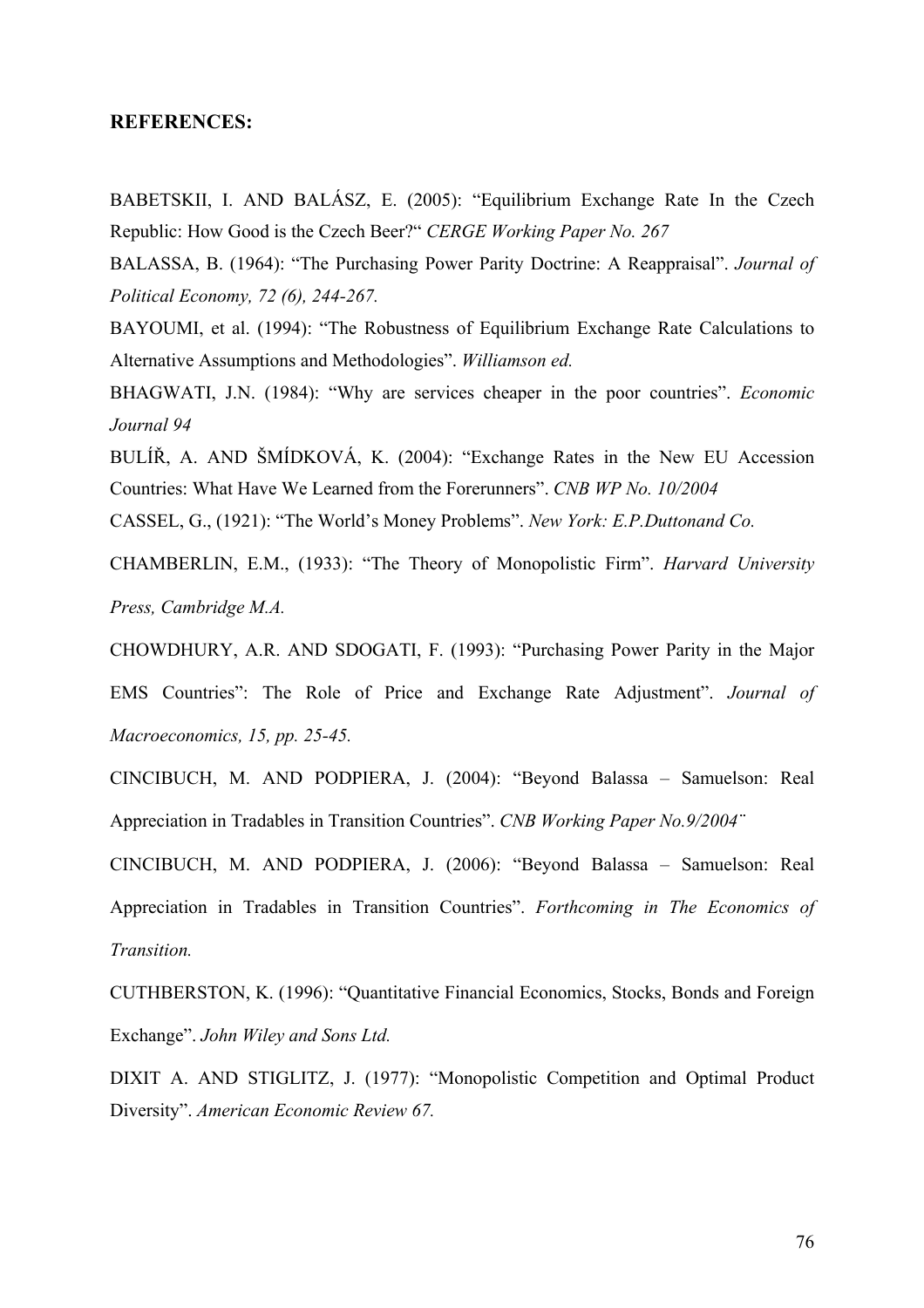**REFERENCES:**

BABETSKII, I. AND BALÁSZ, E. (2005): "Equilibrium Exchange Rate In the Czech Republic: How Good is the Czech Beer?" *CERGE Working Paper No. 267*

BALASSA, B. (1964): "The Purchasing Power Parity Doctrine: A Reappraisal". *Journal of Political Economy, 72 (6), 244-267.*

BAYOUMI, et al. (1994): "The Robustness of Equilibrium Exchange Rate Calculations to Alternative Assumptions and Methodologies". *Williamson ed.*

BHAGWATI, J.N. (1984): "Why are services cheaper in the poor countries". *Economic Journal 94*

BULÍŘ, A. AND ŠMÍDKOVÁ, K. (2004): "Exchange Rates in the New EU Accession Countries: What Have We Learned from the Forerunners". *CNB WP No. 10/2004*

CASSEL, G., (1921): "The World's Money Problems". *New York: E.P.Duttonand Co.*

CHAMBERLIN, E.M., (1933): "The Theory of Monopolistic Firm". *Harvard University Press, Cambridge M.A.*

CHOWDHURY, A.R. AND SDOGATI, F. (1993): "Purchasing Power Parity in the Major EMS Countries": The Role of Price and Exchange Rate Adjustment". *Journal of Macroeconomics, 15, pp. 25-45.*

CINCIBUCH, M. AND PODPIERA, J. (2004): "Beyond Balassa – Samuelson: Real Appreciation in Tradables in Transition Countries". *CNB Working Paper No.9/2004¨*

CINCIBUCH, M. AND PODPIERA, J. (2006): "Beyond Balassa – Samuelson: Real Appreciation in Tradables in Transition Countries". *Forthcoming in The Economics of Transition.*

CUTHBERSTON, K. (1996): "Quantitative Financial Economics, Stocks, Bonds and Foreign Exchange". *John Wiley and Sons Ltd.*

DIXIT A. AND STIGLITZ, J. (1977): "Monopolistic Competition and Optimal Product Diversity". *American Economic Review 67.*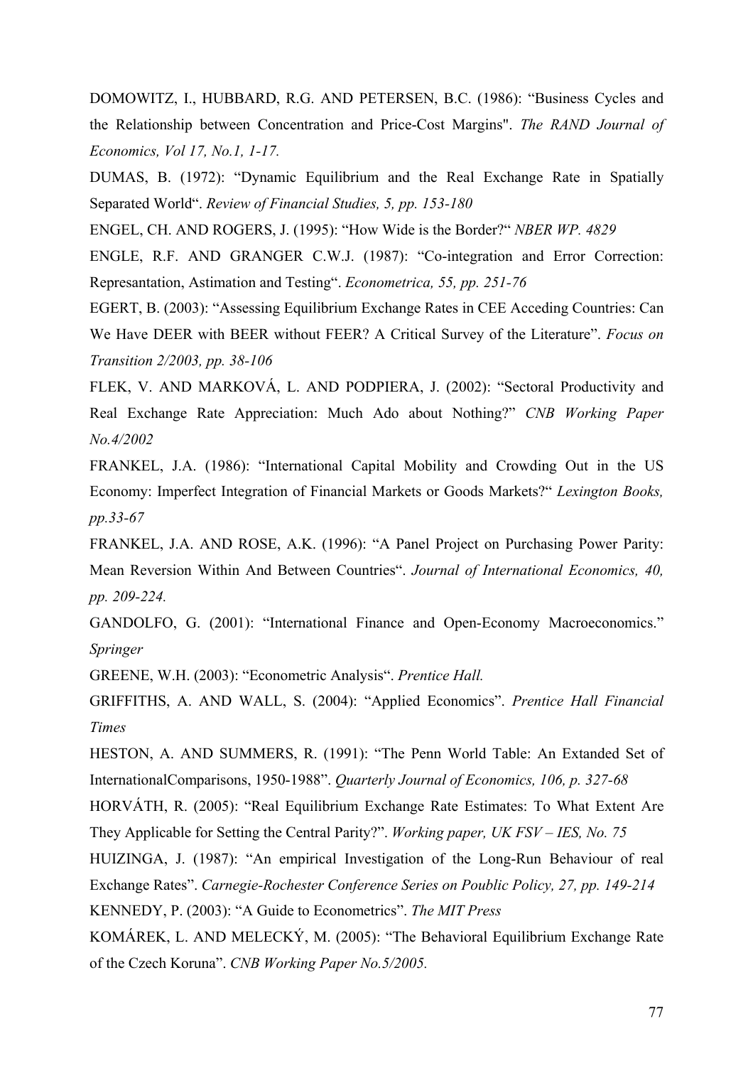DOMOWITZ, I., HUBBARD, R.G. AND PETERSEN, B.C. (1986): "Business Cycles and the Relationship between Concentration and Price-Cost Margins". *The RAND Journal of Economics, Vol 17, No.1, 1-17.*

DUMAS, B. (1972): "Dynamic Equilibrium and the Real Exchange Rate in Spatially Separated World". *Review of Financial Studies, 5, pp. 153-180*

ENGEL, CH. AND ROGERS, J. (1995): "How Wide is the Border?" *NBER WP. 4829*

ENGLE, R.F. AND GRANGER C.W.J. (1987): "Co-integration and Error Correction: Represantation, Astimation and Testing". *Econometrica, 55, pp. 251-76*

EGERT, B. (2003): "Assessing Equilibrium Exchange Rates in CEE Acceding Countries: Can We Have DEER with BEER without FEER? A Critical Survey of the Literature". *Focus on Transition 2/2003, pp. 38-106*

FLEK, V. AND MARKOVÁ, L. AND PODPIERA, J. (2002): "Sectoral Productivity and Real Exchange Rate Appreciation: Much Ado about Nothing?" *CNB Working Paper No.4/2002*

FRANKEL, J.A. (1986): "International Capital Mobility and Crowding Out in the US Economy: Imperfect Integration of Financial Markets or Goods Markets?" *Lexington Books, pp.33-67*

FRANKEL, J.A. AND ROSE, A.K. (1996): "A Panel Project on Purchasing Power Parity: Mean Reversion Within And Between Countries". *Journal of International Economics, 40, pp. 209-224.*

GANDOLFO, G. (2001): "International Finance and Open-Economy Macroeconomics." *Springer*

GREENE, W.H. (2003): "Econometric Analysis". *Prentice Hall.*

GRIFFITHS, A. AND WALL, S. (2004): "Applied Economics". *Prentice Hall Financial Times*

HESTON, A. AND SUMMERS, R. (1991): "The Penn World Table: An Extanded Set of InternationalComparisons, 1950-1988". *Quarterly Journal of Economics, 106, p. 327-68*

HORVÁTH, R. (2005): "Real Equilibrium Exchange Rate Estimates: To What Extent Are They Applicable for Setting the Central Parity?". *Working paper, UK FSV – IES, No. 75*

HUIZINGA, J. (1987): "An empirical Investigation of the Long-Run Behaviour of real Exchange Rates". *Carnegie-Rochester Conference Series on Poublic Policy, 27, pp. 149-214*

KENNEDY, P. (2003): "A Guide to Econometrics". *The MIT Press*

KOMÁREK, L. AND MELECKÝ, M. (2005): "The Behavioral Equilibrium Exchange Rate of the Czech Koruna". *CNB Working Paper No.5/2005.*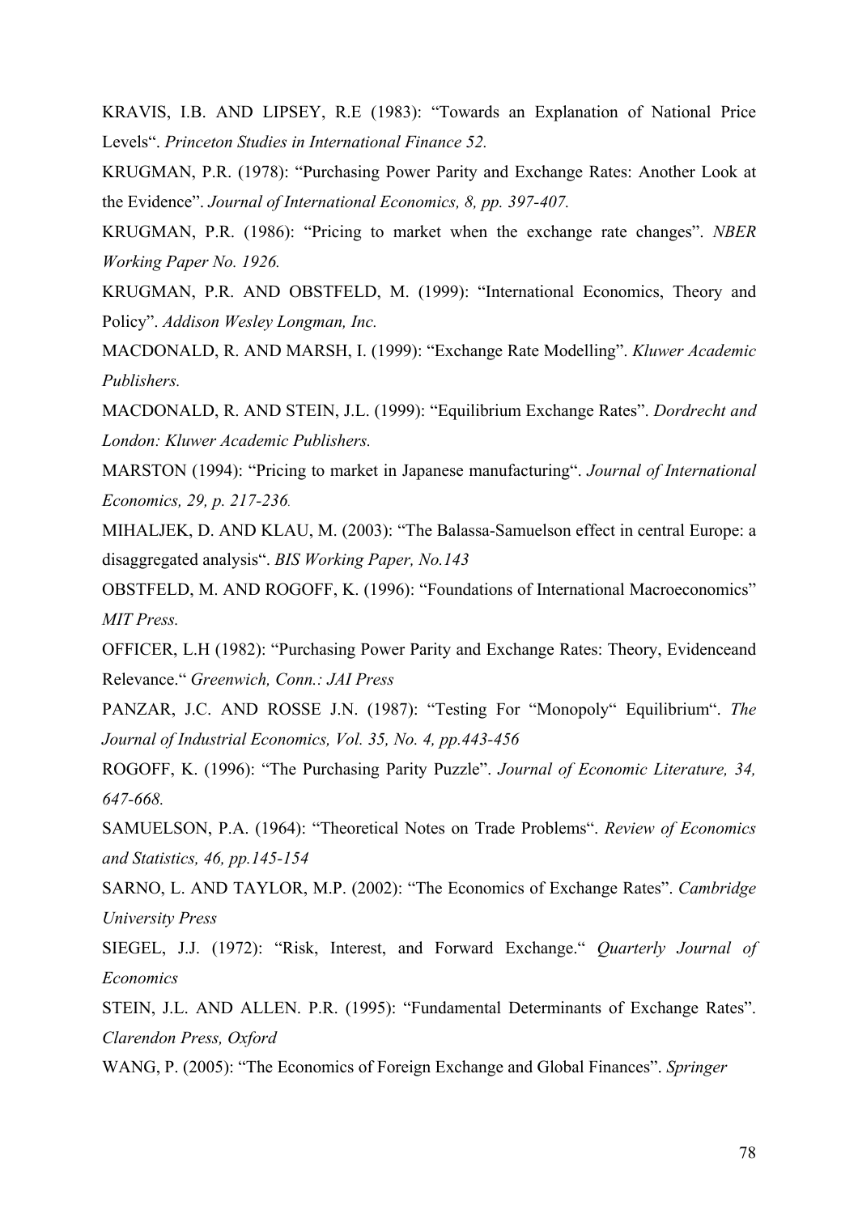KRAVIS, I.B. AND LIPSEY, R.E (1983): "Towards an Explanation of National Price Levels". *Princeton Studies in International Finance 52.*

KRUGMAN, P.R. (1978): "Purchasing Power Parity and Exchange Rates: Another Look at the Evidence". *Journal of International Economics, 8, pp. 397-407.*

KRUGMAN, P.R. (1986): "Pricing to market when the exchange rate changes". *NBER Working Paper No. 1926.*

KRUGMAN, P.R. AND OBSTFELD, M. (1999): "International Economics, Theory and Policy". *Addison Wesley Longman, Inc.*

MACDONALD, R. AND MARSH, I. (1999): "Exchange Rate Modelling". *Kluwer Academic Publishers.*

MACDONALD, R. AND STEIN, J.L. (1999): "Equilibrium Exchange Rates". *Dordrecht and London: Kluwer Academic Publishers.*

MARSTON (1994): "Pricing to market in Japanese manufacturing". *Journal of International Economics, 29, p. 217-236.*

MIHALJEK, D. AND KLAU, M. (2003): "The Balassa-Samuelson effect in central Europe: a disaggregated analysis". *BIS Working Paper, No.143*

OBSTFELD, M. AND ROGOFF, K. (1996): "Foundations of International Macroeconomics" *MIT Press.*

OFFICER, L.H (1982): "Purchasing Power Parity and Exchange Rates: Theory, Evidenceand Relevance." *Greenwich, Conn.: JAI Press*

PANZAR, J.C. AND ROSSE J.N. (1987): "Testing For "Monopoly" Equilibrium". *The Journal of Industrial Economics, Vol. 35, No. 4, pp.443-456*

ROGOFF, K. (1996): "The Purchasing Parity Puzzle". *Journal of Economic Literature, 34, 647-668.*

SAMUELSON, P.A. (1964): "Theoretical Notes on Trade Problems". *Review of Economics and Statistics, 46, pp.145-154*

SARNO, L. AND TAYLOR, M.P. (2002): "The Economics of Exchange Rates". *Cambridge University Press*

SIEGEL, J.J. (1972): "Risk, Interest, and Forward Exchange." *Quarterly Journal of Economics*

STEIN, J.L. AND ALLEN. P.R. (1995): "Fundamental Determinants of Exchange Rates". *Clarendon Press, Oxford*

WANG, P. (2005): "The Economics of Foreign Exchange and Global Finances". *Springer*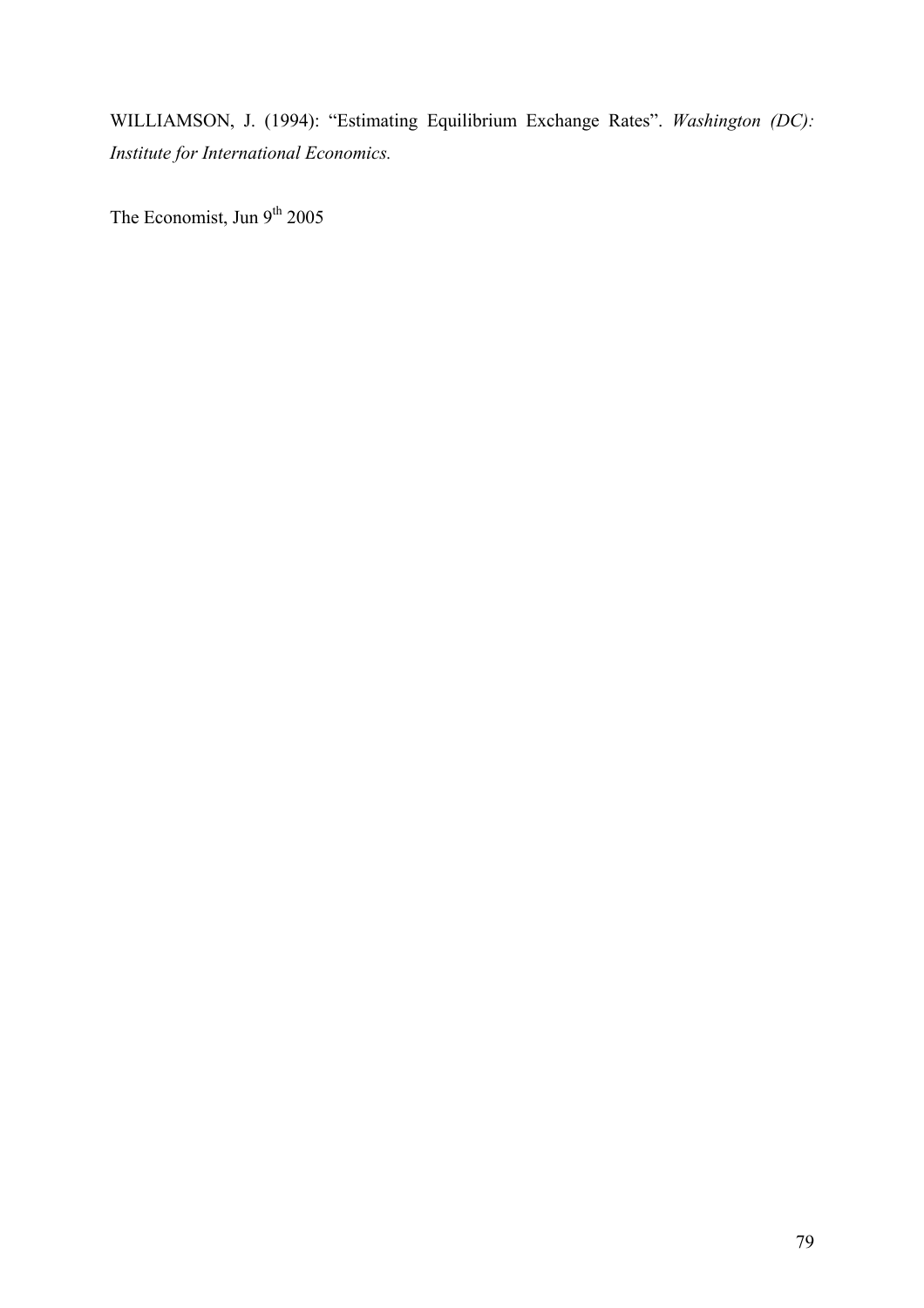WILLIAMSON, J. (1994): "Estimating Equilibrium Exchange Rates". *Washington (DC): Institute for International Economics.*

The Economist, Jun 9$^{th}$ 2005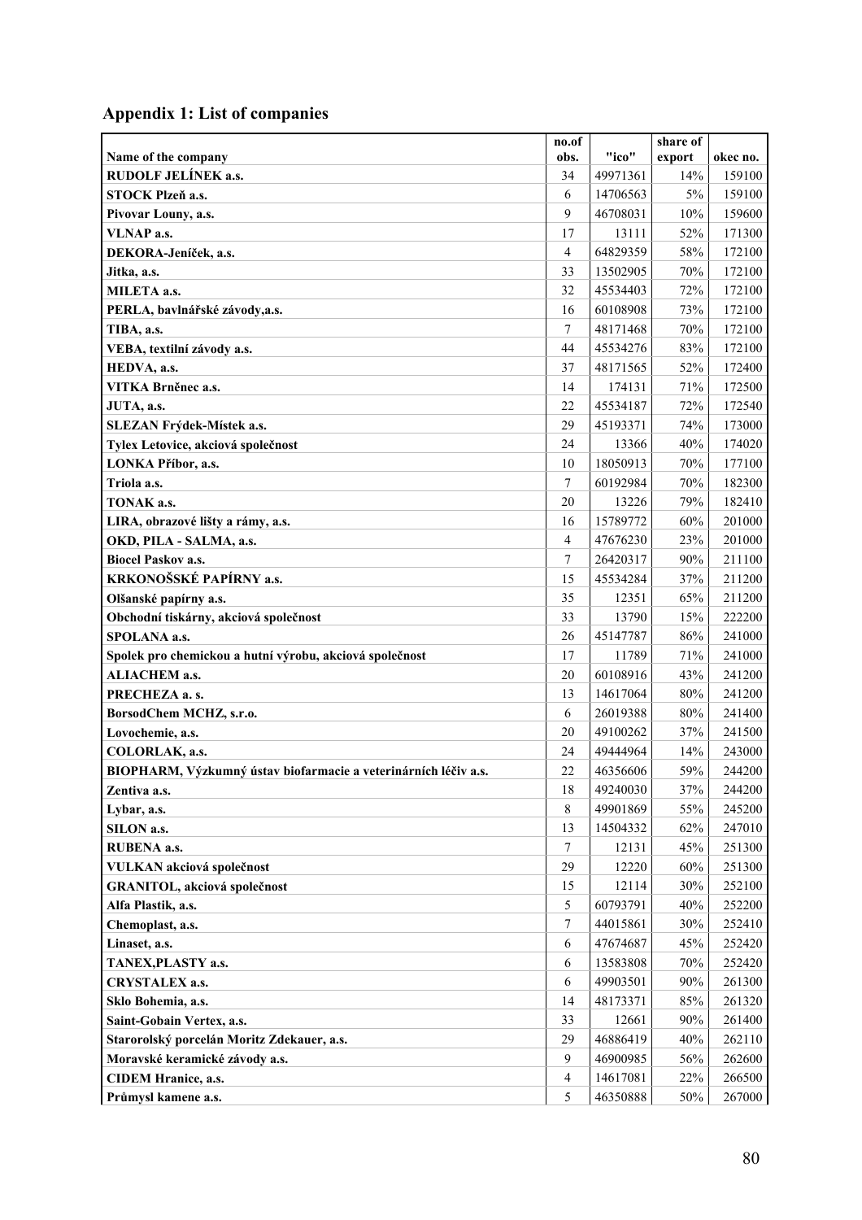## Appendix 1: List of companies

| Name of the company | no.of obs. | "ico" | share of export | okec no. |
|---|---|---|---|---|
| RUDOLF JELÍNEK a.s. | 34 | 49971361 | 14% | 159100 |
| STOCK Plzeň a.s. | 6 | 14706563 | 5% | 159100 |
| Pivovar Louny, a.s. | 9 | 46708031 | 10% | 159600 |
| VLNAP a.s. | 17 | 13111 | 52% | 171300 |
| DEKORA-Jeníček, a.s. | 4 | 64829359 | 58% | 172100 |
| Jitka, a.s. | 33 | 13502905 | 70% | 172100 |
| MILETA a.s. | 32 | 45534403 | 72% | 172100 |
| PERLA, bavlnářské závody,a.s. | 16 | 60108908 | 73% | 172100 |
| TIBA, a.s. | 7 | 48171468 | 70% | 172100 |
| VEBA, textilní závody a.s. | 44 | 45534276 | 83% | 172100 |
| HEDVA, a.s. | 37 | 48171565 | 52% | 172400 |
| VITKA Brněnec a.s. | 14 | 174131 | 71% | 172500 |
| JUTA, a.s. | 22 | 45534187 | 72% | 172540 |
| SLEZAN Frýdek-Místek a.s. | 29 | 45193371 | 74% | 173000 |
| Tylex Letovice, akciová společnost | 24 | 13366 | 40% | 174020 |
| LONKA Příbor, a.s. | 10 | 18050913 | 70% | 177100 |
| Triola a.s. | 7 | 60192984 | 70% | 182300 |
| TONAK a.s. | 20 | 13226 | 79% | 182410 |
| LIRA, obrazové lišty a rámy, a.s. | 16 | 15789772 | 60% | 201000 |
| OKD, PILA - SALMA, a.s. | 4 | 47676230 | 23% | 201000 |
| Biocel Paskov a.s. | 7 | 26420317 | 90% | 211100 |
| KRKONOŠSKÉ PAPÍRNY a.s. | 15 | 45534284 | 37% | 211200 |
| Olšanské papírny a.s. | 35 | 12351 | 65% | 211200 |
| Obchodní tiskárny, akciová společnost | 33 | 13790 | 15% | 222200 |
| SPOLANA a.s. | 26 | 45147787 | 86% | 241000 |
| Spolek pro chemickou a hutní výrobu, akciová společnost | 17 | 11789 | 71% | 241000 |
| ALIACHEM a.s. | 20 | 60108916 | 43% | 241200 |
| PRECHEZA a. s. | 13 | 14617064 | 80% | 241200 |
| BorsodChem MCHZ, s.r.o. | 6 | 26019388 | 80% | 241400 |
| Lovochemie, a.s. | 20 | 49100262 | 37% | 241500 |
| COLORLAK, a.s. | 24 | 49444964 | 14% | 243000 |
| BIOPHARM, Výzkumný ústav biofarmacie a veterinárních léčiv a.s. | 22 | 46356606 | 59% | 244200 |
| Zentiva a.s. | 18 | 49240030 | 37% | 244200 |
| Lybar, a.s. | 8 | 49901869 | 55% | 245200 |
| SILON a.s. | 13 | 14504332 | 62% | 247010 |
| RUBENA a.s. | 7 | 12131 | 45% | 251300 |
| VULKAN akciová společnost | 29 | 12220 | 60% | 251300 |
| GRANITOL, akciová společnost | 15 | 12114 | 30% | 252100 |
| Alfa Plastik, a.s. | 5 | 60793791 | 40% | 252200 |
| Chemoplast, a.s. | 7 | 44015861 | 30% | 252410 |
| Linaset, a.s. | 6 | 47674687 | 45% | 252420 |
| TANEX,PLASTY a.s. | 6 | 13583808 | 70% | 252420 |
| CRYSTALEX a.s. | 6 | 49903501 | 90% | 261300 |
| Sklo Bohemia, a.s. | 14 | 48173371 | 85% | 261320 |
| Saint-Gobain Vertex, a.s. | 33 | 12661 | 90% | 261400 |
| Starorolský porcelán Moritz Zdekauer, a.s. | 29 | 46886419 | 40% | 262110 |
| Moravské keramické závody a.s. | 9 | 46900985 | 56% | 262600 |
| CIDEM Hranice, a.s. | 4 | 14617081 | 22% | 266500 |
| Průmysl kamene a.s. | 5 | 46350888 | 50% | 267000 |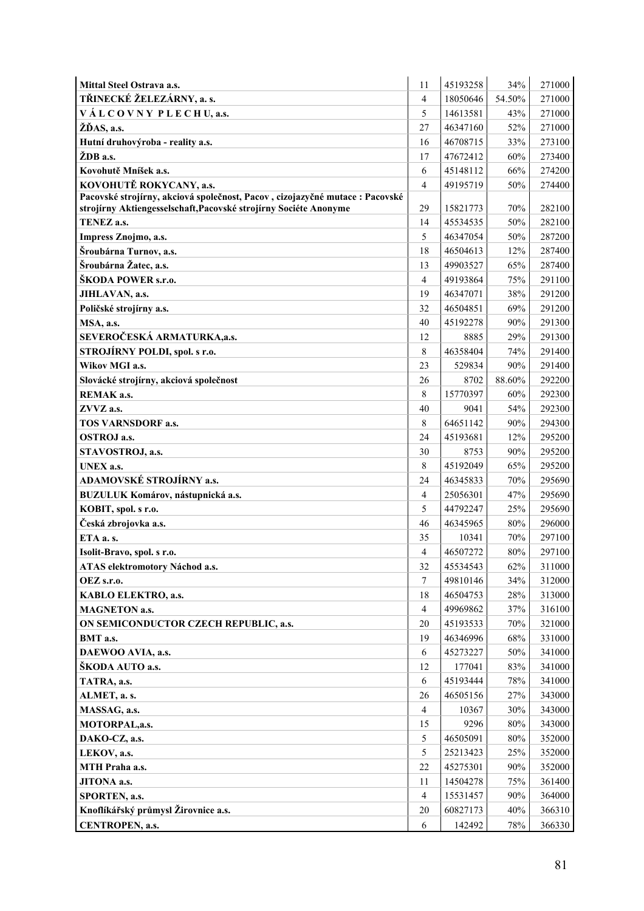| | | | | |
|---|---|---|---|---|
| **Mittal Steel Ostrava a.s.** | 11 | 45193258 | 34% | 271000 |
| **TŘINECKÉ ŽELEZÁRNY, a. s.** | 4 | 18050646 | 54.50% | 271000 |
| **V Á L C O V N Y P L E C H U, a.s.** | 5 | 14613581 | 43% | 271000 |
| **ŽĎAS, a.s.** | 27 | 46347160 | 52% | 271000 |
| **Hutní druhovýroba - reality a.s.** | 16 | 46708715 | 33% | 273100 |
| **ŽDB a.s.** | 17 | 47672412 | 60% | 273400 |
| **Kovohutě Mníšek a.s.** | 6 | 45148112 | 66% | 274200 |
| **KOVOHUTĚ ROKYCANY, a.s.** | 4 | 49195719 | 50% | 274400 |
| **Pacovské strojírny, akciová společnost, Pacov , cizojazyčné mutace : Pacovské strojírny Aktiengesselschaft,Pacovské strojírny Sociéte Anonyme** | 29 | 15821773 | 70% | 282100 |
| **TENEZ a.s.** | 14 | 45534535 | 50% | 282100 |
| **Impress Znojmo, a.s.** | 5 | 46347054 | 50% | 287200 |
| **Šroubárna Turnov, a.s.** | 18 | 46504613 | 12% | 287400 |
| **Šroubárna Žatec, a.s.** | 13 | 49903527 | 65% | 287400 |
| **ŠKODA POWER s.r.o.** | 4 | 49193864 | 75% | 291100 |
| **JIHLAVAN, a.s.** | 19 | 46347071 | 38% | 291200 |
| **Poličské strojírny a.s.** | 32 | 46504851 | 69% | 291200 |
| **MSA, a.s.** | 40 | 45192278 | 90% | 291300 |
| **SEVEROČESKÁ ARMATURKA,a.s.** | 12 | 8885 | 29% | 291300 |
| **STROJÍRNY POLDI, spol. s r.o.** | 8 | 46358404 | 74% | 291400 |
| **Wikov MGI a.s.** | 23 | 529834 | 90% | 291400 |
| **Slovácké strojírny, akciová společnost** | 26 | 8702 | 88.60% | 292200 |
| **REMAK a.s.** | 8 | 15770397 | 60% | 292300 |
| **ZVVZ a.s.** | 40 | 9041 | 54% | 292300 |
| **TOS VARNSDORF a.s.** | 8 | 64651142 | 90% | 294300 |
| **OSTROJ a.s.** | 24 | 45193681 | 12% | 295200 |
| **STAVOSTROJ, a.s.** | 30 | 8753 | 90% | 295200 |
| **UNEX a.s.** | 8 | 45192049 | 65% | 295200 |
| **ADAMOVSKÉ STROJÍRNY a.s.** | 24 | 46345833 | 70% | 295690 |
| **BUZULUK Komárov, nástupnická a.s.** | 4 | 25056301 | 47% | 295690 |
| **KOBIT, spol. s r.o.** | 5 | 44792247 | 25% | 295690 |
| **Česká zbrojovka a.s.** | 46 | 46345965 | 80% | 296000 |
| **ETA a. s.** | 35 | 10341 | 70% | 297100 |
| **Isolit-Bravo, spol. s r.o.** | 4 | 46507272 | 80% | 297100 |
| **ATAS elektromotory Náchod a.s.** | 32 | 45534543 | 62% | 311000 |
| **OEZ s.r.o.** | 7 | 49810146 | 34% | 312000 |
| **KABLO ELEKTRO, a.s.** | 18 | 46504753 | 28% | 313000 |
| **MAGNETON a.s.** | 4 | 49969862 | 37% | 316100 |
| **ON SEMICONDUCTOR CZECH REPUBLIC, a.s.** | 20 | 45193533 | 70% | 321000 |
| **BMT a.s.** | 19 | 46346996 | 68% | 331000 |
| **DAEWOO AVIA, a.s.** | 6 | 45273227 | 50% | 341000 |
| **ŠKODA AUTO a.s.** | 12 | 177041 | 83% | 341000 |
| **TATRA, a.s.** | 6 | 45193444 | 78% | 341000 |
| **ALMET, a. s.** | 26 | 46505156 | 27% | 343000 |
| **MASSAG, a.s.** | 4 | 10367 | 30% | 343000 |
| **MOTORPAL,a.s.** | 15 | 9296 | 80% | 343000 |
| **DAKO-CZ, a.s.** | 5 | 46505091 | 80% | 352000 |
| **LEKOV, a.s.** | 5 | 25213423 | 25% | 352000 |
| **MTH Praha a.s.** | 22 | 45275301 | 90% | 352000 |
| **JITONA a.s.** | 11 | 14504278 | 75% | 361400 |
| **SPORTEN, a.s.** | 4 | 15531457 | 90% | 364000 |
| **Knoflíkářský průmysl Žirovnice a.s.** | 20 | 60827173 | 40% | 366310 |
| **CENTROPEN, a.s.** | 6 | 142492 | 78% | 366330 |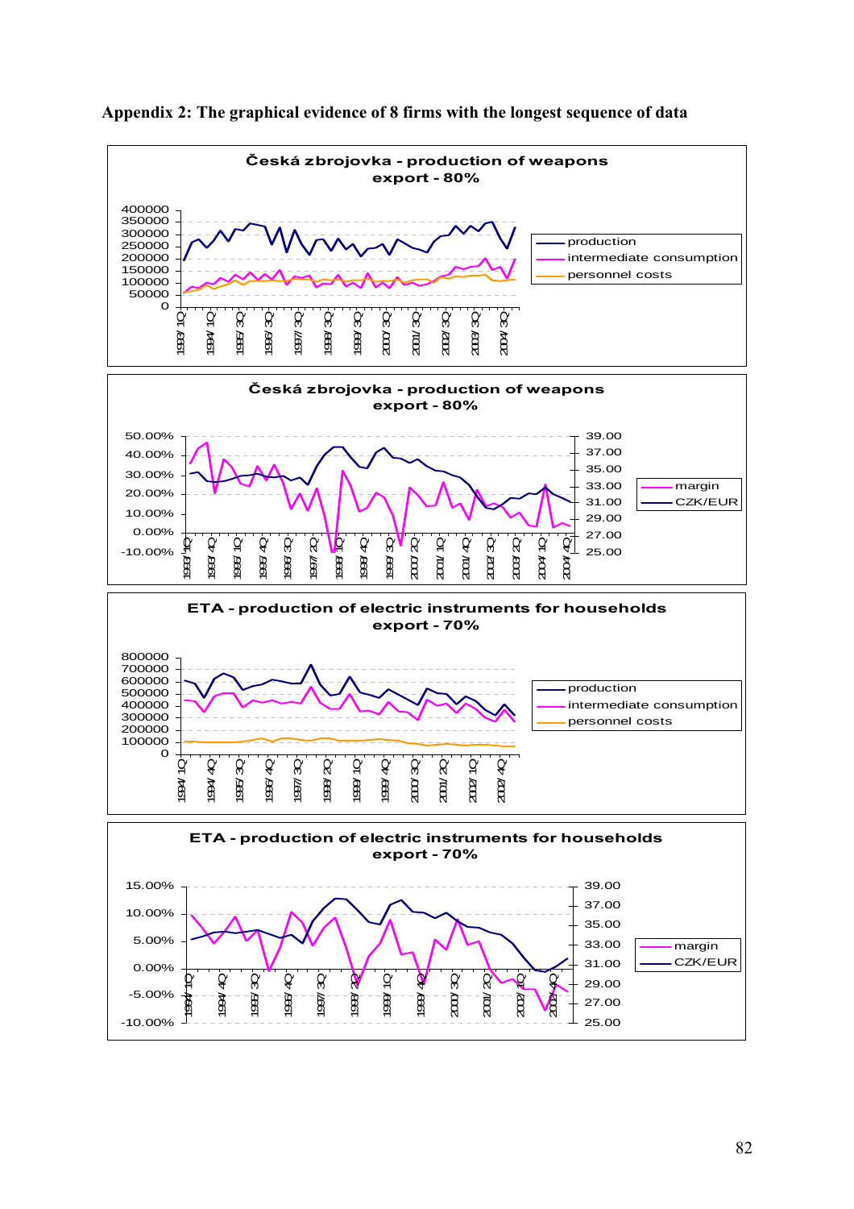**Appendix 2: The graphical evidence of 8 firms with the longest sequence of data**

Česká zbrojovka - production of weapons
export - 80%

Česká zbrojovka - production of weapons
export - 80%

ETA - production of electric instruments for households
export - 70%

ETA - production of electric instruments for households
export - 70%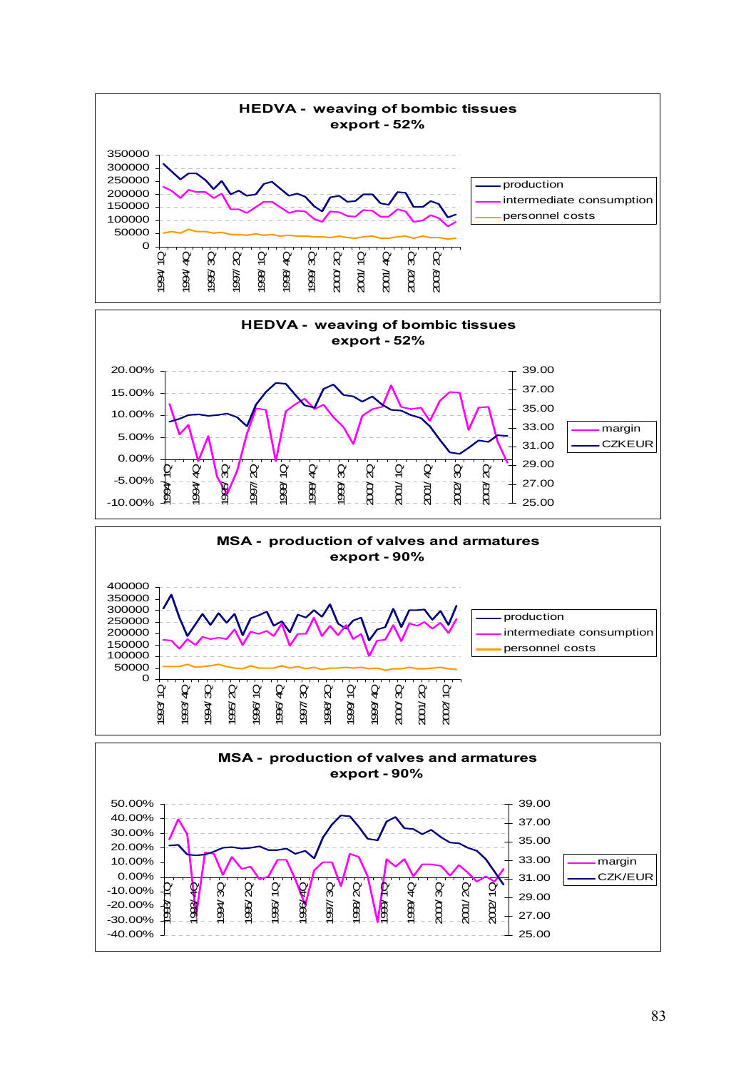**HEDVA - weaving of bombic tissues**
**export - 52%**

production
intermediate consumption
personnel costs

**HEDVA - weaving of bombic tissues**
**export - 52%**

margin
CZKEUR

**MSA - production of valves and armatures**
**export - 90%**

production
intermediate consumption
personnel costs

**MSA - production of valves and armatures**
**export - 90%**

margin
CZK/EUR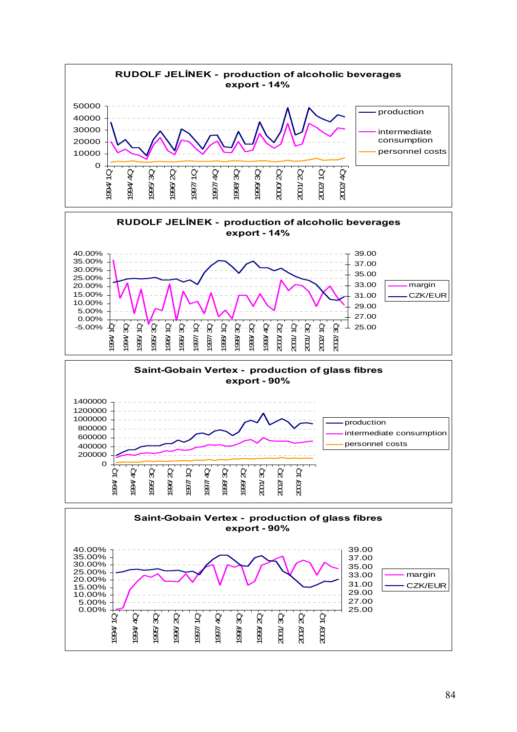**RUDOLF JELÍNEK - production of alcoholic beverages**
**export - 14%**

Legend: production, intermediate consumption, personnel costs

Y-axis: 0, 10000, 20000, 30000, 40000, 50000

X-axis: 1994/ 1Q, 1994/ 4Q, 1995/ 3Q, 1996/ 2Q, 1997/ 1Q, 1997/ 4Q, 1998/ 3Q, 1999/ 3Q, 2000/ 2Q, 2001/ 2Q, 2002/ 1Q, 2002/ 4Q

**RUDOLF JELÍNEK - production of alcoholic beverages**
**export - 14%**

Legend: margin, CZK/EUR

Left Y-axis: -5.00%, 0.00%, 5.00%, 10.00%, 15.00%, 20.00%, 25.00%, 30.00%, 35.00%, 40.00%

Right Y-axis: 25.00, 27.00, 29.00, 31.00, 33.00, 35.00, 37.00, 39.00

X-axis: 1994/ 1Q, 1994/ 3Q, 1995/ 1Q, 1995/ 3Q, 1996/ 1Q, 1996/ 3Q, 1997/ 1Q, 1997/ 3Q, 1998/ 1Q, 1998/ 3Q, 1999/ 2Q, 1999/ 4Q, 2000/ 2Q, 2001/ 1Q, 2001/ 3Q, 2002/ 1Q, 2002/ 3Q

**Saint-Gobain Vertex - production of glass fibres**
**export - 90%**

Legend: production, intermediate consumption, personnel costs

Y-axis: 0, 200000, 400000, 600000, 800000, 1000000, 1200000, 1400000

X-axis: 1994/ 1Q, 1994/ 4Q, 1995/ 3Q, 1996/ 2Q, 1997/ 1Q, 1997/ 4Q, 1998/ 3Q, 1999/ 2Q, 2001/ 3Q, 2002/ 2Q, 2003/ 1Q

**Saint-Gobain Vertex - production of glass fibres**
**export - 90%**

Legend: margin, CZK/EUR

Left Y-axis: 0.00%, 5.00%, 10.00%, 15.00%, 20.00%, 25.00%, 30.00%, 35.00%, 40.00%

Right Y-axis: 25.00, 27.00, 29.00, 31.00, 33.00, 35.00, 37.00, 39.00

X-axis: 1994/ 1Q, 1994/ 4Q, 1995/ 3Q, 1996/ 2Q, 1997/ 1Q, 1997/ 4Q, 1998/ 3Q, 1999/ 2Q, 2001/ 3Q, 2002/ 2Q, 2003/ 1Q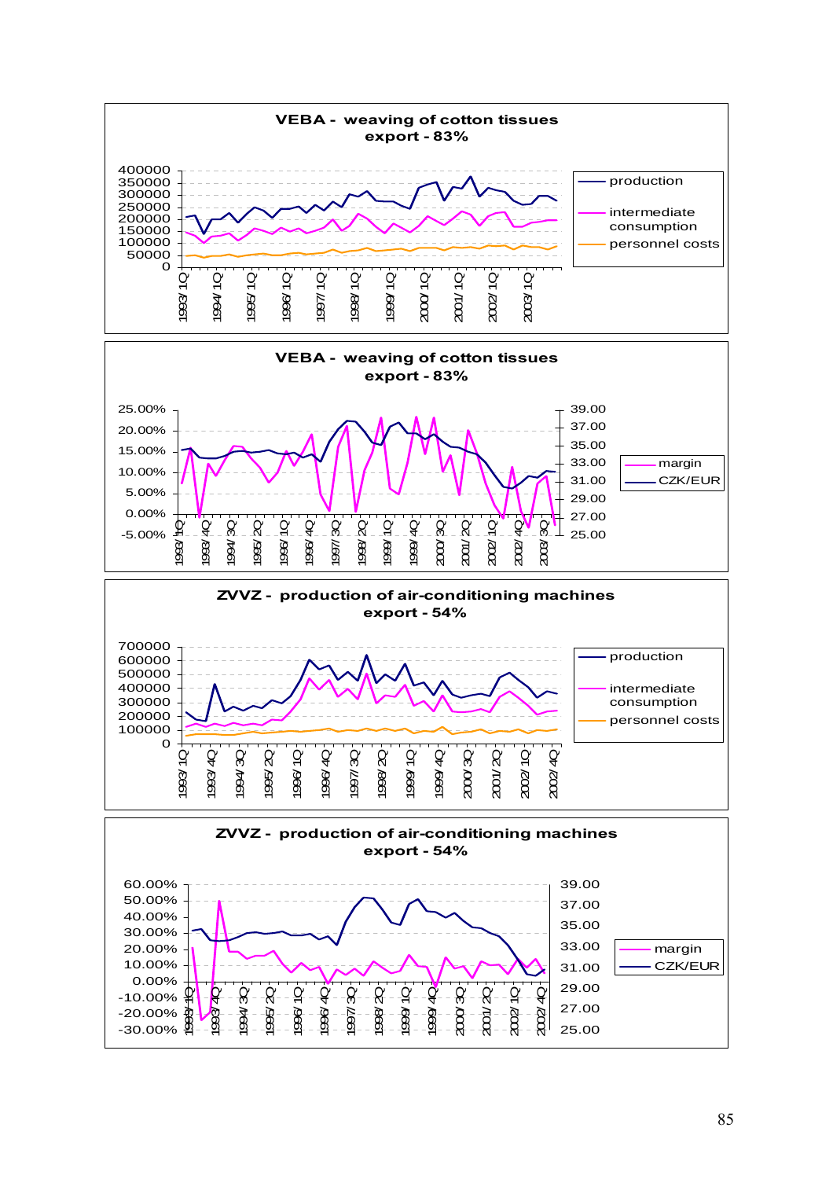**VEBA - weaving of cotton tissues**
**export - 83%**

400000
350000
300000
250000
200000
150000
100000
50000
0

1993/ 1Q
1994/ 1Q
1995/ 1Q
1996/ 1Q
1997/ 1Q
1998/ 1Q
1999/ 1Q
2000/ 1Q
2001/ 1Q
2002/ 1Q
2003/ 1Q

production
intermediate consumption
personnel costs

**VEBA - weaving of cotton tissues**
**export - 83%**

25.00%
20.00%
15.00%
10.00%
5.00%
0.00%
-5.00%

39.00
37.00
35.00
33.00
31.00
29.00
27.00
25.00

1993/ 1Q
1993/ 4Q
1994/ 3Q
1995/ 2Q
1996/ 1Q
1996/ 4Q
1997/ 3Q
1998/ 2Q
1999/ 1Q
1999/ 4Q
2000/ 3Q
2001/ 2Q
2002/ 1Q
2002/ 4Q
2003/ 3Q

margin
CZK/EUR

**ZVVZ - production of air-conditioning machines**
**export - 54%**

700000
600000
500000
400000
300000
200000
100000
0

1993/ 1Q
1993/ 4Q
1994/ 3Q
1995/ 2Q
1996/ 1Q
1996/ 4Q
1997/ 3Q
1998/ 2Q
1999/ 1Q
1999/ 4Q
2000/ 3Q
2001/ 2Q
2002/ 1Q
2002/ 4Q

production
intermediate consumption
personnel costs

**ZVVZ - production of air-conditioning machines**
**export - 54%**

60.00%
50.00%
40.00%
30.00%
20.00%
10.00%
0.00%
-10.00%
-20.00%
-30.00%

39.00
37.00
35.00
33.00
31.00
29.00
27.00
25.00

1993/ 1Q
1993/ 4Q
1994/ 3Q
1995/ 2Q
1996/ 1Q
1996/ 4Q
1997/ 3Q
1998/ 2Q
1999/ 1Q
1999/ 4Q
2000/ 3Q
2001/ 2Q
2002/ 1Q
2002/ 4Q

margin
CZK/EUR